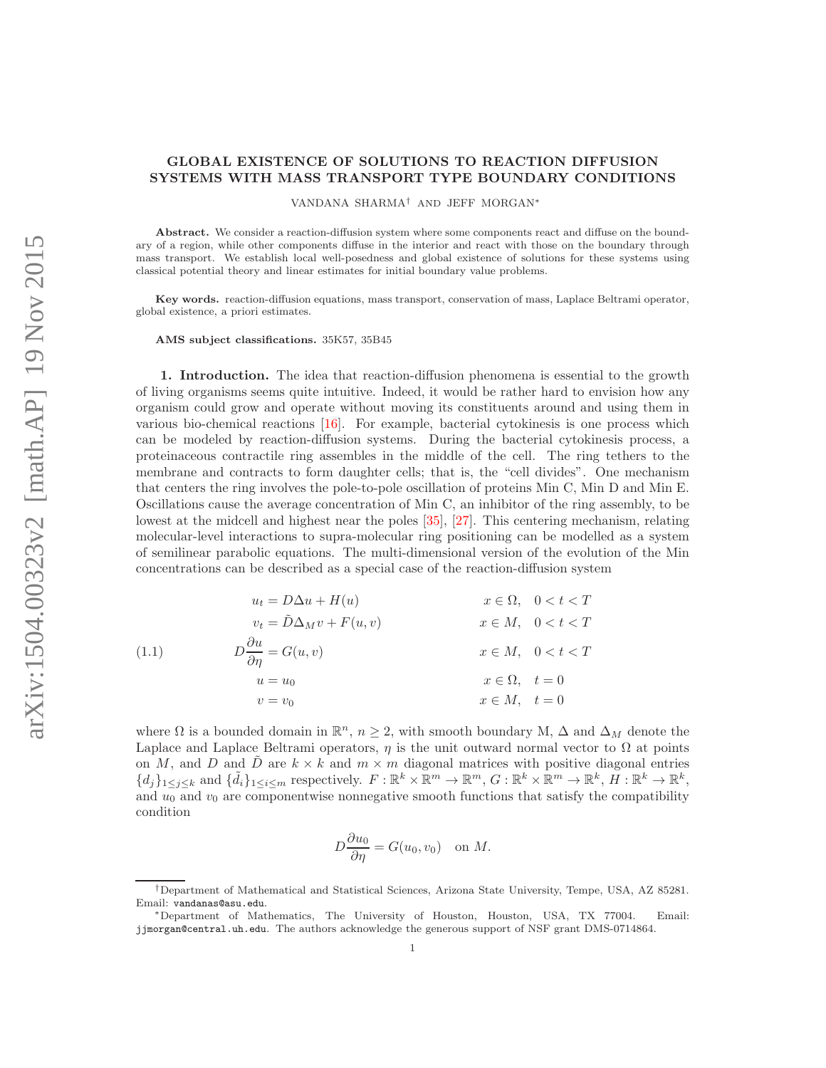# GLOBAL EXISTENCE OF SOLUTIONS TO REACTION DIFFUSION SYSTEMS WITH MASS TRANSPORT TYPE BOUNDARY CONDITIONS

VANDANA SHARMA[†] AND JEFF MORGAN[*]

**Abstract.** We consider a reaction-diffusion system where some components react and diffuse on the boundary of a region, while other components diffuse in the interior and react with those on the boundary through mass transport. We establish local well-posedness and global existence of solutions for these systems using classical potential theory and linear estimates for initial boundary value problems.

**Key words.** reaction-diffusion equations, mass transport, conservation of mass, Laplace Beltrami operator, global existence, a priori estimates.

**AMS subject classifications.** 35K57, 35B45

**1. Introduction.** The idea that reaction-diffusion phenomena is essential to the growth of living organisms seems quite intuitive. Indeed, it would be rather hard to envision how any organism could grow and operate without moving its constituents around and using them in various bio-chemical reactions [16]. For example, bacterial cytokinesis is one process which can be modeled by reaction-diffusion systems. During the bacterial cytokinesis process, a proteinaceous contractile ring assembles in the middle of the cell. The ring tethers to the membrane and contracts to form daughter cells; that is, the "cell divides". One mechanism that centers the ring involves the pole-to-pole oscillation of proteins Min C, Min D and Min E. Oscillations cause the average concentration of Min C, an inhibitor of the ring assembly, to be lowest at the midcell and highest near the poles [35], [27]. This centering mechanism, relating molecular-level interactions to supra-molecular ring positioning can be modelled as a system of semilinear parabolic equations. The multi-dimensional version of the evolution of the Min concentrations can be described as a special case of the reaction-diffusion system

$$
\begin{aligned}
u_t &= D\Delta u + H(u) && x \in \Omega, \quad 0 < t < T \\
v_t &= \tilde{D}\Delta_M v + F(u, v) && x \in M, \quad 0 < t < T \\
D\frac{\partial u}{\partial \eta} &= G(u, v) && x \in M, \quad 0 < t < T \\
u &= u_0 && x \in \Omega, \quad t = 0 \\
v &= v_0 && x \in M, \quad t = 0
\end{aligned}
\tag{1.1}
$$

where $\Omega$ is a bounded domain in $\mathbb{R}^n$, $n \geq 2$, with smooth boundary M, $\Delta$ and $\Delta_M$ denote the Laplace and Laplace Beltrami operators, $\eta$ is the unit outward normal vector to $\Omega$ at points on $M$, and $D$ and $\tilde{D}$ are $k \times k$ and $m \times m$ diagonal matrices with positive diagonal entries $\{d_j\}_{1 \leq j \leq k}$ and $\{\tilde{d}_i\}_{1 \leq i \leq m}$ respectively. $F : \mathbb{R}^k \times \mathbb{R}^m \to \mathbb{R}^m$, $G : \mathbb{R}^k \times \mathbb{R}^m \to \mathbb{R}^k$, $H : \mathbb{R}^k \to \mathbb{R}^k$, and $u_0$ and $v_0$ are componentwise nonnegative smooth functions that satisfy the compatibility condition

$$
D\frac{\partial u_0}{\partial \eta} = G(u_0, v_0) \quad \text{on } M.
$$

[†]Department of Mathematical and Statistical Sciences, Arizona State University, Tempe, USA, AZ 85281. Email: vandanas@asu.edu.

[*]Department of Mathematics, The University of Houston, Houston, USA, TX 77004. Email: jjmorgan@central.uh.edu. The authors acknowledge the generous support of NSF grant DMS-0714864.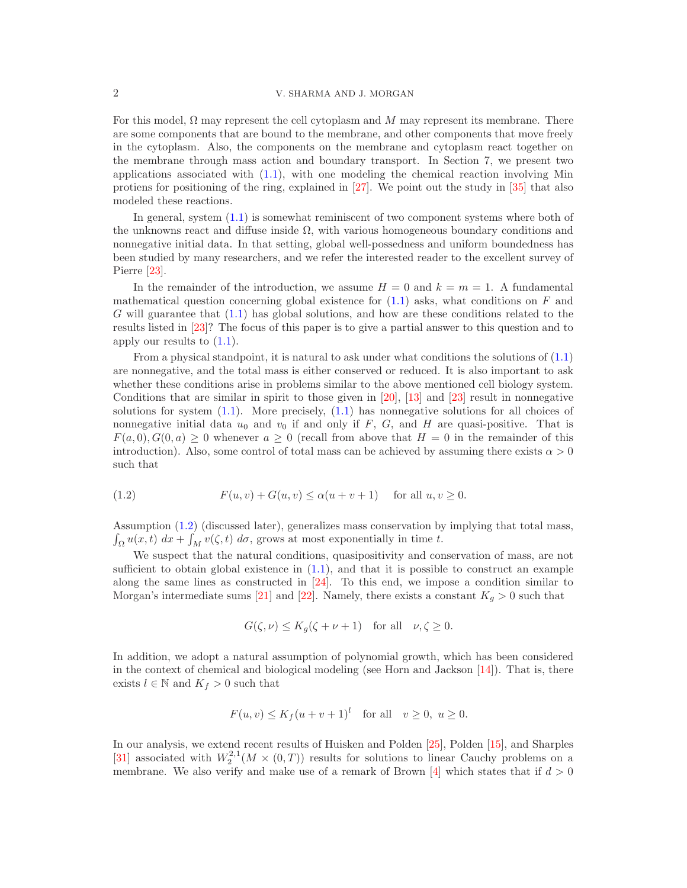For this model, $\Omega$ may represent the cell cytoplasm and $M$ may represent its membrane. There are some components that are bound to the membrane, and other components that move freely in the cytoplasm. Also, the components on the membrane and cytoplasm react together on the membrane through mass action and boundary transport. In Section 7, we present two applications associated with (1.1), with one modeling the chemical reaction involving Min protiens for positioning of the ring, explained in [27]. We point out the study in [35] that also modeled these reactions.

In general, system (1.1) is somewhat reminiscent of two component systems where both of the unknowns react and diffuse inside $\Omega$, with various homogeneous boundary conditions and nonnegative initial data. In that setting, global well-possedness and uniform boundedness has been studied by many researchers, and we refer the interested reader to the excellent survey of Pierre [23].

In the remainder of the introduction, we assume $H = 0$ and $k = m = 1$. A fundamental mathematical question concerning global existence for (1.1) asks, what conditions on $F$ and $G$ will guarantee that (1.1) has global solutions, and how are these conditions related to the results listed in [23]? The focus of this paper is to give a partial answer to this question and to apply our results to (1.1).

From a physical standpoint, it is natural to ask under what conditions the solutions of (1.1) are nonnegative, and the total mass is either conserved or reduced. It is also important to ask whether these conditions arise in problems similar to the above mentioned cell biology system. Conditions that are similar in spirit to those given in [20], [13] and [23] result in nonnegative solutions for system (1.1). More precisely, (1.1) has nonnegative solutions for all choices of nonnegative initial data $u_0$ and $v_0$ if and only if $F$, $G$, and $H$ are quasi-positive. That is $F(a, 0), G(0, a) \geq 0$ whenever $a \geq 0$ (recall from above that $H = 0$ in the remainder of this introduction). Also, some control of total mass can be achieved by assuming there exists $\alpha > 0$ such that

$$F(u, v) + G(u, v) \leq \alpha(u + v + 1) \quad \text{for all } u, v \geq 0. \tag{1.2}$$

Assumption (1.2) (discussed later), generalizes mass conservation by implying that total mass, $\int_\Omega u(x, t)\, dx + \int_M v(\zeta, t)\, d\sigma$, grows at most exponentially in time $t$.

We suspect that the natural conditions, quasipositivity and conservation of mass, are not sufficient to obtain global existence in (1.1), and that it is possible to construct an example along the same lines as constructed in [24]. To this end, we impose a condition similar to Morgan's intermediate sums [21] and [22]. Namely, there exists a constant $K_g > 0$ such that

$$G(\zeta, \nu) \leq K_g(\zeta + \nu + 1) \quad \text{for all} \quad \nu, \zeta \geq 0.$$

In addition, we adopt a natural assumption of polynomial growth, which has been considered in the context of chemical and biological modeling (see Horn and Jackson [14]). That is, there exists $l \in \mathbb{N}$ and $K_f > 0$ such that

$$F(u, v) \leq K_f(u + v + 1)^l \quad \text{for all} \quad v \geq 0,\ u \geq 0.$$

In our analysis, we extend recent results of Huisken and Polden [25], Polden [15], and Sharples [31] associated with $W_2^{2,1}(M \times (0, T))$ results for solutions to linear Cauchy problems on a membrane. We also verify and make use of a remark of Brown [4] which states that if $d > 0$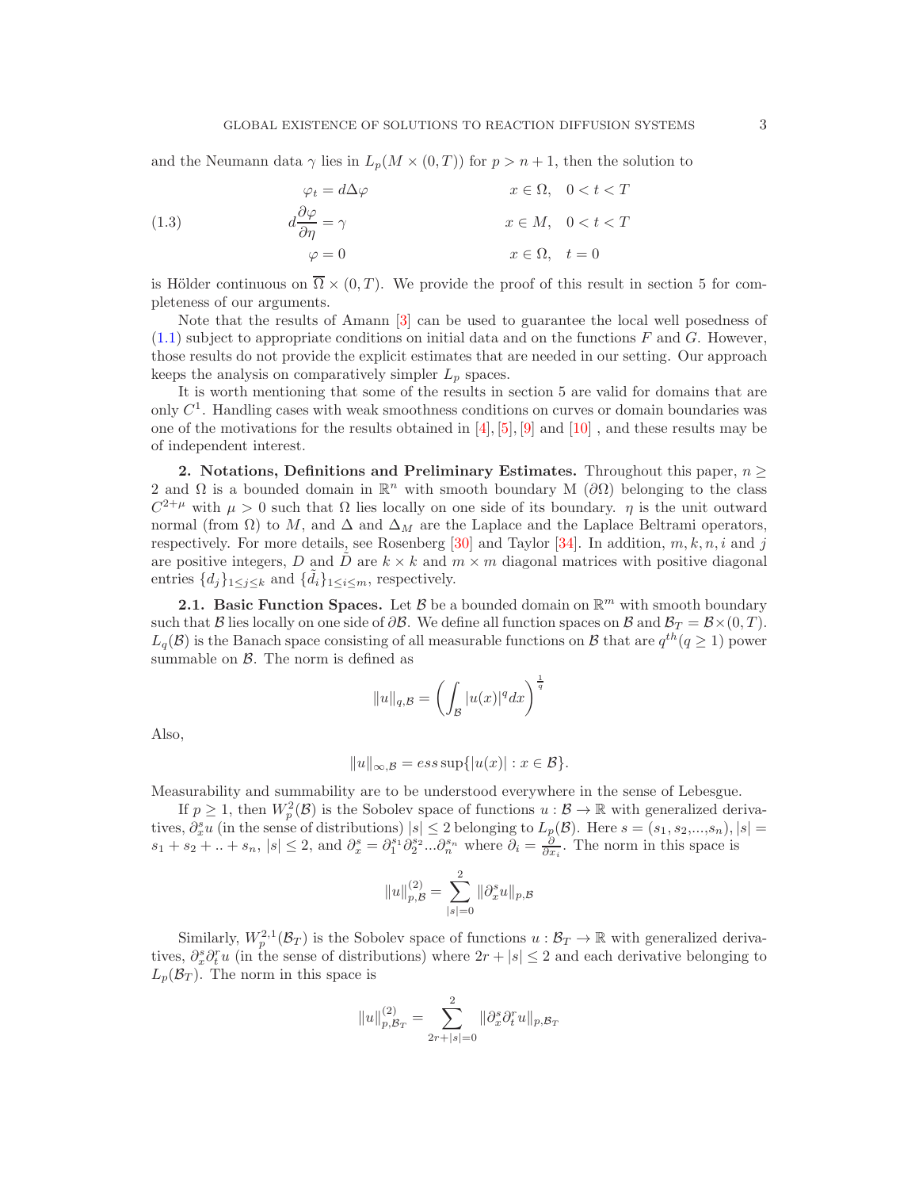and the Neumann data $\gamma$ lies in $L_p(M \times (0,T))$ for $p > n+1$, then the solution to

$$
\begin{aligned}
&\varphi_t = d\Delta\varphi && x \in \Omega, \quad 0 < t < T \\
&d\frac{\partial \varphi}{\partial \eta} = \gamma && x \in M, \quad 0 < t < T \\
&\varphi = 0 && x \in \Omega, \quad t = 0
\end{aligned} \tag{1.3}
$$

is Hölder continuous on $\overline{\Omega} \times (0,T)$. We provide the proof of this result in section 5 for completeness of our arguments.

Note that the results of Amann [3] can be used to guarantee the local well posedness of (1.1) subject to appropriate conditions on initial data and on the functions $F$ and $G$. However, those results do not provide the explicit estimates that are needed in our setting. Our approach keeps the analysis on comparatively simpler $L_p$ spaces.

It is worth mentioning that some of the results in section 5 are valid for domains that are only $C^1$. Handling cases with weak smoothness conditions on curves or domain boundaries was one of the motivations for the results obtained in [4], [5], [9] and [10] , and these results may be of independent interest.

**2. Notations, Definitions and Preliminary Estimates.** Throughout this paper, $n \geq 2$ and $\Omega$ is a bounded domain in $\mathbb{R}^n$ with smooth boundary M ($\partial\Omega$) belonging to the class $C^{2+\mu}$ with $\mu > 0$ such that $\Omega$ lies locally on one side of its boundary. $\eta$ is the unit outward normal (from $\Omega$) to $M$, and $\Delta$ and $\Delta_M$ are the Laplace and the Laplace Beltrami operators, respectively. For more details, see Rosenberg [30] and Taylor [34]. In addition, $m, k, n, i$ and $j$ are positive integers, $D$ and $\tilde{D}$ are $k \times k$ and $m \times m$ diagonal matrices with positive diagonal entries $\{d_j\}_{1 \leq j \leq k}$ and $\{\tilde{d}_i\}_{1 \leq i \leq m}$, respectively.

**2.1. Basic Function Spaces.** Let $\mathcal{B}$ be a bounded domain on $\mathbb{R}^m$ with smooth boundary such that $\mathcal{B}$ lies locally on one side of $\partial\mathcal{B}$. We define all function spaces on $\mathcal{B}$ and $\mathcal{B}_T = \mathcal{B} \times (0,T)$. $L_q(\mathcal{B})$ is the Banach space consisting of all measurable functions on $\mathcal{B}$ that are $q^{th}(q \geq 1)$ power summable on $\mathcal{B}$. The norm is defined as

$$
\|u\|_{q,\mathcal{B}} = \left( \int_{\mathcal{B}} |u(x)|^q dx \right)^{\frac{1}{q}}
$$

Also,

$$
\|u\|_{\infty,\mathcal{B}} = ess \sup\{|u(x)| : x \in \mathcal{B}\}.
$$

Measurability and summability are to be understood everywhere in the sense of Lebesgue.

If $p \geq 1$, then $W_p^2(\mathcal{B})$ is the Sobolev space of functions $u : \mathcal{B} \to \mathbb{R}$ with generalized derivatives, $\partial_x^s u$ (in the sense of distributions) $|s| \leq 2$ belonging to $L_p(\mathcal{B})$. Here $s = (s_1, s_2, ..., s_n)$, $|s| = s_1 + s_2 + .. + s_n$, $|s| \leq 2$, and $\partial_x^s = \partial_1^{s_1}\partial_2^{s_2}...\partial_n^{s_n}$ where $\partial_i = \frac{\partial}{\partial x_i}$. The norm in this space is

$$
\|u\|_{p,\mathcal{B}}^{(2)} = \sum_{|s|=0}^{2} \|\partial_x^s u\|_{p,\mathcal{B}}
$$

Similarly, $W_p^{2,1}(\mathcal{B}_T)$ is the Sobolev space of functions $u : \mathcal{B}_T \to \mathbb{R}$ with generalized derivatives, $\partial_x^s \partial_t^r u$ (in the sense of distributions) where $2r + |s| \leq 2$ and each derivative belonging to $L_p(\mathcal{B}_T)$. The norm in this space is

$$
\|u\|_{p,\mathcal{B}_T}^{(2)} = \sum_{2r+|s|=0}^{2} \|\partial_x^s \partial_t^r u\|_{p,\mathcal{B}_T}
$$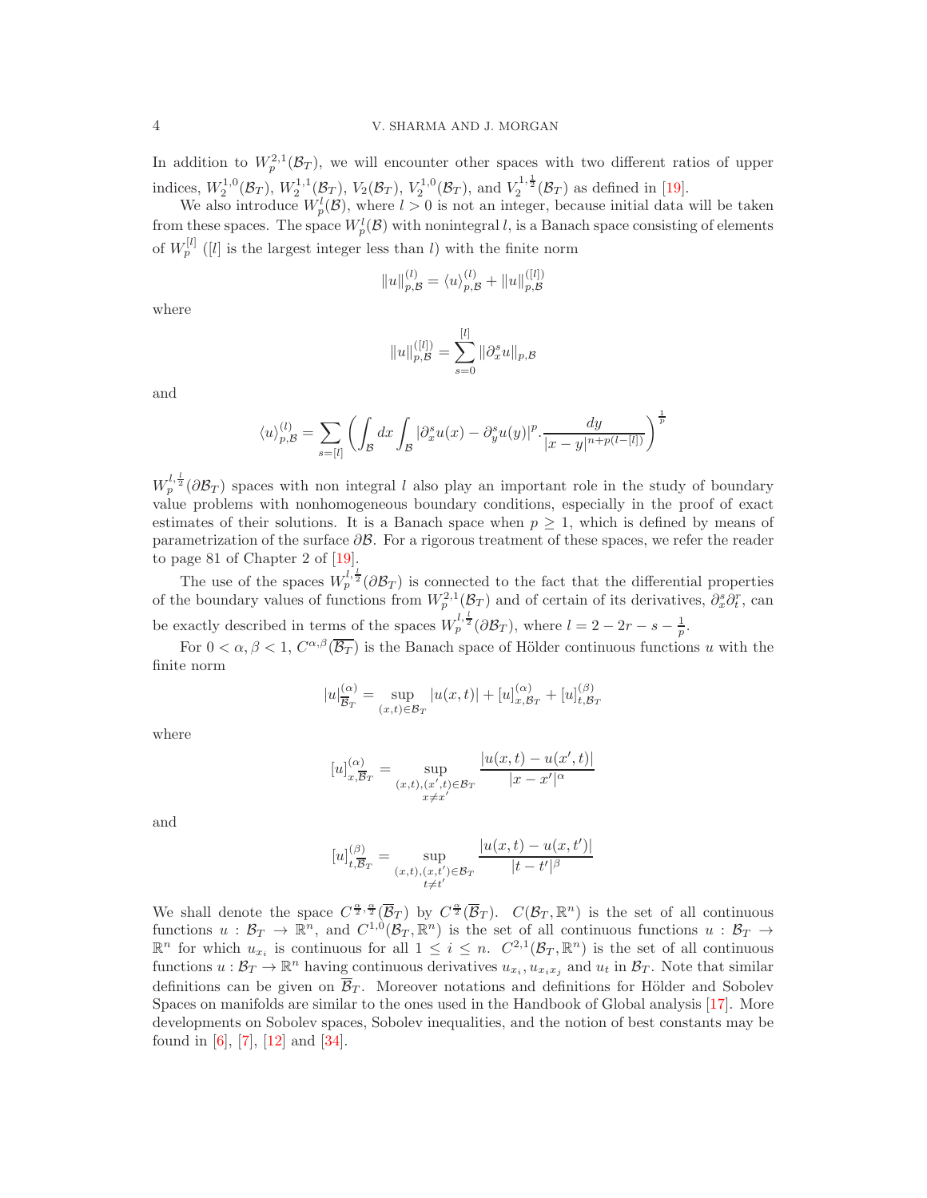In addition to $W_p^{2,1}(\mathcal{B}_T)$, we will encounter other spaces with two different ratios of upper indices, $W_2^{1,0}(\mathcal{B}_T)$, $W_2^{1,1}(\mathcal{B}_T)$, $V_2(\mathcal{B}_T)$, $V_2^{1,0}(\mathcal{B}_T)$, and $V_2^{1,\frac{1}{2}}(\mathcal{B}_T)$ as defined in [19].

We also introduce $W_p^l(\mathcal{B})$, where $l > 0$ is not an integer, because initial data will be taken from these spaces. The space $W_p^l(\mathcal{B})$ with nonintegral $l$, is a Banach space consisting of elements of $W_p^{[l]}$ ($[l]$ is the largest integer less than $l$) with the finite norm

$$\|u\|_{p,\mathcal{B}}^{(l)} = \langle u\rangle_{p,\mathcal{B}}^{(l)} + \|u\|_{p,\mathcal{B}}^{([l])}$$

where

$$\|u\|_{p,\mathcal{B}}^{([l])} = \sum_{s=0}^{[l]} \|\partial_x^s u\|_{p,\mathcal{B}}$$

and

$$\langle u\rangle_{p,\mathcal{B}}^{(l)} = \sum_{s=[l]} \left( \int_{\mathcal{B}} dx \int_{\mathcal{B}} |\partial_x^s u(x) - \partial_y^s u(y)|^p . \frac{dy}{|x-y|^{n+p(l-[l])}} \right)^{\frac{1}{p}}$$

$W_p^{l,\frac{l}{2}}(\partial\mathcal{B}_T)$ spaces with non integral $l$ also play an important role in the study of boundary value problems with nonhomogeneous boundary conditions, especially in the proof of exact estimates of their solutions. It is a Banach space when $p \geq 1$, which is defined by means of parametrization of the surface $\partial\mathcal{B}$. For a rigorous treatment of these spaces, we refer the reader to page 81 of Chapter 2 of [19].

The use of the spaces $W_p^{l,\frac{l}{2}}(\partial\mathcal{B}_T)$ is connected to the fact that the differential properties of the boundary values of functions from $W_p^{2,1}(\mathcal{B}_T)$ and of certain of its derivatives, $\partial_x^s \partial_t^r$, can be exactly described in terms of the spaces $W_p^{l,\frac{l}{2}}(\partial\mathcal{B}_T)$, where $l = 2 - 2r - s - \frac{1}{p}$.

For $0 < \alpha, \beta < 1$, $C^{\alpha,\beta}(\overline{\mathcal{B}_T})$ is the Banach space of Hölder continuous functions $u$ with the finite norm

$$|u|_{\overline{\mathcal{B}}_T}^{(\alpha)} = \sup_{(x,t)\in\mathcal{B}_T} |u(x,t)| + [u]_{x,\mathcal{B}_T}^{(\alpha)} + [u]_{t,\mathcal{B}_T}^{(\beta)}$$

where

$$[u]_{x,\overline{\mathcal{B}}_T}^{(\alpha)} = \sup_{\substack{(x,t),(x',t)\in\mathcal{B}_T \\ x\neq x'}} \frac{|u(x,t)-u(x',t)|}{|x-x'|^\alpha}$$

and

$$[u]_{t,\overline{\mathcal{B}}_T}^{(\beta)} = \sup_{\substack{(x,t),(x,t')\in\mathcal{B}_T \\ t\neq t'}} \frac{|u(x,t)-u(x,t')|}{|t-t'|^\beta}$$

We shall denote the space $C^{\frac{\alpha}{2},\frac{\alpha}{2}}(\overline{\mathcal{B}}_T)$ by $C^{\frac{\alpha}{2}}(\overline{\mathcal{B}}_T)$. $C(\mathcal{B}_T,\mathbb{R}^n)$ is the set of all continuous functions $u : \mathcal{B}_T \to \mathbb{R}^n$, and $C^{1,0}(\mathcal{B}_T,\mathbb{R}^n)$ is the set of all continuous functions $u : \mathcal{B}_T \to \mathbb{R}^n$ for which $u_{x_i}$ is continuous for all $1 \leq i \leq n$. $C^{2,1}(\mathcal{B}_T,\mathbb{R}^n)$ is the set of all continuous functions $u : \mathcal{B}_T \to \mathbb{R}^n$ having continuous derivatives $u_{x_i}, u_{x_i x_j}$ and $u_t$ in $\mathcal{B}_T$. Note that similar definitions can be given on $\overline{\mathcal{B}}_T$. Moreover notations and definitions for Hölder and Sobolev Spaces on manifolds are similar to the ones used in the Handbook of Global analysis [17]. More developments on Sobolev spaces, Sobolev inequalities, and the notion of best constants may be found in [6], [7], [12] and [34].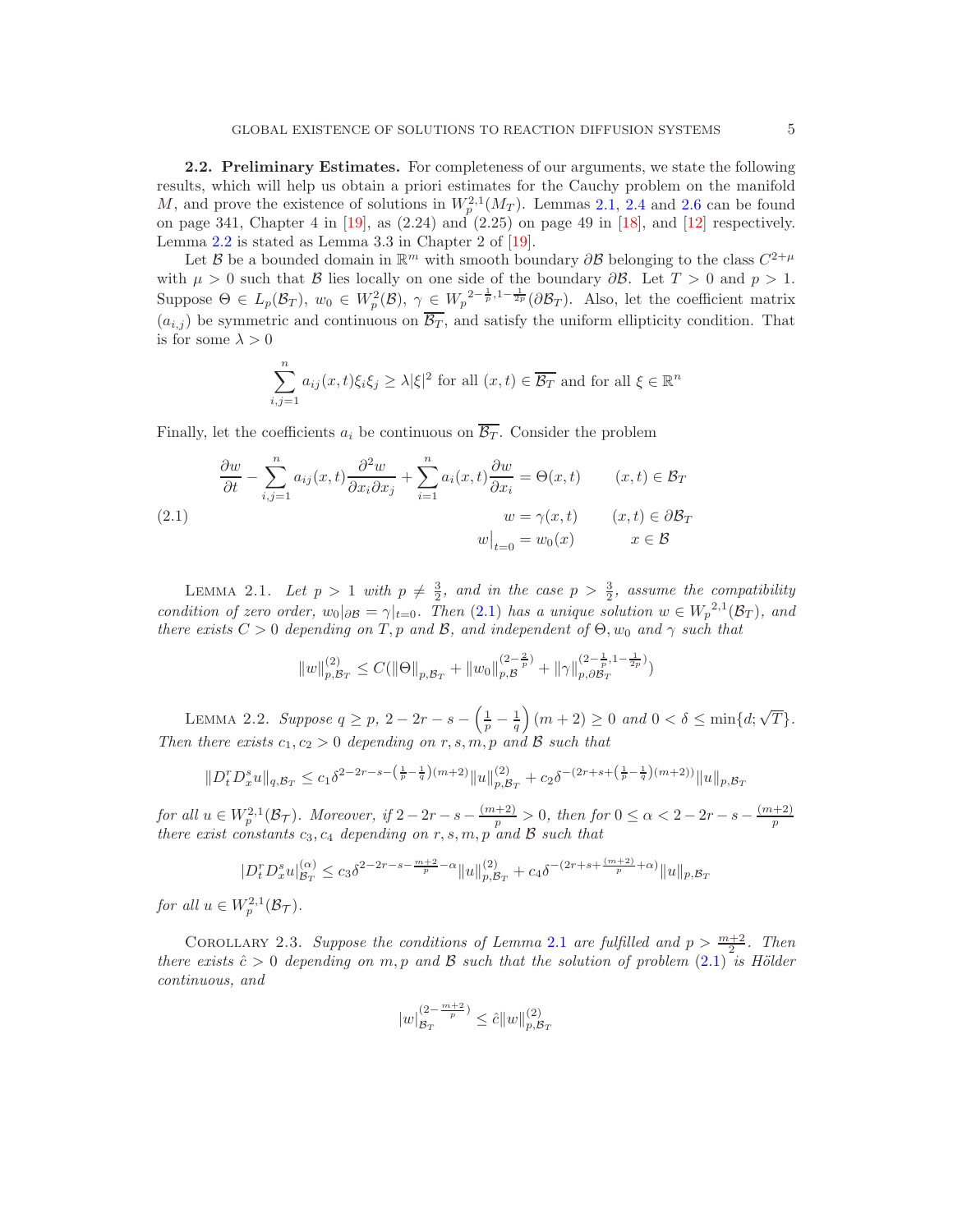**2.2. Preliminary Estimates.** For completeness of our arguments, we state the following results, which will help us obtain a priori estimates for the Cauchy problem on the manifold $M$, and prove the existence of solutions in $W_p^{2,1}(M_T)$. Lemmas 2.1, 2.4 and 2.6 can be found on page 341, Chapter 4 in [19], as (2.24) and (2.25) on page 49 in [18], and [12] respectively. Lemma 2.2 is stated as Lemma 3.3 in Chapter 2 of [19].

Let $\mathcal{B}$ be a bounded domain in $\mathbb{R}^m$ with smooth boundary $\partial\mathcal{B}$ belonging to the class $C^{2+\mu}$ with $\mu > 0$ such that $\mathcal{B}$ lies locally on one side of the boundary $\partial\mathcal{B}$. Let $T > 0$ and $p > 1$. Suppose $\Theta \in L_p(\mathcal{B}_T)$, $w_0 \in W_p^2(\mathcal{B})$, $\gamma \in W_p^{2-\frac{1}{p},1-\frac{1}{2p}}(\partial\mathcal{B}_T)$. Also, let the coefficient matrix $(a_{i,j})$ be symmetric and continuous on $\overline{\mathcal{B}_T}$, and satisfy the uniform ellipticity condition. That is for some $\lambda > 0$

$$\sum_{i,j=1}^{n} a_{ij}(x,t)\xi_i\xi_j \geq \lambda|\xi|^2 \text{ for all } (x,t) \in \overline{\mathcal{B}_T} \text{ and for all } \xi \in \mathbb{R}^n$$

Finally, let the coefficients $a_i$ be continuous on $\overline{\mathcal{B}_T}$. Consider the problem

$$\begin{aligned}
\frac{\partial w}{\partial t} - \sum_{i,j=1}^{n} a_{ij}(x,t)\frac{\partial^2 w}{\partial x_i \partial x_j} + \sum_{i=1}^{n} a_i(x,t)\frac{\partial w}{\partial x_i} &= \Theta(x,t) \qquad (x,t) \in \mathcal{B}_T \\
w &= \gamma(x,t) \qquad (x,t) \in \partial\mathcal{B}_T \\
w\big|_{t=0} &= w_0(x) \qquad x \in \mathcal{B}
\end{aligned} \tag{2.1}$$

Lemma 2.1. *Let $p > 1$ with $p \neq \frac{3}{2}$, and in the case $p > \frac{3}{2}$, assume the compatibility condition of zero order, $w_0|_{\partial\mathcal{B}} = \gamma|_{t=0}$. Then (2.1) has a unique solution $w \in W_p^{2,1}(\mathcal{B}_T)$, and there exists $C > 0$ depending on $T, p$ and $\mathcal{B}$, and independent of $\Theta, w_0$ and $\gamma$ such that*

$$\|w\|_{p,\mathcal{B}_T}^{(2)} \leq C(\|\Theta\|_{p,\mathcal{B}_T} + \|w_0\|_{p,\mathcal{B}}^{(2-\frac{2}{p})} + \|\gamma\|_{p,\partial\mathcal{B}_T}^{(2-\frac{1}{p},1-\frac{1}{2p})})$$

Lemma 2.2. *Suppose $q \geq p$, $2 - 2r - s - \left(\frac{1}{p} - \frac{1}{q}\right)(m+2) \geq 0$ and $0 < \delta \leq \min\{d; \sqrt{T}\}$. Then there exists $c_1, c_2 > 0$ depending on $r, s, m, p$ and $\mathcal{B}$ such that*

$$\|D_t^r D_x^s u\|_{q,\mathcal{B}_T} \leq c_1\delta^{2-2r-s-\left(\frac{1}{p}-\frac{1}{q}\right)(m+2)}\|u\|_{p,\mathcal{B}_T}^{(2)} + c_2\delta^{-(2r+s+\left(\frac{1}{p}-\frac{1}{q}\right)(m+2))}\|u\|_{p,\mathcal{B}_T}$$

*for all $u \in W_p^{2,1}(\mathcal{B}_\mathcal{T})$. Moreover, if $2 - 2r - s - \frac{(m+2)}{p} > 0$, then for $0 \leq \alpha < 2 - 2r - s - \frac{(m+2)}{p}$ there exist constants $c_3, c_4$ depending on $r, s, m, p$ and $\mathcal{B}$ such that*

$$|D_t^r D_x^s u|_{\mathcal{B}_T}^{(\alpha)} \leq c_3\delta^{2-2r-s-\frac{m+2}{p}-\alpha}\|u\|_{p,\mathcal{B}_T}^{(2)} + c_4\delta^{-(2r+s+\frac{(m+2)}{p}+\alpha)}\|u\|_{p,\mathcal{B}_T}$$

*for all $u \in W_p^{2,1}(\mathcal{B}_\mathcal{T})$.*

Corollary 2.3. *Suppose the conditions of Lemma 2.1 are fulfilled and $p > \frac{m+2}{2}$. Then there exists $\hat{c} > 0$ depending on $m, p$ and $\mathcal{B}$ such that the solution of problem (2.1) is Hölder continuous, and*

$$|w|_{\mathcal{B}_T}^{(2-\frac{m+2}{p})} \leq \hat{c}\|w\|_{p,\mathcal{B}_T}^{(2)}$$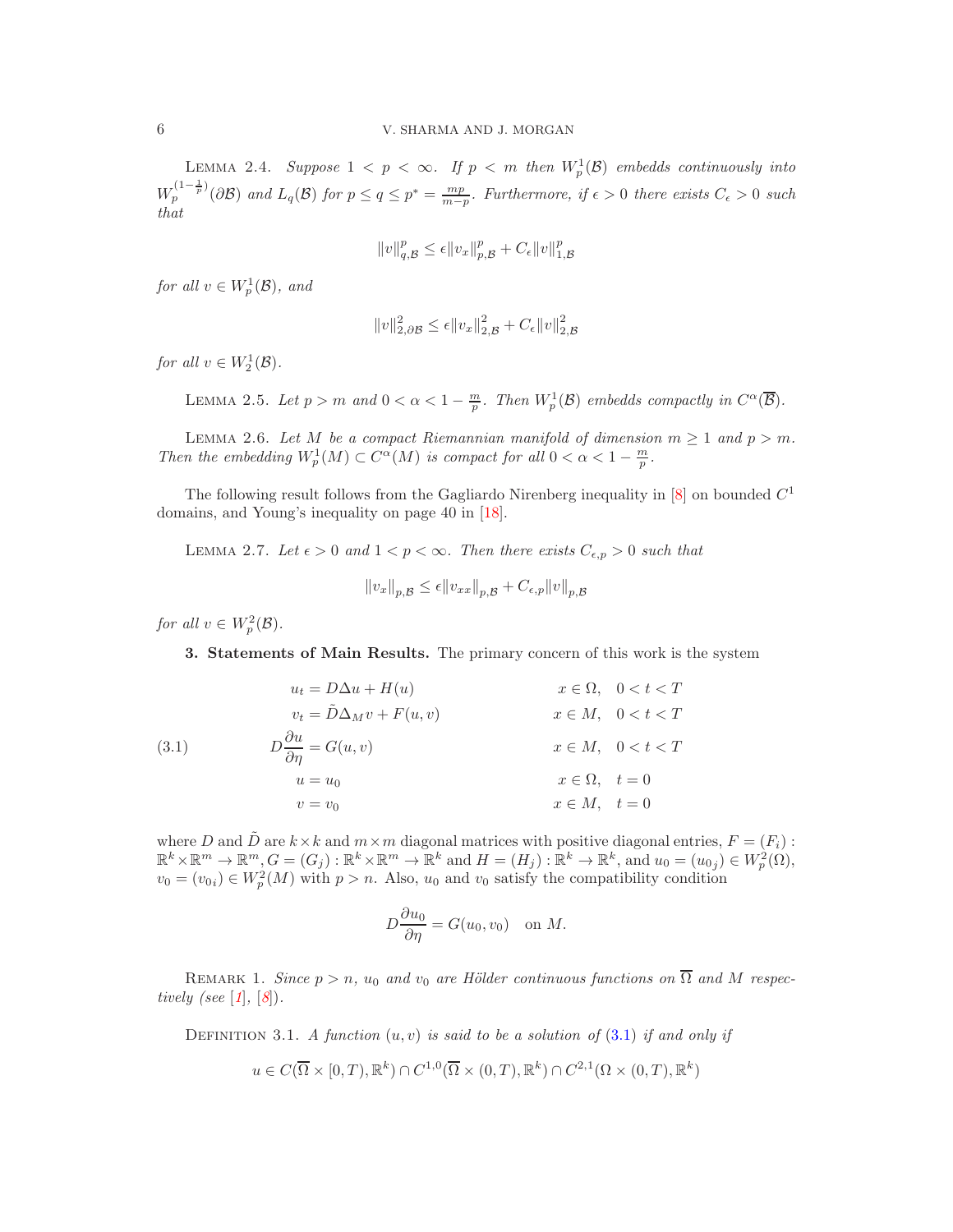LEMMA 2.4. *Suppose $1 < p < \infty$. If $p < m$ then $W_p^1(\mathcal{B})$ embedds continuously into $W_p^{(1-\frac{1}{p})}(\partial\mathcal{B})$ and $L_q(\mathcal{B})$ for $p \le q \le p^* = \frac{mp}{m-p}$. Furthermore, if $\epsilon > 0$ there exists $C_\epsilon > 0$ such that*

$$\|v\|_{q,\mathcal{B}}^p \le \epsilon \|v_x\|_{p,\mathcal{B}}^p + C_\epsilon \|v\|_{1,\mathcal{B}}^p$$

*for all $v \in W_p^1(\mathcal{B})$, and*

$$\|v\|_{2,\partial\mathcal{B}}^2 \le \epsilon \|v_x\|_{2,\mathcal{B}}^2 + C_\epsilon \|v\|_{2,\mathcal{B}}^2$$

*for all $v \in W_2^1(\mathcal{B})$.*

LEMMA 2.5. *Let $p > m$ and $0 < \alpha < 1 - \frac{m}{p}$. Then $W_p^1(\mathcal{B})$ embedds compactly in $C^\alpha(\overline{\mathcal{B}})$.*

LEMMA 2.6. *Let $M$ be a compact Riemannian manifold of dimension $m \ge 1$ and $p > m$. Then the embedding $W_p^1(M) \subset C^\alpha(M)$ is compact for all $0 < \alpha < 1 - \frac{m}{p}$.*

The following result follows from the Gagliardo Nirenberg inequality in [8] on bounded $C^1$ domains, and Young's inequality on page 40 in [18].

LEMMA 2.7. *Let $\epsilon > 0$ and $1 < p < \infty$. Then there exists $C_{\epsilon,p} > 0$ such that*

$$\|v_x\|_{p,\mathcal{B}} \le \epsilon \|v_{xx}\|_{p,\mathcal{B}} + C_{\epsilon,p} \|v\|_{p,\mathcal{B}}$$

*for all $v \in W_p^2(\mathcal{B})$.*

**3. Statements of Main Results.** The primary concern of this work is the system

$$
\begin{aligned}
u_t &= D\Delta u + H(u) && x \in \Omega, \quad 0 < t < T \\
v_t &= \tilde{D}\Delta_M v + F(u,v) && x \in M, \quad 0 < t < T \\
D\frac{\partial u}{\partial \eta} &= G(u,v) && x \in M, \quad 0 < t < T \\
u &= u_0 && x \in \Omega, \quad t = 0 \\
v &= v_0 && x \in M, \quad t = 0
\end{aligned}
\tag{3.1}
$$

where $D$ and $\tilde{D}$ are $k \times k$ and $m \times m$ diagonal matrices with positive diagonal entries, $F = (F_i) : \mathbb{R}^k \times \mathbb{R}^m \to \mathbb{R}^m$, $G = (G_j) : \mathbb{R}^k \times \mathbb{R}^m \to \mathbb{R}^k$ and $H = (H_j) : \mathbb{R}^k \to \mathbb{R}^k$, and $u_0 = (u_{0j}) \in W_p^2(\Omega)$, $v_0 = (v_{0i}) \in W_p^2(M)$ with $p > n$. Also, $u_0$ and $v_0$ satisfy the compatibility condition

$$D\frac{\partial u_0}{\partial \eta} = G(u_0, v_0) \quad \text{on } M.$$

REMARK 1. *Since $p > n$, $u_0$ and $v_0$ are Hölder continuous functions on $\overline{\Omega}$ and $M$ respectively (see [1], [8]).*

DEFINITION 3.1. *A function $(u,v)$ is said to be a solution of (3.1) if and only if*

$$u \in C(\overline{\Omega} \times [0,T), \mathbb{R}^k) \cap C^{1,0}(\overline{\Omega} \times (0,T), \mathbb{R}^k) \cap C^{2,1}(\Omega \times (0,T), \mathbb{R}^k)$$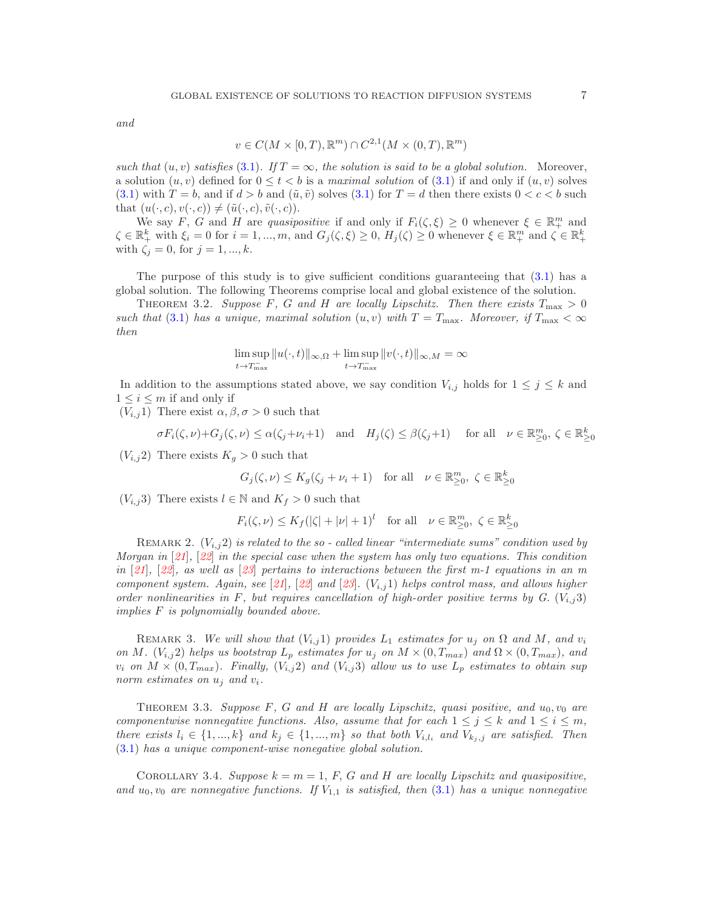*and*

$$v \in C(M \times [0,T), \mathbb{R}^m) \cap C^{2,1}(M \times (0,T), \mathbb{R}^m)$$

*such that* $(u,v)$ *satisfies* (3.1). *If* $T = \infty$*, the solution is said to be a global solution.* Moreover, a solution $(u,v)$ defined for $0 \le t < b$ is a *maximal solution* of (3.1) if and only if $(u,v)$ solves (3.1) with $T = b$, and if $d > b$ and $(\tilde{u}, \tilde{v})$ solves (3.1) for $T = d$ then there exists $0 < c < b$ such that $(u(\cdot,c), v(\cdot,c)) \neq (\tilde{u}(\cdot,c), \tilde{v}(\cdot,c))$.

We say $F$, $G$ and $H$ are *quasipositive* if and only if $F_i(\zeta,\xi) \ge 0$ whenever $\xi \in \mathbb{R}^m_+$ and $\zeta \in \mathbb{R}^k_+$ with $\xi_i = 0$ for $i = 1, ..., m$, and $G_j(\zeta,\xi) \ge 0$, $H_j(\zeta) \ge 0$ whenever $\xi \in \mathbb{R}^m_+$ and $\zeta \in \mathbb{R}^k_+$ with $\zeta_j = 0$, for $j = 1, ..., k$.

The purpose of this study is to give sufficient conditions guaranteeing that (3.1) has a global solution. The following Theorems comprise local and global existence of the solution.

Theorem 3.2. *Suppose* $F$*,* $G$ *and* $H$ *are locally Lipschitz. Then there exists* $T_{\max} > 0$ *such that* (3.1) *has a unique, maximal solution* $(u,v)$ *with* $T = T_{\max}$*. Moreover, if* $T_{\max} < \infty$ *then*

$$\limsup_{t \to T^-_{\max}} \|u(\cdot,t)\|_{\infty,\Omega} + \limsup_{t \to T^-_{\max}} \|v(\cdot,t)\|_{\infty,M} = \infty$$

In addition to the assumptions stated above, we say condition $V_{i,j}$ holds for $1 \le j \le k$ and $1 \le i \le m$ if and only if

$(V_{i,j}1)$ There exist $\alpha, \beta, \sigma > 0$ such that

$$\sigma F_i(\zeta,\nu) + G_j(\zeta,\nu) \le \alpha(\zeta_j + \nu_i + 1) \quad \text{and} \quad H_j(\zeta) \le \beta(\zeta_j + 1) \quad \text{for all} \quad \nu \in \mathbb{R}^m_{\ge 0},\ \zeta \in \mathbb{R}^k_{\ge 0}$$

$(V_{i,j}2)$ There exists $K_g > 0$ such that

$$G_j(\zeta,\nu) \le K_g(\zeta_j + \nu_i + 1) \quad \text{for all} \quad \nu \in \mathbb{R}^m_{\ge 0},\ \zeta \in \mathbb{R}^k_{\ge 0}$$

$(V_{i,j}3)$ There exists $l \in \mathbb{N}$ and $K_f > 0$ such that

$$F_i(\zeta,\nu) \le K_f(|\zeta| + |\nu| + 1)^l \quad \text{for all} \quad \nu \in \mathbb{R}^m_{\ge 0},\ \zeta \in \mathbb{R}^k_{\ge 0}$$

Remark 2. $(V_{i,j}2)$ *is related to the so - called linear "intermediate sums" condition used by Morgan in* [21], [22] *in the special case when the system has only two equations. This condition in* [21], [22], *as well as* [23] *pertains to interactions between the first m-1 equations in an m component system. Again, see* [21], [22] *and* [23]. $(V_{i,j}1)$ *helps control mass, and allows higher order nonlinearities in F, but requires cancellation of high-order positive terms by G.* $(V_{i,j}3)$ *implies F is polynomially bounded above.*

Remark 3. *We will show that* $(V_{i,j}1)$ *provides* $L_1$ *estimates for* $u_j$ *on* $\Omega$ *and* $M$*, and* $v_i$ *on* $M$*.* $(V_{i,j}2)$ *helps us bootstrap* $L_p$ *estimates for* $u_j$ *on* $M \times (0, T_{max})$ *and* $\Omega \times (0, T_{max})$*, and* $v_i$ *on* $M \times (0, T_{max})$*. Finally,* $(V_{i,j}2)$ *and* $(V_{i,j}3)$ *allow us to use* $L_p$ *estimates to obtain sup norm estimates on* $u_j$ *and* $v_i$*.*

Theorem 3.3. *Suppose* $F$*,* $G$ *and* $H$ *are locally Lipschitz, quasi positive, and* $u_0, v_0$ *are componentwise nonnegative functions. Also, assume that for each* $1 \le j \le k$ *and* $1 \le i \le m$*, there exists* $l_i \in \{1, ..., k\}$ *and* $k_j \in \{1, ..., m\}$ *so that both* $V_{i,l_i}$ *and* $V_{k_j,j}$ *are satisfied. Then* (3.1) *has a unique component-wise nonegative global solution.*

Corollary 3.4. *Suppose* $k = m = 1$*,* $F$*,* $G$ *and* $H$ *are locally Lipschitz and quasipositive, and* $u_0, v_0$ *are nonnegative functions. If* $V_{1,1}$ *is satisfied, then* (3.1) *has a unique nonnegative*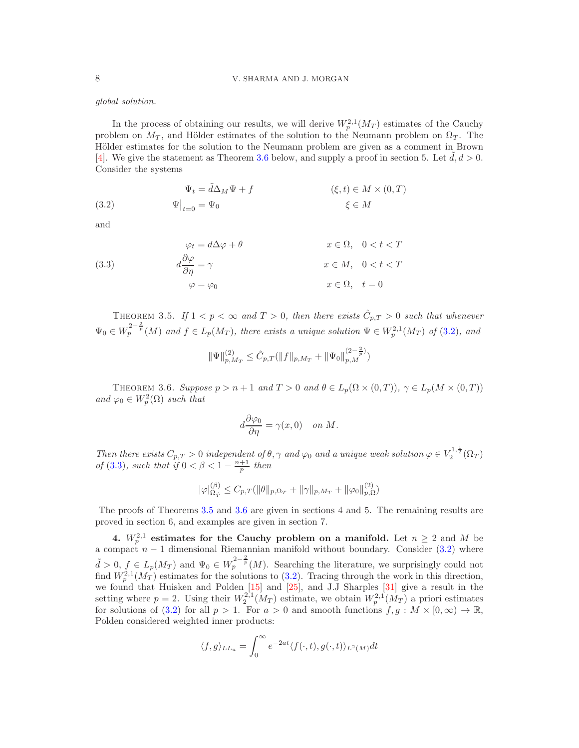*global solution.*

In the process of obtaining our results, we will derive $W_p^{2,1}(M_T)$ estimates of the Cauchy problem on $M_T$, and Hölder estimates of the solution to the Neumann problem on $\Omega_T$. The Hölder estimates for the solution to the Neumann problem are given as a comment in Brown [4]. We give the statement as Theorem 3.6 below, and supply a proof in section 5. Let $\tilde{d}, d > 0$. Consider the systems

$$
\begin{aligned}
\Psi_t &= \tilde{d}\Delta_M \Psi + f & (\xi, t) \in M \times (0,T) \\
\Psi\big|_{t=0} &= \Psi_0 & \xi \in M
\end{aligned}
\tag{3.2}
$$

and

$$
\begin{aligned}
\varphi_t &= d\Delta\varphi + \theta & x \in \Omega, \quad 0 < t < T \\
d\frac{\partial \varphi}{\partial \eta} &= \gamma & x \in M, \quad 0 < t < T \\
\varphi &= \varphi_0 & x \in \Omega, \quad t = 0
\end{aligned}
\tag{3.3}
$$

Theorem 3.5. *If $1 < p < \infty$ and $T > 0$, then there exists $\hat{C}_{p,T} > 0$ such that whenever $\Psi_0 \in W_p^{2-\frac{2}{p}}(M)$ and $f \in L_p(M_T)$, there exists a unique solution $\Psi \in W_p^{2,1}(M_T)$ of (3.2), and*

$$\|\Psi\|_{p,M_T}^{(2)} \leq \hat{C}_{p,T}(\|f\|_{p,M_T} + \|\Psi_0\|_{p,M}^{(2-\frac{2}{p})})$$

Theorem 3.6. *Suppose $p > n+1$ and $T > 0$ and $\theta \in L_p(\Omega \times (0,T))$, $\gamma \in L_p(M \times (0,T))$ and $\varphi_0 \in W_p^2(\Omega)$ such that*

$$d\frac{\partial \varphi_0}{\partial \eta} = \gamma(x, 0) \quad \text{on } M.$$

*Then there exists $C_{p,T} > 0$ independent of $\theta, \gamma$ and $\varphi_0$ and a unique weak solution $\varphi \in V_2^{1,\frac{1}{2}}(\Omega_T)$ of (3.3), such that if $0 < \beta < 1 - \frac{n+1}{p}$ then*

$$|\varphi|_{\Omega_{\hat{T}}}^{(\beta)} \leq C_{p,T}(\|\theta\|_{p,\Omega_T} + \|\gamma\|_{p,M_T} + \|\varphi_0\|_{p,\Omega}^{(2)})$$

The proofs of Theorems 3.5 and 3.6 are given in sections 4 and 5. The remaining results are proved in section 6, and examples are given in section 7.

**4. $W_p^{2,1}$ estimates for the Cauchy problem on a manifold.** Let $n \geq 2$ and $M$ be a compact $n-1$ dimensional Riemannian manifold without boundary. Consider (3.2) where $\tilde{d} > 0$, $f \in L_p(M_T)$ and $\Psi_0 \in W_p^{2-\frac{2}{p}}(M)$. Searching the literature, we surprisingly could not find $W_p^{2,1}(M_T)$ estimates for the solutions to (3.2). Tracing through the work in this direction, we found that Huisken and Polden [15] and [25], and J.J Sharples [31] give a result in the setting where $p = 2$. Using their $W_2^{2,1}(M_T)$ estimate, we obtain $W_p^{2,1}(M_T)$ a priori estimates for solutions of (3.2) for all $p > 1$. For $a > 0$ and smooth functions $f, g : M \times [0, \infty) \to \mathbb{R}$, Polden considered weighted inner products:

$$\langle f, g\rangle_{LL_a} = \int_0^\infty e^{-2at}\langle f(\cdot, t), g(\cdot, t)\rangle_{L^2(M)} dt$$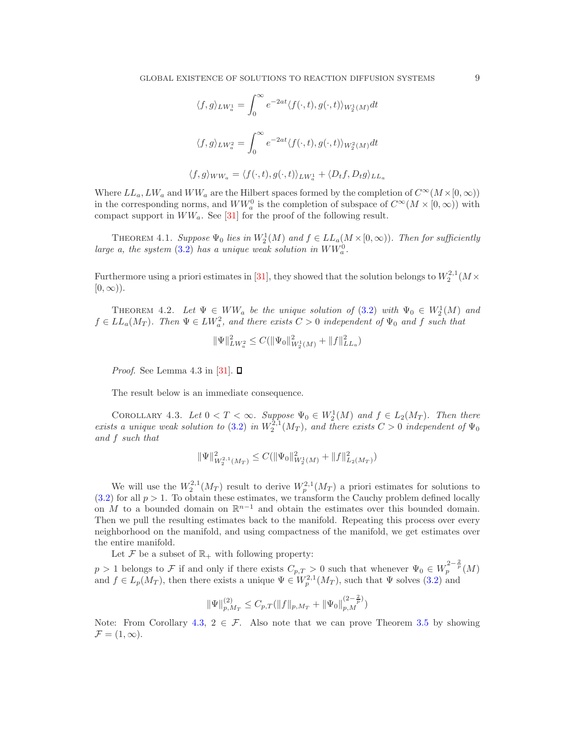$$\langle f, g\rangle_{LW_a^1} = \int_0^\infty e^{-2at}\langle f(\cdot,t), g(\cdot,t)\rangle_{W_2^1(M)}dt$$

$$\langle f, g\rangle_{LW_a^2} = \int_0^\infty e^{-2at}\langle f(\cdot,t), g(\cdot,t)\rangle_{W_2^2(M)}dt$$

$$\langle f, g\rangle_{WW_a} = \langle f(\cdot,t), g(\cdot,t)\rangle_{LW_a^1} + \langle D_t f, D_t g\rangle_{LL_a}$$

Where $LL_a, LW_a$ and $WW_a$ are the Hilbert spaces formed by the completion of $C^\infty(M\times[0,\infty))$ in the corresponding norms, and $WW_a^0$ is the completion of subspace of $C^\infty(M\times[0,\infty))$ with compact support in $WW_a$. See [31] for the proof of the following result.

**Theorem 4.1.** *Suppose $\Psi_0$ lies in $W_2^1(M)$ and $f \in LL_a(M\times[0,\infty))$. Then for sufficiently large $a$, the system (3.2) has a unique weak solution in $WW_a^0$.*

Furthermore using a priori estimates in [31], they showed that the solution belongs to $W_2^{2,1}(M\times[0,\infty))$.

**Theorem 4.2.** *Let $\Psi \in WW_a$ be the unique solution of (3.2) with $\Psi_0 \in W_2^1(M)$ and $f \in LL_a(M_T)$. Then $\Psi \in LW_a^2$, and there exists $C > 0$ independent of $\Psi_0$ and $f$ such that*

$$\|\Psi\|^2_{LW_a^2} \le C(\|\Psi_0\|^2_{W_2^1(M)} + \|f\|^2_{LL_a})$$

*Proof.* See Lemma 4.3 in [31]. ∎

The result below is an immediate consequence.

**Corollary 4.3.** *Let $0 < T < \infty$. Suppose $\Psi_0 \in W_2^1(M)$ and $f \in L_2(M_T)$. Then there exists a unique weak solution to (3.2) in $W_2^{2,1}(M_T)$, and there exists $C > 0$ independent of $\Psi_0$ and $f$ such that*

$$\|\Psi\|^2_{W_2^{2,1}(M_T)} \le C(\|\Psi_0\|^2_{W_2^1(M)} + \|f\|^2_{L_2(M_T)})$$

We will use the $W_2^{2,1}(M_T)$ result to derive $W_p^{2,1}(M_T)$ a priori estimates for solutions to (3.2) for all $p > 1$. To obtain these estimates, we transform the Cauchy problem defined locally on $M$ to a bounded domain on $\mathbb{R}^{n-1}$ and obtain the estimates over this bounded domain. Then we pull the resulting estimates back to the manifold. Repeating this process over every neighborhood on the manifold, and using compactness of the manifold, we get estimates over the entire manifold.

Let $\mathcal{F}$ be a subset of $\mathbb{R}_+$ with following property:
$p > 1$ belongs to $\mathcal{F}$ if and only if there exists $C_{p,T} > 0$ such that whenever $\Psi_0 \in W_p^{2-\frac{2}{p}}(M)$ and $f \in L_p(M_T)$, then there exists a unique $\Psi \in W_p^{2,1}(M_T)$, such that $\Psi$ solves (3.2) and

$$\|\Psi\|^{(2)}_{p,M_T} \le C_{p,T}(\|f\|_{p,M_T} + \|\Psi_0\|^{(2-\frac{2}{p})}_{p,M})$$

Note: From Corollary 4.3, $2 \in \mathcal{F}$. Also note that we can prove Theorem 3.5 by showing $\mathcal{F} = (1,\infty)$.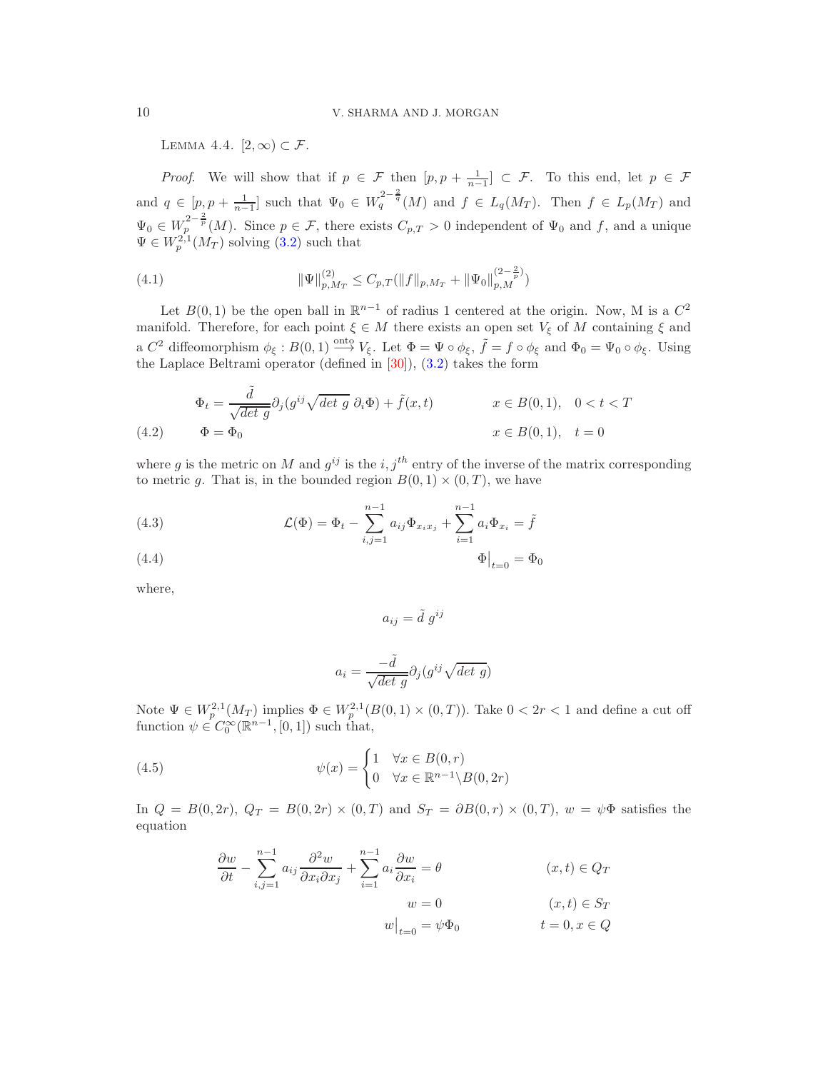Lemma 4.4. $[2,\infty) \subset \mathcal{F}$.

*Proof.* We will show that if $p \in \mathcal{F}$ then $[p, p+\frac{1}{n-1}] \subset \mathcal{F}$. To this end, let $p \in \mathcal{F}$ and $q \in [p, p+\frac{1}{n-1}]$ such that $\Psi_0 \in W_q^{2-\frac{2}{q}}(M)$ and $f \in L_q(M_T)$. Then $f \in L_p(M_T)$ and $\Psi_0 \in W_p^{2-\frac{2}{p}}(M)$. Since $p \in \mathcal{F}$, there exists $C_{p,T} > 0$ independent of $\Psi_0$ and $f$, and a unique $\Psi \in W_p^{2,1}(M_T)$ solving (3.2) such that

$$
\|\Psi\|_{p,M_T}^{(2)} \leq C_{p,T}(\|f\|_{p,M_T} + \|\Psi_0\|_{p,M}^{(2-\frac{2}{p})}) \tag{4.1}
$$

Let $B(0,1)$ be the open ball in $\mathbb{R}^{n-1}$ of radius 1 centered at the origin. Now, M is a $C^2$ manifold. Therefore, for each point $\xi \in M$ there exists an open set $V_\xi$ of $M$ containing $\xi$ and a $C^2$ diffeomorphism $\phi_\xi : B(0,1) \overset{\text{onto}}{\longrightarrow} V_\xi$. Let $\Phi = \Psi \circ \phi_\xi$, $\tilde{f} = f \circ \phi_\xi$ and $\Phi_0 = \Psi_0 \circ \phi_\xi$. Using the Laplace Beltrami operator (defined in [30]), (3.2) takes the form

$$
\begin{aligned}
\Phi_t &= \frac{\tilde{d}}{\sqrt{det\ g}} \partial_j (g^{ij}\sqrt{det\ g}\ \partial_i \Phi) + \tilde{f}(x,t) \qquad && x \in B(0,1), \quad 0 < t < T \\
\Phi &= \Phi_0 && x \in B(0,1), \quad t = 0
\end{aligned} \tag{4.2}
$$

where $g$ is the metric on $M$ and $g^{ij}$ is the $i,j^{th}$ entry of the inverse of the matrix corresponding to metric $g$. That is, in the bounded region $B(0,1) \times (0,T)$, we have

$$
\mathcal{L}(\Phi) = \Phi_t - \sum_{i,j=1}^{n-1} a_{ij} \Phi_{x_i x_j} + \sum_{i=1}^{n-1} a_i \Phi_{x_i} = \tilde{f} \tag{4.3}
$$

$$
\Phi\big|_{t=0} = \Phi_0 \tag{4.4}
$$

where,

$$
a_{ij} = \tilde{d}\ g^{ij}
$$

$$
a_i = \frac{-\tilde{d}}{\sqrt{det\ g}} \partial_j (g^{ij}\sqrt{det\ g})
$$

Note $\Psi \in W_p^{2,1}(M_T)$ implies $\Phi \in W_p^{2,1}(B(0,1) \times (0,T))$. Take $0 < 2r < 1$ and define a cut off function $\psi \in C_0^\infty(\mathbb{R}^{n-1}, [0,1])$ such that,

$$
\psi(x) = \begin{cases} 1 & \forall x \in B(0,r) \\ 0 & \forall x \in \mathbb{R}^{n-1} \backslash B(0,2r) \end{cases} \tag{4.5}
$$

In $Q = B(0,2r)$, $Q_T = B(0,2r) \times (0,T)$ and $S_T = \partial B(0,r) \times (0,T)$, $w = \psi \Phi$ satisfies the equation

$$
\begin{aligned}
\frac{\partial w}{\partial t} - \sum_{i,j=1}^{n-1} a_{ij} \frac{\partial^2 w}{\partial x_i \partial x_j} + \sum_{i=1}^{n-1} a_i \frac{\partial w}{\partial x_i} &= \theta \qquad && (x,t) \in Q_T \\
w &= 0 && (x,t) \in S_T \\
w\big|_{t=0} &= \psi \Phi_0 && t = 0, x \in Q
\end{aligned}
$$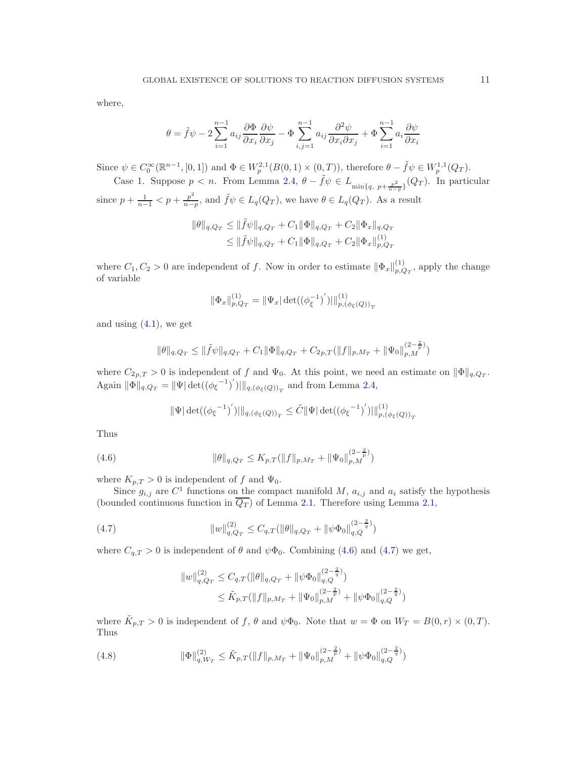where,

$$\theta = \tilde{f}\psi - 2\sum_{i=1}^{n-1} a_{ij}\frac{\partial \Phi}{\partial x_i}\frac{\partial \psi}{\partial x_j} - \Phi\sum_{i,j=1}^{n-1} a_{ij}\frac{\partial^2 \psi}{\partial x_i \partial x_j} + \Phi\sum_{i=1}^{n-1} a_i\frac{\partial \psi}{\partial x_i}$$

Since $\psi \in C_0^\infty(\mathbb{R}^{n-1}, [0,1])$ and $\Phi \in W_p^{2,1}(B(0,1)\times(0,T))$, therefore $\theta - \tilde{f}\psi \in W_p^{1,1}(Q_T)$.

Case 1. Suppose $p < n$. From Lemma 2.4, $\theta - \tilde{f}\psi \in L_{\min\{q,\ p+\frac{p^2}{n-p}\}}(Q_T)$. In particular since $p + \frac{1}{n-1} < p + \frac{p^2}{n-p}$, and $\tilde{f}\psi \in L_q(Q_T)$, we have $\theta \in L_q(Q_T)$. As a result

$$\begin{aligned}
\|\theta\|_{q,Q_T} &\leq \|\tilde{f}\psi\|_{q,Q_T} + C_1\|\Phi\|_{q,Q_T} + C_2\|\Phi_x\|_{q,Q_T} \\
&\leq \|\tilde{f}\psi\|_{q,Q_T} + C_1\|\Phi\|_{q,Q_T} + C_2\|\Phi_x\|_{p,Q_T}^{(1)}
\end{aligned}$$

where $C_1, C_2 > 0$ are independent of $f$. Now in order to estimate $\|\Phi_x\|_{p,Q_T}^{(1)}$, apply the change of variable

$$\|\Phi_x\|_{p,Q_T}^{(1)} = \|\Psi_x|\det((\phi_\xi^{-1})')|\|_{p,(\phi_\xi(Q))_T}^{(1)}$$

and using (4.1), we get

$$\|\theta\|_{q,Q_T} \leq \|\tilde{f}\psi\|_{q,Q_T} + C_1\|\Phi\|_{q,Q_T} + C_{2p,T}(\|f\|_{p,M_T} + \|\Psi_0\|_{p,M}^{(2-\frac{2}{p})})$$

where $C_{2p,T} > 0$ is independent of $f$ and $\Psi_0$. At this point, we need an estimate on $\|\Phi\|_{q,Q_T}$. Again $\|\Phi\|_{q,Q_T} = \|\Psi|\det(({\phi_\xi}^{-1})')|\|_{q,(\phi_\xi(Q))_T}$ and from Lemma 2.4,

$$\|\Psi|\det(({\phi_\xi}^{-1})')|\|_{q,(\phi_\xi(Q))_T} \leq \tilde{C}\|\Psi|\det(({\phi_\xi}^{-1})')|\|_{p,(\phi_\xi(Q))_T}^{(1)}$$

Thus

$$\|\theta\|_{q,Q_T} \leq K_{p,T}(\|f\|_{p,M_T} + \|\Psi_0\|_{p,M}^{(2-\frac{2}{p})}) \tag{4.6}$$

where $K_{p,T} > 0$ is independent of $f$ and $\Psi_0$.

Since $g_{i,j}$ are $C^1$ functions on the compact manifold $M$, $a_{i,j}$ and $a_i$ satisfy the hypothesis (bounded continuous function in $\overline{Q_T}$) of Lemma 2.1. Therefore using Lemma 2.1,

$$\|w\|_{q,Q_T}^{(2)} \leq C_{q,T}(\|\theta\|_{q,Q_T} + \|\psi\Phi_0\|_{q,Q}^{(2-\frac{2}{q})}) \tag{4.7}$$

where $C_{q,T} > 0$ is independent of $\theta$ and $\psi\Phi_0$. Combining (4.6) and (4.7) we get,

$$\begin{aligned}
\|w\|_{q,Q_T}^{(2)} &\leq C_{q,T}(\|\theta\|_{q,Q_T} + \|\psi\Phi_0\|_{q,Q}^{(2-\frac{2}{q})}) \\
&\leq \tilde{K}_{p,T}(\|f\|_{p,M_T} + \|\Psi_0\|_{p,M}^{(2-\frac{2}{p})} + \|\psi\Phi_0\|_{q,Q}^{(2-\frac{2}{q})})
\end{aligned}$$

where $\tilde{K}_{p,T} > 0$ is independent of $f$, $\theta$ and $\psi\Phi_0$. Note that $w = \Phi$ on $W_T = B(0,r)\times(0,T)$. Thus

$$\|\Phi\|_{q,W_T}^{(2)} \leq \tilde{K}_{p,T}(\|f\|_{p,M_T} + \|\Psi_0\|_{p,M}^{(2-\frac{2}{p})} + \|\psi\Phi_0\|_{q,Q}^{(2-\frac{2}{q})}) \tag{4.8}$$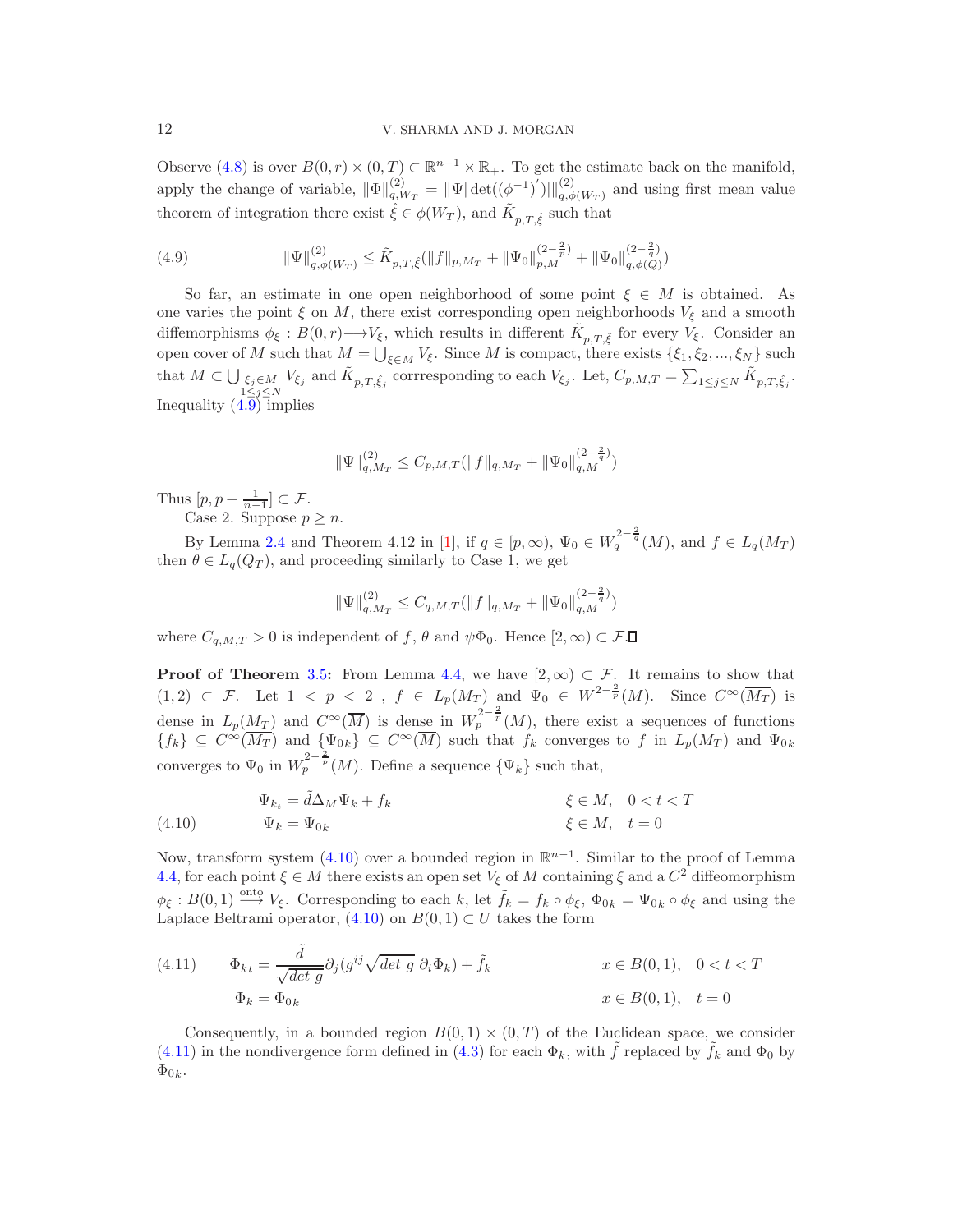Observe (4.8) is over $B(0,r)\times(0,T)\subset\mathbb{R}^{n-1}\times\mathbb{R}_+$. To get the estimate back on the manifold, apply the change of variable, $\|\Phi\|^{(2)}_{q,W_T}=\|\Psi|\det((\phi^{-1})^{'})|\|^{(2)}_{q,\phi(W_T)}$ and using first mean value theorem of integration there exist $\hat{\xi}\in\phi(W_T)$, and $\tilde{K}_{p,T,\hat{\xi}}$ such that

$$
\|\Psi\|^{(2)}_{q,\phi(W_T)}\le \tilde{K}_{p,T,\hat{\xi}}(\|f\|_{p,M_T}+\|\Psi_0\|^{(2-\frac{2}{p})}_{p,M}+\|\Psi_0\|^{(2-\frac{2}{q})}_{q,\phi(Q)}) \tag{4.9}
$$

So far, an estimate in one open neighborhood of some point $\xi\in M$ is obtained. As one varies the point $\xi$ on $M$, there exist corresponding open neighborhoods $V_\xi$ and a smooth diffemorphisms $\phi_\xi: B(0,r)\longrightarrow V_\xi$, which results in different $\tilde{K}_{p,T,\hat{\xi}}$ for every $V_\xi$. Consider an open cover of $M$ such that $M=\bigcup_{\xi\in M}V_\xi$. Since $M$ is compact, there exists $\{\xi_1,\xi_2,...,\xi_N\}$ such that $M\subset\bigcup_{\substack{\xi_j\in M\\ 1\le j\le N}}V_{\xi_j}$ and $\tilde{K}_{p,T,\hat{\xi}_j}$ corrresponding to each $V_{\xi_j}$. Let, $C_{p,M,T}=\sum_{1\le j\le N}\tilde{K}_{p,T,\hat{\xi}_j}$. Inequality (4.9) implies

$$
\|\Psi\|^{(2)}_{q,M_T}\le C_{p,M,T}(\|f\|_{q,M_T}+\|\Psi_0\|^{(2-\frac{2}{q})}_{q,M})
$$

Thus $[p,p+\frac{1}{n-1}]\subset\mathcal{F}$.

Case 2. Suppose $p\ge n$.

By Lemma 2.4 and Theorem 4.12 in [1], if $q\in[p,\infty)$, $\Psi_0\in W^{2-\frac{2}{q}}_q(M)$, and $f\in L_q(M_T)$ then $\theta\in L_q(Q_T)$, and proceeding similarly to Case 1, we get

$$
\|\Psi\|^{(2)}_{q,M_T}\le C_{q,M,T}(\|f\|_{q,M_T}+\|\Psi_0\|^{(2-\frac{2}{q})}_{q,M})
$$

where $C_{q,M,T}>0$ is independent of $f$, $\theta$ and $\psi\Phi_0$. Hence $[2,\infty)\subset\mathcal{F}$. ∎

**Proof of Theorem 3.5:** From Lemma 4.4, we have $[2,\infty)\subset\mathcal{F}$. It remains to show that $(1,2)\subset\mathcal{F}$. Let $1<p<2$ , $f\in L_p(M_T)$ and $\Psi_0\in W^{2-\frac{2}{p}}(M)$. Since $C^\infty(\overline{M_T})$ is dense in $L_p(M_T)$ and $C^\infty(\overline{M})$ is dense in $W^{2-\frac{2}{p}}_p(M)$, there exist a sequences of functions $\{f_k\}\subseteq C^\infty(\overline{M_T})$ and $\{\Psi_{0k}\}\subseteq C^\infty(\overline{M})$ such that $f_k$ converges to $f$ in $L_p(M_T)$ and $\Psi_{0k}$ converges to $\Psi_0$ in $W^{2-\frac{2}{p}}_p(M)$. Define a sequence $\{\Psi_k\}$ such that,

$$
\begin{aligned}
\Psi_{k_t}&=\tilde{d}\Delta_M\Psi_k+f_k && \xi\in M,\quad 0<t<T\\
\Psi_k&=\Psi_{0k} && \xi\in M,\quad t=0
\end{aligned} \tag{4.10}
$$

Now, transform system (4.10) over a bounded region in $\mathbb{R}^{n-1}$. Similar to the proof of Lemma 4.4, for each point $\xi\in M$ there exists an open set $V_\xi$ of $M$ containing $\xi$ and a $C^2$ diffeomorphism $\phi_\xi: B(0,1)\xrightarrow{\text{onto}}V_\xi$. Corresponding to each $k$, let $\tilde{f}_k=f_k\circ\phi_\xi$, $\Phi_{0k}=\Psi_{0k}\circ\phi_\xi$ and using the Laplace Beltrami operator, (4.10) on $B(0,1)\subset U$ takes the form

$$
\begin{aligned}
\Phi_{kt}&=\frac{\tilde{d}}{\sqrt{det\ g}}\partial_j(g^{ij}\sqrt{det\ g}\ \partial_i\Phi_k)+\tilde{f}_k && x\in B(0,1),\quad 0<t<T\\
\Phi_k&=\Phi_{0k} && x\in B(0,1),\quad t=0
\end{aligned} \tag{4.11}
$$

Consequently, in a bounded region $B(0,1)\times(0,T)$ of the Euclidean space, we consider (4.11) in the nondivergence form defined in (4.3) for each $\Phi_k$, with $\tilde{f}$ replaced by $\tilde{f}_k$ and $\Phi_0$ by $\Phi_{0k}$.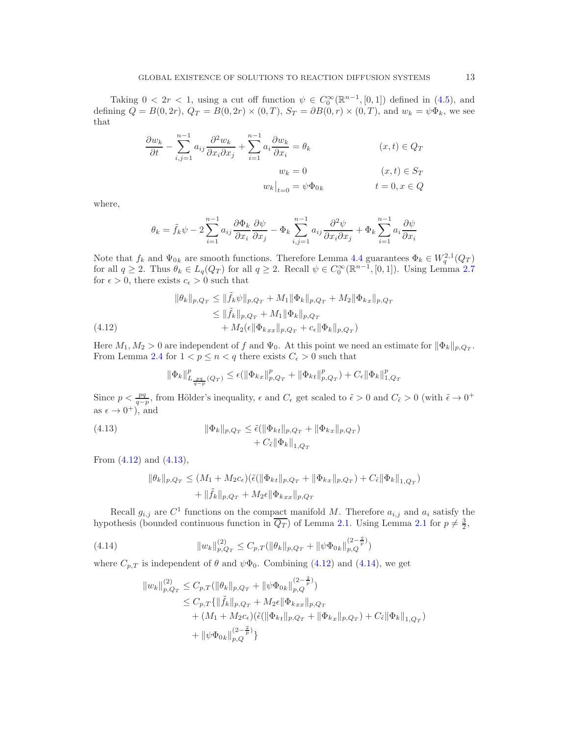Taking $0 < 2r < 1$, using a cut off function $\psi \in C_0^\infty(\mathbb{R}^{n-1}, [0,1])$ defined in (4.5), and defining $Q = B(0, 2r)$, $Q_T = B(0, 2r) \times (0, T)$, $S_T = \partial B(0, r) \times (0, T)$, and $w_k = \psi \Phi_k$, we see that

$$
\begin{aligned}
\frac{\partial w_k}{\partial t} - \sum_{i,j=1}^{n-1} a_{ij} \frac{\partial^2 w_k}{\partial x_i \partial x_j} + \sum_{i=1}^{n-1} a_i \frac{\partial w_k}{\partial x_i} &= \theta_k && (x,t) \in Q_T \\
w_k &= 0 && (x,t) \in S_T \\
w_k\big|_{t=0} &= \psi \Phi_{0k} && t = 0, x \in Q
\end{aligned}
$$

where,

$$
\theta_k = \tilde{f}_k \psi - 2 \sum_{i=1}^{n-1} a_{ij} \frac{\partial \Phi_k}{\partial x_i} \frac{\partial \psi}{\partial x_j} - \Phi_k \sum_{i,j=1}^{n-1} a_{ij} \frac{\partial^2 \psi}{\partial x_i \partial x_j} + \Phi_k \sum_{i=1}^{n-1} a_i \frac{\partial \psi}{\partial x_i}
$$

Note that $f_k$ and $\Psi_{0k}$ are smooth functions. Therefore Lemma 4.4 guarantees $\Phi_k \in W_q^{2,1}(Q_T)$ for all $q \geq 2$. Thus $\theta_k \in L_q(Q_T)$ for all $q \geq 2$. Recall $\psi \in C_0^\infty(\mathbb{R}^{n-1}, [0,1])$. Using Lemma 2.7 for $\epsilon > 0$, there exists $c_\epsilon > 0$ such that

$$
\begin{aligned}
\|\theta_k\|_{p,Q_T} &\leq \|\tilde{f}_k \psi\|_{p,Q_T} + M_1 \|\Phi_k\|_{p,Q_T} + M_2 \|\Phi_{kx}\|_{p,Q_T} \\
&\leq \|\tilde{f}_k\|_{p,Q_T} + M_1 \|\Phi_k\|_{p,Q_T} \\
&\quad + M_2(\epsilon \|\Phi_{kxx}\|_{p,Q_T} + c_\epsilon \|\Phi_k\|_{p,Q_T})
\end{aligned} \tag{4.12}
$$

Here $M_1, M_2 > 0$ are independent of $f$ and $\Psi_0$. At this point we need an estimate for $\|\Phi_k\|_{p,Q_T}$. From Lemma 2.4 for $1 < p \leq n < q$ there exists $C_\epsilon > 0$ such that

$$
\|\Phi_k\|^p_{L_{\frac{pq}{q-p}}(Q_T)} \leq \epsilon (\|\Phi_{kx}\|^p_{p,Q_T} + \|\Phi_{kt}\|^p_{p,Q_T}) + C_\epsilon \|\Phi_k\|^p_{1,Q_T}
$$

Since $p < \frac{pq}{q-p}$, from Hölder's inequality, $\epsilon$ and $C_\epsilon$ get scaled to $\tilde{\epsilon} > 0$ and $C_{\tilde{\epsilon}} > 0$ (with $\tilde{\epsilon} \to 0^+$ as $\epsilon \to 0^+$), and

$$
\begin{aligned}
\|\Phi_k\|_{p,Q_T} &\leq \tilde{\epsilon}(\|\Phi_{kt}\|_{p,Q_T} + \|\Phi_{kx}\|_{p,Q_T}) \\
&\quad + C_{\tilde{\epsilon}} \|\Phi_k\|_{1,Q_T}
\end{aligned} \tag{4.13}
$$

From (4.12) and (4.13),

$$
\begin{aligned}
\|\theta_k\|_{p,Q_T} &\leq (M_1 + M_2 c_\epsilon)(\tilde{\epsilon}(\|\Phi_{kt}\|_{p,Q_T} + \|\Phi_{kx}\|_{p,Q_T}) + C_{\tilde{\epsilon}} \|\Phi_k\|_{1,Q_T}) \\
&\quad + \|\tilde{f}_k\|_{p,Q_T} + M_2 \epsilon \|\Phi_{kxx}\|_{p,Q_T}
\end{aligned}
$$

Recall $g_{i,j}$ are $C^1$ functions on the compact manifold $M$. Therefore $a_{i,j}$ and $a_i$ satisfy the hypothesis (bounded continuous function in $\overline{Q_T}$) of Lemma 2.1. Using Lemma 2.1 for $p \neq \frac{3}{2}$,

$$
\|w_k\|^{(2)}_{p,Q_T} \leq C_{p,T}(\|\theta_k\|_{p,Q_T} + \|\psi \Phi_{0k}\|^{(2-\frac{2}{p})}_{p,Q}) \tag{4.14}
$$

where $C_{p,T}$ is independent of $\theta$ and $\psi \Phi_0$. Combining (4.12) and (4.14), we get

$$
\begin{aligned}
\|w_k\|^{(2)}_{p,Q_T} &\leq C_{p,T}(\|\theta_k\|_{p,Q_T} + \|\psi \Phi_{0k}\|^{(2-\frac{2}{p})}_{p,Q}) \\
&\leq C_{p,T}\{\|\tilde{f}_k\|_{p,Q_T} + M_2 \epsilon \|\Phi_{kxx}\|_{p,Q_T} \\
&\quad + (M_1 + M_2 c_\epsilon)(\tilde{\epsilon}(\|\Phi_{kt}\|_{p,Q_T} + \|\Phi_{kx}\|_{p,Q_T}) + C_{\tilde{\epsilon}} \|\Phi_k\|_{1,Q_T}) \\
&\quad + \|\psi \Phi_{0k}\|^{(2-\frac{2}{p})}_{p,Q}\}
\end{aligned}
$$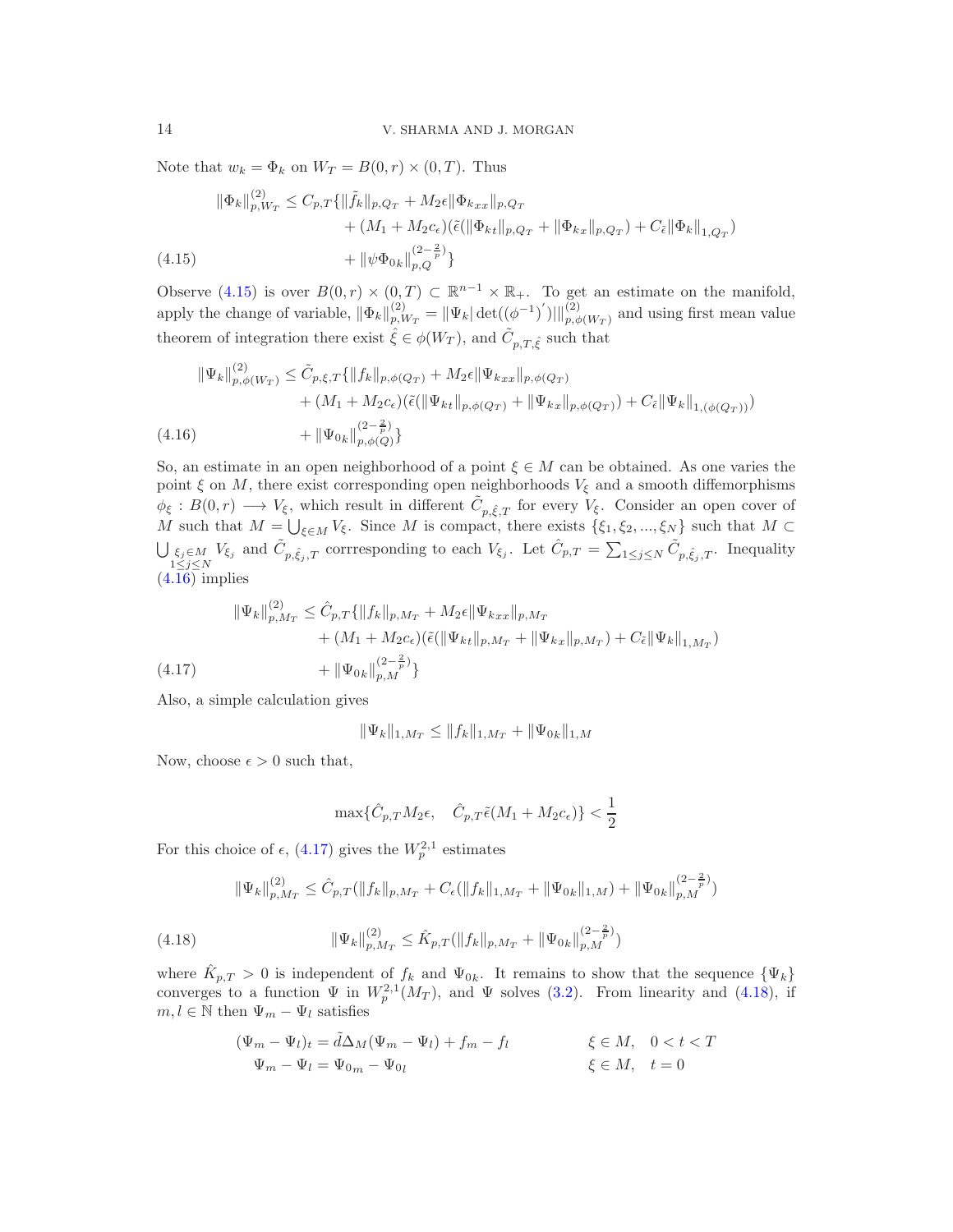Note that $w_k = \Phi_k$ on $W_T = B(0,r) \times (0,T)$. Thus

$$
\begin{aligned}
\|\Phi_k\|_{p,W_T}^{(2)} \le C_{p,T}\{ &\|\tilde{f}_k\|_{p,Q_T} + M_2\epsilon\|\Phi_{kxx}\|_{p,Q_T} \\
&+ (M_1 + M_2 c_\epsilon)(\tilde{\epsilon}(\|\Phi_{kt}\|_{p,Q_T} + \|\Phi_{kx}\|_{p,Q_T}) + C_{\tilde{\epsilon}}\|\Phi_k\|_{1,Q_T}) \\
&+ \|\psi\Phi_{0k}\|_{p,Q}^{(2-\frac{2}{p})}\}
\end{aligned} \tag{4.15}
$$

Observe (4.15) is over $B(0,r) \times (0,T) \subset \mathbb{R}^{n-1} \times \mathbb{R}_+$. To get an estimate on the manifold, apply the change of variable, $\|\Phi_k\|_{p,W_T}^{(2)} = \|\Psi_k|\det((\phi^{-1})^{'})|\|_{p,\phi(W_T)}^{(2)}$ and using first mean value theorem of integration there exist $\hat{\xi} \in \phi(W_T)$, and $\tilde{C}_{p,T,\hat{\xi}}$ such that

$$
\begin{aligned}
\|\Psi_k\|_{p,\phi(W_T)}^{(2)} \le \tilde{C}_{p,\xi,T}\{ &\|f_k\|_{p,\phi(Q_T)} + M_2\epsilon\|\Psi_{kxx}\|_{p,\phi(Q_T)} \\
&+ (M_1 + M_2 c_\epsilon)(\tilde{\epsilon}(\|\Psi_{kt}\|_{p,\phi(Q_T)} + \|\Psi_{kx}\|_{p,\phi(Q_T)}) + C_{\tilde{\epsilon}}\|\Psi_k\|_{1,(\phi(Q_T))}) \\
&+ \|\Psi_{0k}\|_{p,\phi(Q)}^{(2-\frac{2}{p})}\}
\end{aligned} \tag{4.16}
$$

So, an estimate in an open neighborhood of a point $\xi \in M$ can be obtained. As one varies the point $\xi$ on $M$, there exist corresponding open neighborhoods $V_\xi$ and a smooth diffemorphisms $\phi_\xi : B(0,r) \longrightarrow V_\xi$, which result in different $\tilde{C}_{p,\hat{\xi},T}$ for every $V_\xi$. Consider an open cover of $M$ such that $M = \bigcup_{\xi \in M} V_\xi$. Since $M$ is compact, there exists $\{\xi_1, \xi_2, ..., \xi_N\}$ such that $M \subset \bigcup_{\substack{\xi_j \in M \\ 1 \le j \le N}} V_{\xi_j}$ and $\tilde{C}_{p,\hat{\xi}_j,T}$ corrresponding to each $V_{\xi_j}$. Let $\hat{C}_{p,T} = \sum_{1 \le j \le N} \tilde{C}_{p,\hat{\xi}_j,T}$. Inequality (4.16) implies

$$
\begin{aligned}
\|\Psi_k\|_{p,M_T}^{(2)} \le \hat{C}_{p,T}\{ &\|f_k\|_{p,M_T} + M_2\epsilon\|\Psi_{kxx}\|_{p,M_T} \\
&+ (M_1 + M_2 c_\epsilon)(\tilde{\epsilon}(\|\Psi_{kt}\|_{p,M_T} + \|\Psi_{kx}\|_{p,M_T}) + C_{\tilde{\epsilon}}\|\Psi_k\|_{1,M_T}) \\
&+ \|\Psi_{0k}\|_{p,M}^{(2-\frac{2}{p})}\}
\end{aligned} \tag{4.17}
$$

Also, a simple calculation gives

$$
\|\Psi_k\|_{1,M_T} \le \|f_k\|_{1,M_T} + \|\Psi_{0k}\|_{1,M}
$$

Now, choose $\epsilon > 0$ such that,

$$
\max\{\hat{C}_{p,T}M_2\epsilon, \quad \hat{C}_{p,T}\tilde{\epsilon}(M_1 + M_2 c_\epsilon)\} < \frac{1}{2}
$$

For this choice of $\epsilon$, (4.17) gives the $W_p^{2,1}$ estimates

$$
\|\Psi_k\|_{p,M_T}^{(2)} \le \hat{C}_{p,T}(\|f_k\|_{p,M_T} + C_\epsilon(\|f_k\|_{1,M_T} + \|\Psi_{0k}\|_{1,M}) + \|\Psi_{0k}\|_{p,M}^{(2-\frac{2}{p})})
$$

$$
\|\Psi_k\|_{p,M_T}^{(2)} \le \hat{K}_{p,T}(\|f_k\|_{p,M_T} + \|\Psi_{0k}\|_{p,M}^{(2-\frac{2}{p})}) \tag{4.18}
$$

where $\hat{K}_{p,T} > 0$ is independent of $f_k$ and $\Psi_{0k}$. It remains to show that the sequence $\{\Psi_k\}$ converges to a function $\Psi$ in $W_p^{2,1}(M_T)$, and $\Psi$ solves (3.2). From linearity and (4.18), if $m, l \in \mathbb{N}$ then $\Psi_m - \Psi_l$ satisfies

$$
\begin{aligned}
(\Psi_m - \Psi_l)_t &= \tilde{d}\Delta_M(\Psi_m - \Psi_l) + f_m - f_l & \xi \in M, \quad 0 < t < T \\
\Psi_m - \Psi_l &= \Psi_{0m} - \Psi_{0l} & \xi \in M, \quad t = 0
\end{aligned}
$$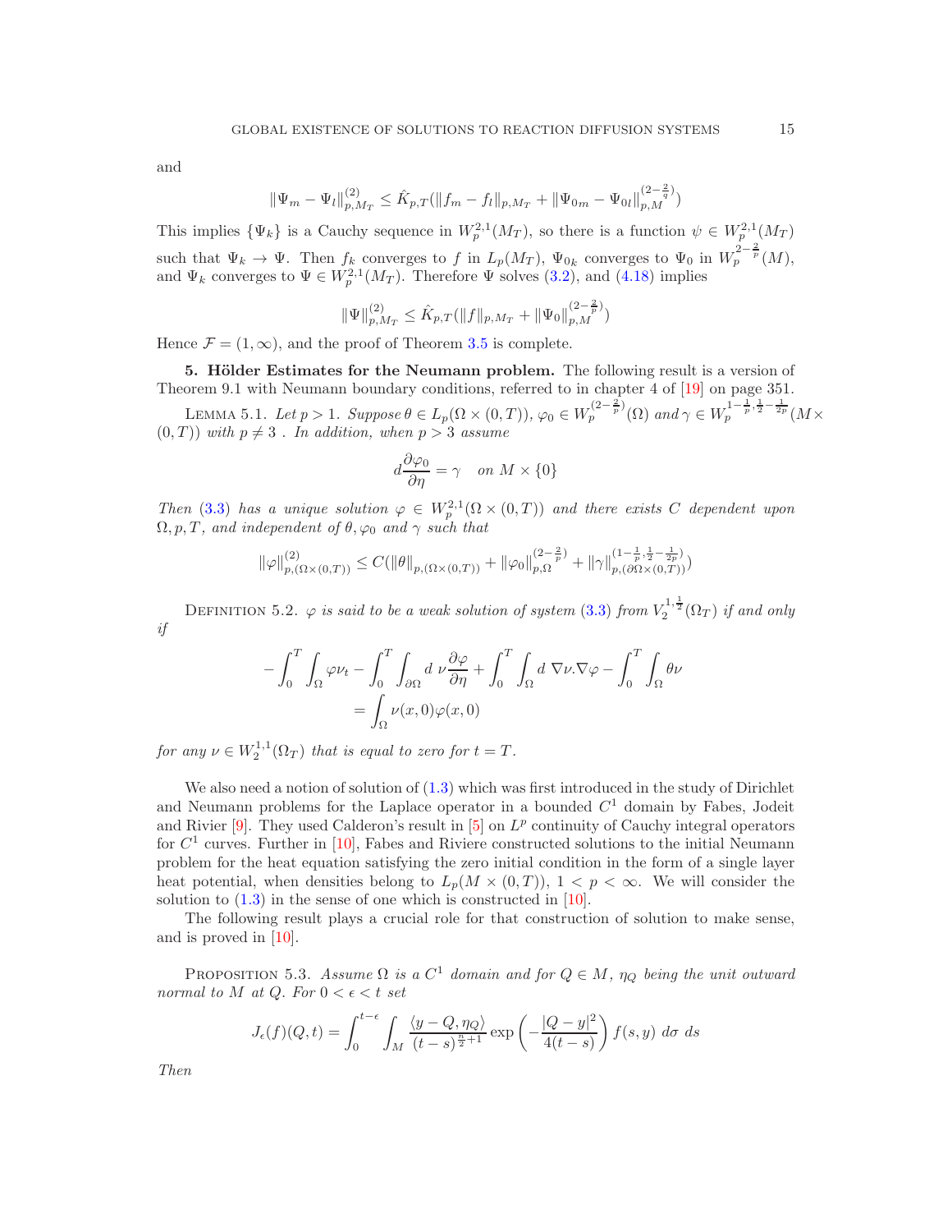and

$$\|\Psi_m - \Psi_l\|_{p,M_T}^{(2)} \le \hat{K}_{p,T}(\|f_m - f_l\|_{p,M_T} + \|\Psi_{0m} - \Psi_{0l}\|_{p,M}^{(2-\frac{2}{q})})$$

This implies $\{\Psi_k\}$ is a Cauchy sequence in $W_p^{2,1}(M_T)$, so there is a function $\psi \in W_p^{2,1}(M_T)$ such that $\Psi_k \to \Psi$. Then $f_k$ converges to $f$ in $L_p(M_T)$, $\Psi_{0k}$ converges to $\Psi_0$ in $W_p^{2-\frac{2}{p}}(M)$, and $\Psi_k$ converges to $\Psi \in W_p^{2,1}(M_T)$. Therefore $\Psi$ solves (3.2), and (4.18) implies

$$\|\Psi\|_{p,M_T}^{(2)} \le \hat{K}_{p,T}(\|f\|_{p,M_T} + \|\Psi_0\|_{p,M}^{(2-\frac{2}{p})})$$

Hence $\mathcal{F} = (1,\infty)$, and the proof of Theorem 3.5 is complete.

**5. Hölder Estimates for the Neumann problem.** The following result is a version of Theorem 9.1 with Neumann boundary conditions, referred to in chapter 4 of [19] on page 351.

Lemma 5.1. *Let $p > 1$. Suppose $\theta \in L_p(\Omega \times (0,T))$, $\varphi_0 \in W_p^{(2-\frac{2}{p})}(\Omega)$ and $\gamma \in W_p^{1-\frac{1}{p},\frac{1}{2}-\frac{1}{2p}}(M \times (0,T))$ with $p \neq 3$ . In addition, when $p > 3$ assume*

$$d\frac{\partial \varphi_0}{\partial \eta} = \gamma \quad \text{on } M \times \{0\}$$

*Then (3.3) has a unique solution $\varphi \in W_p^{2,1}(\Omega \times (0,T))$ and there exists $C$ dependent upon $\Omega, p, T$, and independent of $\theta, \varphi_0$ and $\gamma$ such that*

$$\|\varphi\|_{p,(\Omega\times(0,T))}^{(2)} \le C(\|\theta\|_{p,(\Omega\times(0,T))} + \|\varphi_0\|_{p,\Omega}^{(2-\frac{2}{p})} + \|\gamma\|_{p,(\partial\Omega\times(0,T))}^{(1-\frac{1}{p},\frac{1}{2}-\frac{1}{2p})})$$

Definition 5.2. *$\varphi$ is said to be a weak solution of system (3.3) from $V_2^{1,\frac{1}{2}}(\Omega_T)$ if and only if*

$$\begin{aligned} -\int_0^T \int_\Omega \varphi \nu_t - \int_0^T \int_{\partial\Omega} d\ \nu \frac{\partial \varphi}{\partial \eta} + \int_0^T \int_\Omega d\ \nabla\nu . \nabla\varphi - \int_0^T \int_\Omega \theta\nu \\ = \int_\Omega \nu(x,0)\varphi(x,0) \end{aligned}$$

*for any $\nu \in W_2^{1,1}(\Omega_T)$ that is equal to zero for $t = T$.*

We also need a notion of solution of (1.3) which was first introduced in the study of Dirichlet and Neumann problems for the Laplace operator in a bounded $C^1$ domain by Fabes, Jodeit and Rivier [9]. They used Calderon's result in [5] on $L^p$ continuity of Cauchy integral operators for $C^1$ curves. Further in [10], Fabes and Riviere constructed solutions to the initial Neumann problem for the heat equation satisfying the zero initial condition in the form of a single layer heat potential, when densities belong to $L_p(M \times (0,T))$, $1 < p < \infty$. We will consider the solution to (1.3) in the sense of one which is constructed in [10].

The following result plays a crucial role for that construction of solution to make sense, and is proved in [10].

Proposition 5.3. *Assume $\Omega$ is a $C^1$ domain and for $Q \in M$, $\eta_Q$ being the unit outward normal to $M$ at $Q$. For $0 < \epsilon < t$ set*

$$J_\epsilon(f)(Q,t) = \int_0^{t-\epsilon} \int_M \frac{\langle y - Q, \eta_Q\rangle}{(t-s)^{\frac{n}{2}+1}} \exp\left(-\frac{|Q-y|^2}{4(t-s)}\right) f(s,y)\ d\sigma\ ds$$

*Then*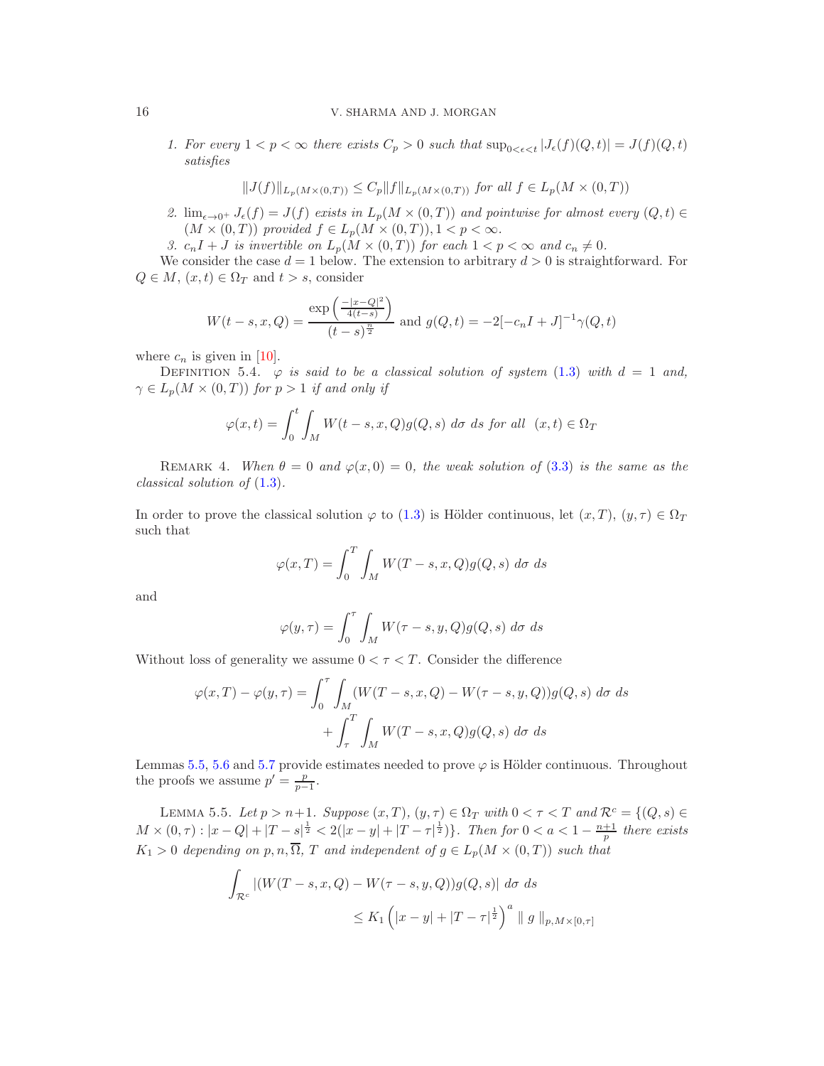1. *For every $1 < p < \infty$ there exists $C_p > 0$ such that $\sup_{0<\epsilon<t} |J_\epsilon(f)(Q,t)| = J(f)(Q,t)$ satisfies*

$$\|J(f)\|_{L_p(M\times(0,T))} \leq C_p \|f\|_{L_p(M\times(0,T))} \text{ for all } f \in L_p(M\times(0,T))$$

2. $\lim_{\epsilon\to 0^+} J_\epsilon(f) = J(f)$ *exists in $L_p(M\times(0,T))$ and pointwise for almost every $(Q,t) \in (M\times(0,T))$ provided $f \in L_p(M\times(0,T)), 1 < p < \infty$.*
3. *$c_n I + J$ is invertible on $L_p(M\times(0,T))$ for each $1 < p < \infty$ and $c_n \neq 0$.*

We consider the case $d = 1$ below. The extension to arbitrary $d > 0$ is straightforward. For $Q \in M$, $(x,t) \in \Omega_T$ and $t > s$, consider

$$W(t-s,x,Q) = \frac{\exp\left(\frac{-|x-Q|^2}{4(t-s)}\right)}{(t-s)^{\frac{n}{2}}} \text{ and } g(Q,t) = -2[-c_n I + J]^{-1}\gamma(Q,t)$$

where $c_n$ is given in [10].

Definition 5.4. *$\varphi$ is said to be a classical solution of system (1.3) with $d = 1$ and, $\gamma \in L_p(M\times(0,T))$ for $p > 1$ if and only if*

$$\varphi(x,t) = \int_0^t \int_M W(t-s,x,Q)g(Q,s)\ d\sigma\ ds \text{ for all } (x,t) \in \Omega_T$$

Remark 4. *When $\theta = 0$ and $\varphi(x,0) = 0$, the weak solution of (3.3) is the same as the classical solution of (1.3).*

In order to prove the classical solution $\varphi$ to (1.3) is Hölder continuous, let $(x,T)$, $(y,\tau) \in \Omega_T$ such that

$$\varphi(x,T) = \int_0^T \int_M W(T-s,x,Q)g(Q,s)\ d\sigma\ ds$$

and

$$\varphi(y,\tau) = \int_0^\tau \int_M W(\tau-s,y,Q)g(Q,s)\ d\sigma\ ds$$

Without loss of generality we assume $0 < \tau < T$. Consider the difference

$$\varphi(x,T) - \varphi(y,\tau) = \int_0^\tau \int_M (W(T-s,x,Q) - W(\tau-s,y,Q))g(Q,s)\ d\sigma\ ds + \int_\tau^T \int_M W(T-s,x,Q)g(Q,s)\ d\sigma\ ds$$

Lemmas 5.5, 5.6 and 5.7 provide estimates needed to prove $\varphi$ is Hölder continuous. Throughout the proofs we assume $p' = \frac{p}{p-1}$.

Lemma 5.5. *Let $p > n+1$. Suppose $(x,T)$, $(y,\tau) \in \Omega_T$ with $0 < \tau < T$ and $\mathcal{R}^c = \{(Q,s) \in M\times(0,\tau) : |x-Q| + |T-s|^{\frac{1}{2}} < 2(|x-y| + |T-\tau|^{\frac{1}{2}})\}$. Then for $0 < a < 1 - \frac{n+1}{p}$ there exists $K_1 > 0$ depending on $p, n, \overline{\Omega}$, $T$ and independent of $g \in L_p(M\times(0,T))$ such that*

$$\int_{\mathcal{R}^c} |(W(T-s,x,Q) - W(\tau-s,y,Q))g(Q,s)|\ d\sigma\ ds \leq K_1 \left(|x-y| + |T-\tau|^{\frac{1}{2}}\right)^a \| g \|_{p,M\times[0,\tau]}$$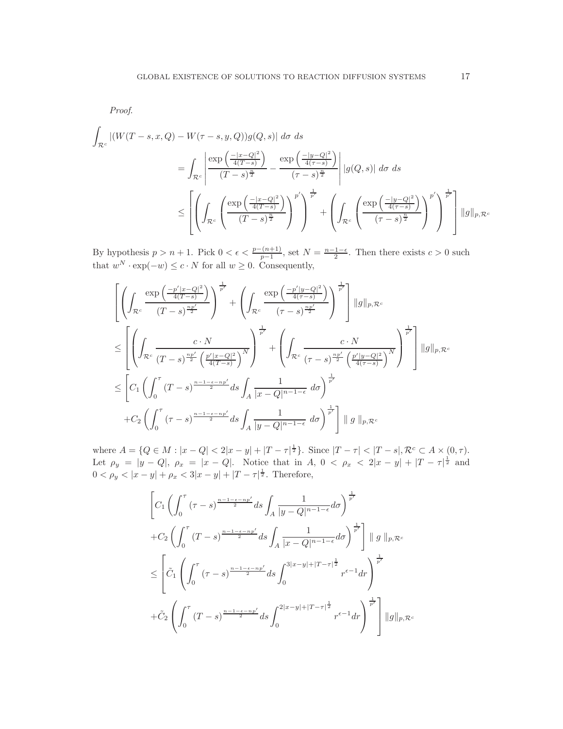*Proof.*

$$
\begin{aligned}
\int_{\mathcal{R}^c} &|(W(T-s,x,Q)-W(\tau-s,y,Q))g(Q,s)| \; d\sigma \; ds \\
&= \int_{\mathcal{R}^c} \left| \frac{\exp\left(\frac{-|x-Q|^2}{4(T-s)}\right)}{(T-s)^{\frac{n}{2}}} - \frac{\exp\left(\frac{-|y-Q|^2}{4(\tau-s)}\right)}{(\tau-s)^{\frac{n}{2}}} \right| |g(Q,s)| \; d\sigma \; ds \\
&\leq \left[ \left( \int_{\mathcal{R}^c} \left( \frac{\exp\left(\frac{-|x-Q|^2}{4(T-s)}\right)}{(T-s)^{\frac{n}{2}}} \right)^{p'} \right)^{\frac{1}{p'}} + \left( \int_{\mathcal{R}^c} \left( \frac{\exp\left(\frac{-|y-Q|^2}{4(\tau-s)}\right)}{(\tau-s)^{\frac{n}{2}}} \right)^{p'} \right)^{\frac{1}{p'}} \right] \|g\|_{p,\mathcal{R}^c}
\end{aligned}
$$

By hypothesis $p > n+1$. Pick $0 < \epsilon < \frac{p-(n+1)}{p-1}$, set $N = \frac{n-1-\epsilon}{2}$. Then there exists $c > 0$ such that $w^N \cdot \exp(-w) \leq c \cdot N$ for all $w \geq 0$. Consequently,

$$
\begin{aligned}
&\left[ \left( \int_{\mathcal{R}^c} \frac{\exp\left(\frac{-p'|x-Q|^2}{4(T-s)}\right)}{(T-s)^{\frac{np'}{2}}} \right)^{\frac{1}{p'}} + \left( \int_{\mathcal{R}^c} \frac{\exp\left(\frac{-p'|y-Q|^2}{4(\tau-s)}\right)}{(\tau-s)^{\frac{np'}{2}}} \right)^{\frac{1}{p'}} \right] \|g\|_{p,\mathcal{R}^c} \\
&\leq \left[ \left( \int_{\mathcal{R}^c} \frac{c \cdot N}{(T-s)^{\frac{np'}{2}} \left(\frac{p'|x-Q|^2}{4(T-s)}\right)^N} \right)^{\frac{1}{p'}} + \left( \int_{\mathcal{R}^c} \frac{c \cdot N}{(\tau-s)^{\frac{np'}{2}} \left(\frac{p'|y-Q|^2}{4(\tau-s)}\right)^N} \right)^{\frac{1}{p'}} \right] \|g\|_{p,\mathcal{R}^c} \\
&\leq \left[ C_1 \left( \int_0^\tau (T-s)^{\frac{n-1-\epsilon-np'}{2}} ds \int_A \frac{1}{|x-Q|^{n-1-\epsilon}} \; d\sigma \right)^{\frac{1}{p'}} \right. \\
&\qquad \left. + C_2 \left( \int_0^\tau (\tau-s)^{\frac{n-1-\epsilon-np'}{2}} ds \int_A \frac{1}{|y-Q|^{n-1-\epsilon}} \; d\sigma \right)^{\frac{1}{p'}} \right] \| \; g \; \|_{p,\mathcal{R}^c}
\end{aligned}
$$

where $A = \{Q \in M : |x-Q| < 2|x-y| + |T-\tau|^{\frac{1}{2}}\}$. Since $|T-\tau| < |T-s|, \mathcal{R}^c \subset A \times (0,\tau)$. Let $\rho_y = |y-Q|$, $\rho_x = |x-Q|$. Notice that in $A$, $0 < \rho_x < 2|x-y| + |T-\tau|^{\frac{1}{2}}$ and $0 < \rho_y < |x-y| + \rho_x < 3|x-y| + |T-\tau|^{\frac{1}{2}}$. Therefore,

$$
\begin{aligned}
&\left[ C_1 \left( \int_0^\tau (\tau-s)^{\frac{n-1-\epsilon-np'}{2}} ds \int_A \frac{1}{|y-Q|^{n-1-\epsilon}} d\sigma \right)^{\frac{1}{p'}} \right. \\
&\left. + C_2 \left( \int_0^\tau (T-s)^{\frac{n-1-\epsilon-np'}{2}} ds \int_A \frac{1}{|x-Q|^{n-1-\epsilon}} d\sigma \right)^{\frac{1}{p'}} \right] \| \; g \; \|_{p,\mathcal{R}^c} \\
&\leq \left[ \tilde{C}_1 \left( \int_0^\tau (\tau-s)^{\frac{n-1-\epsilon-np'}{2}} ds \int_0^{3|x-y|+|T-\tau|^{\frac{1}{2}}} r^{\epsilon-1} dr \right)^{\frac{1}{p'}} \right. \\
&\left. + \tilde{C}_2 \left( \int_0^\tau (T-s)^{\frac{n-1-\epsilon-np'}{2}} ds \int_0^{2|x-y|+|T-\tau|^{\frac{1}{2}}} r^{\epsilon-1} dr \right)^{\frac{1}{p'}} \right] \|g\|_{p,\mathcal{R}^c}
\end{aligned}
$$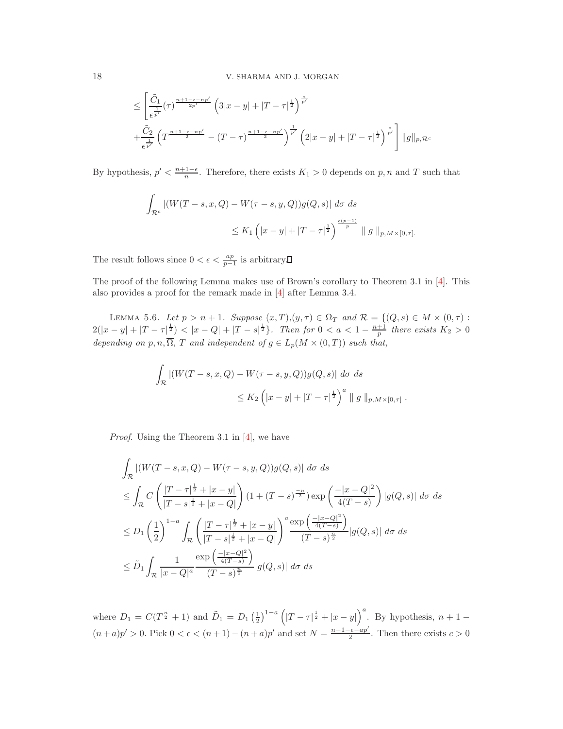$$
\leq \left[ \frac{\tilde{C}_1}{\epsilon^{\frac{1}{p'}}} (\tau)^{\frac{n+1-\epsilon-np'}{2p'}} \left( 3|x-y| + |T-\tau|^{\frac{1}{2}} \right)^{\frac{\epsilon}{p'}} \right.
$$

$$
\left. + \frac{\tilde{C}_2}{\epsilon^{\frac{1}{p'}}} \left( T^{\frac{n+1-\epsilon-np'}{2}} - (T-\tau)^{\frac{n+1-\epsilon-np'}{2}} \right)^{\frac{1}{p'}} \left( 2|x-y| + |T-\tau|^{\frac{1}{2}} \right)^{\frac{\epsilon}{p'}} \right] \|g\|_{p,\mathcal{R}^c}
$$

By hypothesis, $p' < \frac{n+1-\epsilon}{n}$. Therefore, there exists $K_1 > 0$ depends on $p, n$ and $T$ such that

$$
\int_{\mathcal{R}^c} |(W(T-s,x,Q) - W(\tau-s,y,Q))g(Q,s)| \; d\sigma \; ds
$$

$$
\leq K_1 \left( |x-y| + |T-\tau|^{\frac{1}{2}} \right)^{\frac{\epsilon(p-1)}{p}} \parallel g \parallel_{p,M\times[0,\tau]}.
$$

The result follows since $0 < \epsilon < \frac{ap}{p-1}$ is arbitrary. ∎

The proof of the following Lemma makes use of Brown's corollary to Theorem 3.1 in [4]. This also provides a proof for the remark made in [4] after Lemma 3.4.

Lemma 5.6. *Let $p > n+1$. Suppose $(x,T)$,$(y,\tau) \in \Omega_T$ and $\mathcal{R} = \{(Q,s) \in M \times (0,\tau) : 2(|x-y| + |T-\tau|^{\frac{1}{2}}) < |x-Q| + |T-s|^{\frac{1}{2}}\}$. Then for $0 < a < 1 - \frac{n+1}{p}$ there exists $K_2 > 0$ depending on $p, n, \overline{\Omega}$, $T$ and independent of $g \in L_p(M \times (0,T))$ such that,*

$$
\int_{\mathcal{R}} |(W(T-s,x,Q) - W(\tau-s,y,Q))g(Q,s)| \; d\sigma \; ds
$$

$$
\leq K_2 \left( |x-y| + |T-\tau|^{\frac{1}{2}} \right)^a \parallel g \parallel_{p,M\times[0,\tau]}.
$$

*Proof.* Using the Theorem 3.1 in [4], we have

$$
\int_{\mathcal{R}} |(W(T-s,x,Q) - W(\tau-s,y,Q))g(Q,s)| \; d\sigma \; ds
$$

$$
\leq \int_{\mathcal{R}} C \left( \frac{|T-\tau|^{\frac{1}{2}} + |x-y|}{|T-s|^{\frac{1}{2}} + |x-Q|} \right) (1 + (T-s)^{\frac{-n}{2}}) \exp\left( \frac{-|x-Q|^2}{4(T-s)} \right) |g(Q,s)| \; d\sigma \; ds
$$

$$
\leq D_1 \left( \frac{1}{2} \right)^{1-a} \int_{\mathcal{R}} \left( \frac{|T-\tau|^{\frac{1}{2}} + |x-y|}{|T-s|^{\frac{1}{2}} + |x-Q|} \right)^a \frac{\exp\left( \frac{-|x-Q|^2}{4(T-s)} \right)}{(T-s)^{\frac{n}{2}}} |g(Q,s)| \; d\sigma \; ds
$$

$$
\leq \tilde{D}_1 \int_{\mathcal{R}} \frac{1}{|x-Q|^a} \frac{\exp\left( \frac{-|x-Q|^2}{4(T-s)} \right)}{(T-s)^{\frac{n}{2}}} |g(Q,s)| \; d\sigma \; ds
$$

where $D_1 = C(T^{\frac{n}{2}} + 1)$ and $\tilde{D}_1 = D_1 \left(\frac{1}{2}\right)^{1-a} \left( |T-\tau|^{\frac{1}{2}} + |x-y| \right)^a$. By hypothesis, $n+1-(n+a)p' > 0$. Pick $0 < \epsilon < (n+1) - (n+a)p'$ and set $N = \frac{n-1-\epsilon-ap'}{2}$. Then there exists $c > 0$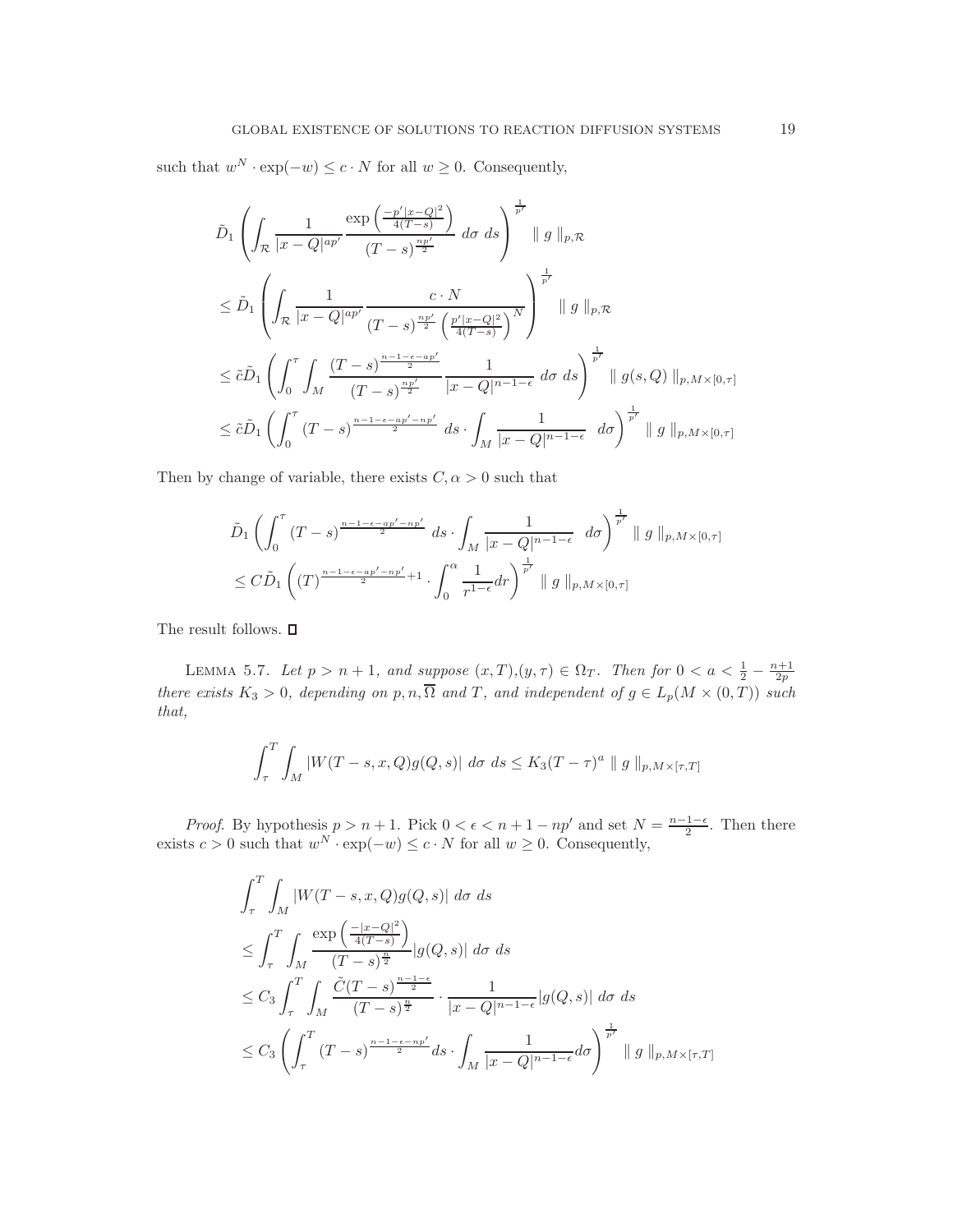such that $w^N \cdot \exp(-w) \leq c \cdot N$ for all $w \geq 0$. Consequently,

$$
\begin{aligned}
&\tilde{D}_1 \left( \int_{\mathcal{R}} \frac{1}{|x-Q|^{ap'}} \frac{\exp\left(\frac{-p'|x-Q|^2}{4(T-s)}\right)}{(T-s)^{\frac{np'}{2}}} \, d\sigma \, ds \right)^{\frac{1}{p'}} \parallel g \parallel_{p,\mathcal{R}} \\
&\leq \tilde{D}_1 \left( \int_{\mathcal{R}} \frac{1}{|x-Q|^{ap'}} \frac{c \cdot N}{(T-s)^{\frac{np'}{2}} \left(\frac{p'|x-Q|^2}{4(T-s)}\right)^N} \right)^{\frac{1}{p'}} \parallel g \parallel_{p,\mathcal{R}} \\
&\leq \tilde{c}\tilde{D}_1 \left( \int_0^\tau \int_M \frac{(T-s)^{\frac{n-1-\epsilon-ap'}{2}}}{(T-s)^{\frac{np'}{2}}} \frac{1}{|x-Q|^{n-1-\epsilon}} \, d\sigma \, ds \right)^{\frac{1}{p'}} \parallel g(s,Q) \parallel_{p,M\times[0,\tau]} \\
&\leq \tilde{c}\tilde{D}_1 \left( \int_0^\tau (T-s)^{\frac{n-1-\epsilon-ap'-np'}{2}} \, ds \cdot \int_M \frac{1}{|x-Q|^{n-1-\epsilon}} \, d\sigma \right)^{\frac{1}{p'}} \parallel g \parallel_{p,M\times[0,\tau]}
\end{aligned}
$$

Then by change of variable, there exists $C, \alpha > 0$ such that

$$
\begin{aligned}
&\tilde{D}_1 \left( \int_0^\tau (T-s)^{\frac{n-1-\epsilon-ap'-np'}{2}} \, ds \cdot \int_M \frac{1}{|x-Q|^{n-1-\epsilon}} \, d\sigma \right)^{\frac{1}{p'}} \parallel g \parallel_{p,M\times[0,\tau]} \\
&\leq C\tilde{D}_1 \left( (T)^{\frac{n-1-\epsilon-ap'-np'}{2}+1} \cdot \int_0^\alpha \frac{1}{r^{1-\epsilon}} dr \right)^{\frac{1}{p'}} \parallel g \parallel_{p,M\times[0,\tau]}
\end{aligned}
$$

The result follows. $\square$

Lemma 5.7. *Let $p > n+1$, and suppose $(x,T)$,$(y,\tau) \in \Omega_T$. Then for $0 < a < \frac{1}{2} - \frac{n+1}{2p}$ there exists $K_3 > 0$, depending on $p, n, \overline{\Omega}$ and $T$, and independent of $g \in L_p(M \times (0,T))$ such that,*

$$
\int_\tau^T \int_M |W(T-s,x,Q)g(Q,s)| \, d\sigma \, ds \leq K_3 (T-\tau)^a \parallel g \parallel_{p,M\times[\tau,T]}
$$

*Proof.* By hypothesis $p > n+1$. Pick $0 < \epsilon < n+1-np'$ and set $N = \frac{n-1-\epsilon}{2}$. Then there exists $c > 0$ such that $w^N \cdot \exp(-w) \leq c \cdot N$ for all $w \geq 0$. Consequently,

$$
\begin{aligned}
&\int_\tau^T \int_M |W(T-s,x,Q)g(Q,s)| \, d\sigma \, ds \\
&\leq \int_\tau^T \int_M \frac{\exp\left(\frac{-|x-Q|^2}{4(T-s)}\right)}{(T-s)^{\frac{n}{2}}} |g(Q,s)| \, d\sigma \, ds \\
&\leq C_3 \int_\tau^T \int_M \frac{\tilde{C}(T-s)^{\frac{n-1-\epsilon}{2}}}{(T-s)^{\frac{n}{2}}} \cdot \frac{1}{|x-Q|^{n-1-\epsilon}} |g(Q,s)| \, d\sigma \, ds \\
&\leq C_3 \left( \int_\tau^T (T-s)^{\frac{n-1-\epsilon-np'}{2}} ds \cdot \int_M \frac{1}{|x-Q|^{n-1-\epsilon}} d\sigma \right)^{\frac{1}{p'}} \parallel g \parallel_{p,M\times[\tau,T]}
\end{aligned}
$$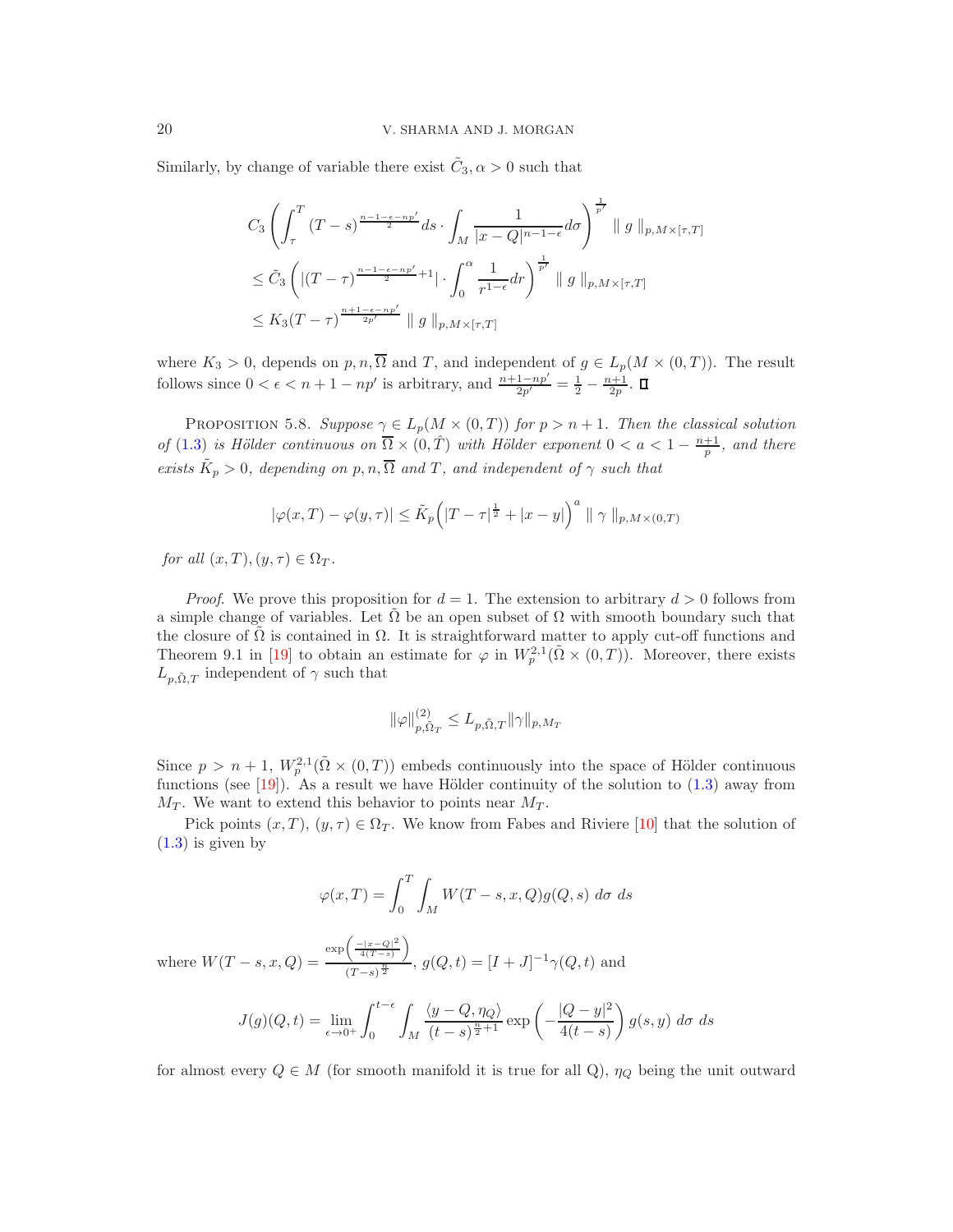Similarly, by change of variable there exist $\tilde{C}_3, \alpha > 0$ such that

$$
\begin{aligned}
& C_3 \left( \int_\tau^T (T-s)^{\frac{n-1-\epsilon-np'}{2}} ds \cdot \int_M \frac{1}{|x-Q|^{n-1-\epsilon}} d\sigma \right)^{\frac{1}{p'}} \parallel g \parallel_{p, M\times[\tau,T]} \\
& \leq \tilde{C}_3 \left( |(T-\tau)^{\frac{n-1-\epsilon-np'}{2}+1}| \cdot \int_0^\alpha \frac{1}{r^{1-\epsilon}} dr \right)^{\frac{1}{p'}} \parallel g \parallel_{p, M\times[\tau,T]} \\
& \leq K_3 (T-\tau)^{\frac{n+1-\epsilon-np'}{2p'}} \parallel g \parallel_{p, M\times[\tau,T]}
\end{aligned}
$$

where $K_3 > 0$, depends on $p, n, \overline{\Omega}$ and $T$, and independent of $g \in L_p(M \times (0,T))$. The result follows since $0 < \epsilon < n + 1 - np'$ is arbitrary, and $\frac{n+1-np'}{2p'} = \frac{1}{2} - \frac{n+1}{2p}$. ◻

**Proposition 5.8.** *Suppose $\gamma \in L_p(M \times (0,T))$ for $p > n+1$. Then the classical solution of (1.3) is Hölder continuous on $\overline{\Omega} \times (0, \hat{T})$ with Hölder exponent $0 < a < 1 - \frac{n+1}{p}$, and there exists $\tilde{K}_p > 0$, depending on $p, n, \overline{\Omega}$ and $T$, and independent of $\gamma$ such that*

$$
|\varphi(x,T) - \varphi(y,\tau)| \leq \tilde{K}_p \Big( |T-\tau|^{\frac{1}{2}} + |x-y| \Big)^a \parallel \gamma \parallel_{p, M\times(0,T)}
$$

*for all $(x,T), (y,\tau) \in \Omega_T$.*

*Proof.* We prove this proposition for $d = 1$. The extension to arbitrary $d > 0$ follows from a simple change of variables. Let $\tilde{\Omega}$ be an open subset of $\Omega$ with smooth boundary such that the closure of $\tilde{\Omega}$ is contained in $\Omega$. It is straightforward matter to apply cut-off functions and Theorem 9.1 in [19] to obtain an estimate for $\varphi$ in $W_p^{2,1}(\tilde{\Omega} \times (0,T))$. Moreover, there exists $L_{p,\tilde{\Omega},T}$ independent of $\gamma$ such that

$$
\|\varphi\|_{p,\tilde{\Omega}_T}^{(2)} \leq L_{p,\tilde{\Omega},T} \|\gamma\|_{p,M_T}
$$

Since $p > n+1$, $W_p^{2,1}(\tilde{\Omega} \times (0,T))$ embeds continuously into the space of Hölder continuous functions (see [19]). As a result we have Hölder continuity of the solution to (1.3) away from $M_T$. We want to extend this behavior to points near $M_T$.

Pick points $(x,T)$, $(y,\tau) \in \Omega_T$. We know from Fabes and Riviere [10] that the solution of (1.3) is given by

$$
\varphi(x,T) = \int_0^T \int_M W(T-s,x,Q) g(Q,s) \; d\sigma \; ds
$$

where $W(T-s,x,Q) = \frac{\exp\left(\frac{-|x-Q|^2}{4(T-s)}\right)}{(T-s)^{\frac{n}{2}}}$, $g(Q,t) = [I+J]^{-1}\gamma(Q,t)$ and

$$
J(g)(Q,t) = \lim_{\epsilon\to 0^+} \int_0^{t-\epsilon} \int_M \frac{\langle y-Q, \eta_Q \rangle}{(t-s)^{\frac{n}{2}+1}} \exp\left( -\frac{|Q-y|^2}{4(t-s)} \right) g(s,y) \; d\sigma \; ds
$$

for almost every $Q \in M$ (for smooth manifold it is true for all Q), $\eta_Q$ being the unit outward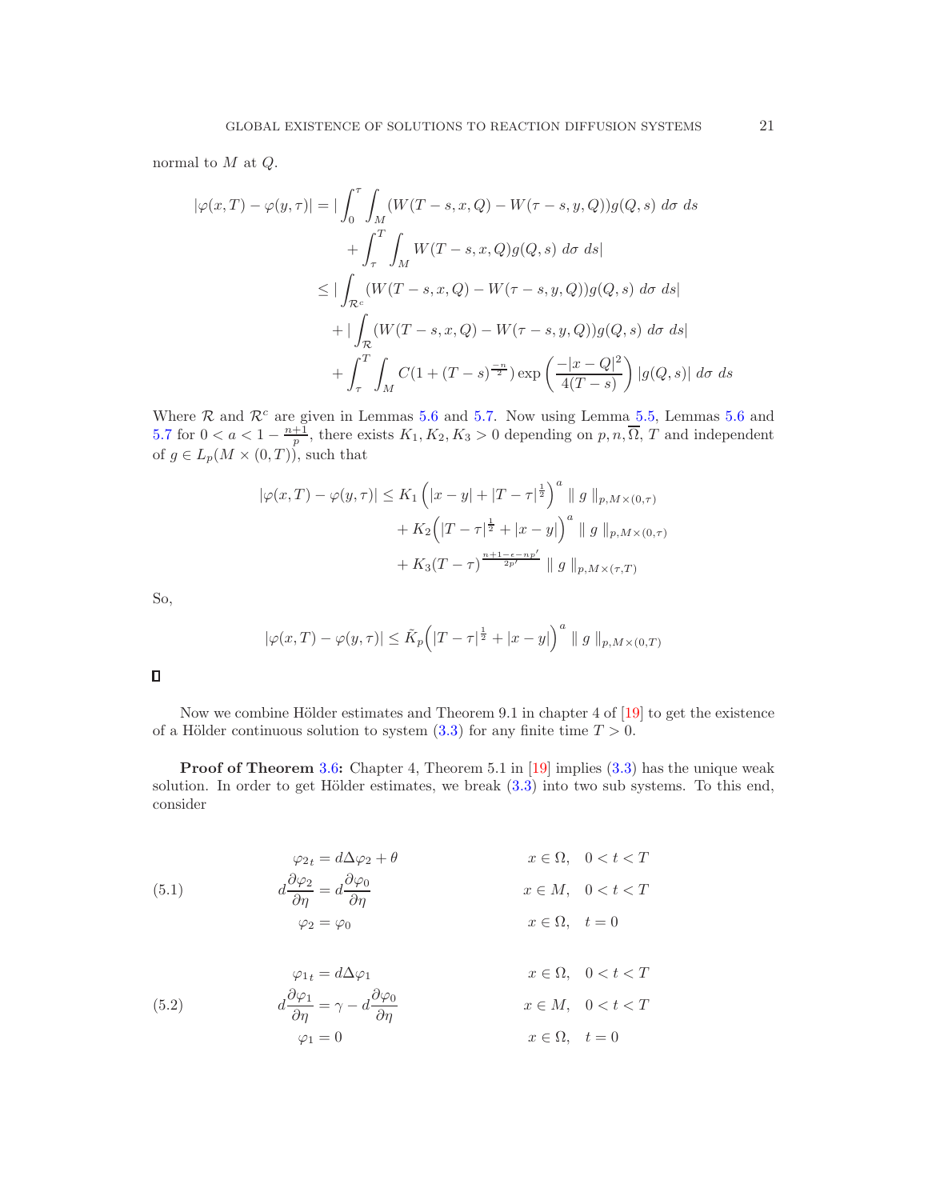normal to $M$ at $Q$.

$$
\begin{aligned}
|\varphi(x,T)-\varphi(y,\tau)| &= |\int_0^\tau \int_M (W(T-s,x,Q)-W(\tau-s,y,Q))g(Q,s)\ d\sigma\ ds \\
&\quad + \int_\tau^T \int_M W(T-s,x,Q)g(Q,s)\ d\sigma\ ds| \\
&\le |\int_{\mathcal{R}^c} (W(T-s,x,Q)-W(\tau-s,y,Q))g(Q,s)\ d\sigma\ ds| \\
&\quad + |\int_{\mathcal{R}} (W(T-s,x,Q)-W(\tau-s,y,Q))g(Q,s)\ d\sigma\ ds| \\
&\quad + \int_\tau^T \int_M C(1+(T-s)^{\frac{-n}{2}}) \exp\left(\frac{-|x-Q|^2}{4(T-s)}\right) |g(Q,s)|\ d\sigma\ ds
\end{aligned}
$$

Where $\mathcal{R}$ and $\mathcal{R}^c$ are given in Lemmas 5.6 and 5.7. Now using Lemma 5.5, Lemmas 5.6 and 5.7 for $0<a<1-\frac{n+1}{p}$, there exists $K_1, K_2, K_3 > 0$ depending on $p, n, \overline{\Omega}$, $T$ and independent of $g \in L_p(M\times(0,T))$, such that

$$
\begin{aligned}
|\varphi(x,T)-\varphi(y,\tau)| &\le K_1\left(|x-y|+|T-\tau|^{\frac{1}{2}}\right)^a \parallel g \parallel_{p,M\times(0,\tau)} \\
&\quad + K_2\Big(|T-\tau|^{\frac{1}{2}}+|x-y|\Big)^a \parallel g \parallel_{p,M\times(0,\tau)} \\
&\quad + K_3(T-\tau)^{\frac{n+1-\epsilon-np'}{2p'}} \parallel g \parallel_{p,M\times(\tau,T)}
\end{aligned}
$$

So,

$$
|\varphi(x,T)-\varphi(y,\tau)| \le \tilde{K}_p\Big(|T-\tau|^{\frac{1}{2}}+|x-y|\Big)^a \parallel g \parallel_{p,M\times(0,T)}
$$

$\square$

Now we combine Hölder estimates and Theorem 9.1 in chapter 4 of [19] to get the existence of a Hölder continuous solution to system (3.3) for any finite time $T>0$.

**Proof of Theorem 3.6:** Chapter 4, Theorem 5.1 in [19] implies (3.3) has the unique weak solution. In order to get Hölder estimates, we break (3.3) into two sub systems. To this end, consider

$$
\begin{aligned}
\varphi_{2t} &= d\Delta\varphi_2 + \theta & x\in\Omega,\quad 0<t<T \\
d\frac{\partial \varphi_2}{\partial \eta} &= d\frac{\partial \varphi_0}{\partial \eta} & x\in M,\quad 0<t<T \\
\varphi_2 &= \varphi_0 & x\in\Omega,\quad t=0
\end{aligned} \tag{5.1}
$$

$$
\begin{aligned}
\varphi_{1t} &= d\Delta\varphi_1 & x\in\Omega,\quad 0<t<T \\
d\frac{\partial \varphi_1}{\partial \eta} &= \gamma - d\frac{\partial \varphi_0}{\partial \eta} & x\in M,\quad 0<t<T \\
\varphi_1 &= 0 & x\in\Omega,\quad t=0
\end{aligned} \tag{5.2}
$$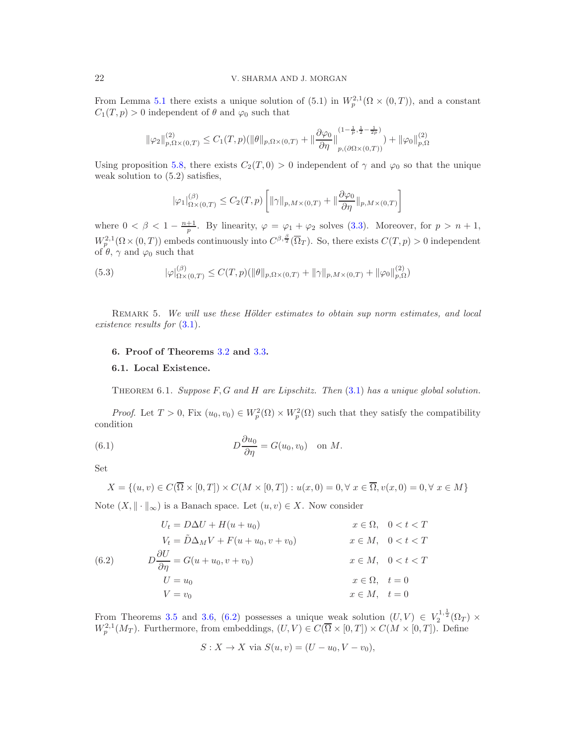From Lemma 5.1 there exists a unique solution of (5.1) in $W_p^{2,1}(\Omega \times (0,T))$, and a constant $C_1(T,p) > 0$ independent of $\theta$ and $\varphi_0$ such that

$$\|\varphi_2\|_{p,\Omega\times(0,T)}^{(2)} \leq C_1(T,p)(\|\theta\|_{p,\Omega\times(0,T)} + \|\frac{\partial \varphi_0}{\partial \eta}\|_{p,(\partial\Omega\times(0,T))}^{(1-\frac{1}{p},\frac{1}{2}-\frac{1}{2p})}) + \|\varphi_0\|_{p,\Omega}^{(2)}$$

Using proposition 5.8, there exists $C_2(T,0) > 0$ independent of $\gamma$ and $\varphi_0$ so that the unique weak solution to (5.2) satisfies,

$$|\varphi_1|_{\Omega\times(0,T)}^{(\beta)} \leq C_2(T,p)\left[\|\gamma\|_{p,M\times(0,T)} + \|\frac{\partial \varphi_0}{\partial \eta}\|_{p,M\times(0,T)}\right]$$

where $0 < \beta < 1 - \frac{n+1}{p}$. By linearity, $\varphi = \varphi_1 + \varphi_2$ solves (3.3). Moreover, for $p > n+1$, $W_p^{2,1}(\Omega\times(0,T))$ embeds continuously into $C^{\beta,\frac{\beta}{2}}(\overline{\Omega}_T)$. So, there exists $C(T,p) > 0$ independent of $\theta$, $\gamma$ and $\varphi_0$ such that

$$|\varphi|_{\Omega\times(0,T)}^{(\beta)} \leq C(T,p)(\|\theta\|_{p,\Omega\times(0,T)} + \|\gamma\|_{p,M\times(0,T)} + \|\varphi_0\|_{p,\Omega}^{(2)}) \tag{5.3}$$

Remark 5. *We will use these Hölder estimates to obtain sup norm estimates, and local existence results for* (3.1).

## 6. Proof of Theorems 3.2 and 3.3.

### 6.1. Local Existence.

Theorem 6.1. *Suppose $F, G$ and $H$ are Lipschitz. Then* (3.1) *has a unique global solution.*

*Proof.* Let $T > 0$, Fix $(u_0, v_0) \in W_p^2(\Omega) \times W_p^2(\Omega)$ such that they satisfy the compatibility condition

$$D\frac{\partial u_0}{\partial \eta} = G(u_0, v_0) \quad \text{on } M. \tag{6.1}$$

Set

$$X = \{(u,v) \in C(\overline{\Omega}\times[0,T]) \times C(M\times[0,T]) : u(x,0) = 0, \forall\, x \in \overline{\Omega}, v(x,0) = 0, \forall\, x \in M\}$$

Note $(X, \|\cdot\|_\infty)$ is a Banach space. Let $(u,v) \in X$. Now consider

$$\begin{aligned}
U_t &= D\Delta U + H(u+u_0) & x \in \Omega, \quad 0 < t < T\\
V_t &= \tilde{D}\Delta_M V + F(u+u_0, v+v_0) & x \in M, \quad 0 < t < T\\
D\frac{\partial U}{\partial \eta} &= G(u+u_0, v+v_0) & x \in M, \quad 0 < t < T\\
U &= u_0 & x \in \Omega, \quad t = 0\\
V &= v_0 & x \in M, \quad t = 0
\end{aligned} \tag{6.2}$$

From Theorems 3.5 and 3.6, (6.2) possesses a unique weak solution $(U,V) \in V_2^{1,\frac{1}{2}}(\Omega_T) \times W_p^{2,1}(M_T)$. Furthermore, from embeddings, $(U,V) \in C(\overline{\Omega}\times[0,T]) \times C(M\times[0,T])$. Define

$$S : X \to X \text{ via } S(u,v) = (U - u_0, V - v_0),$$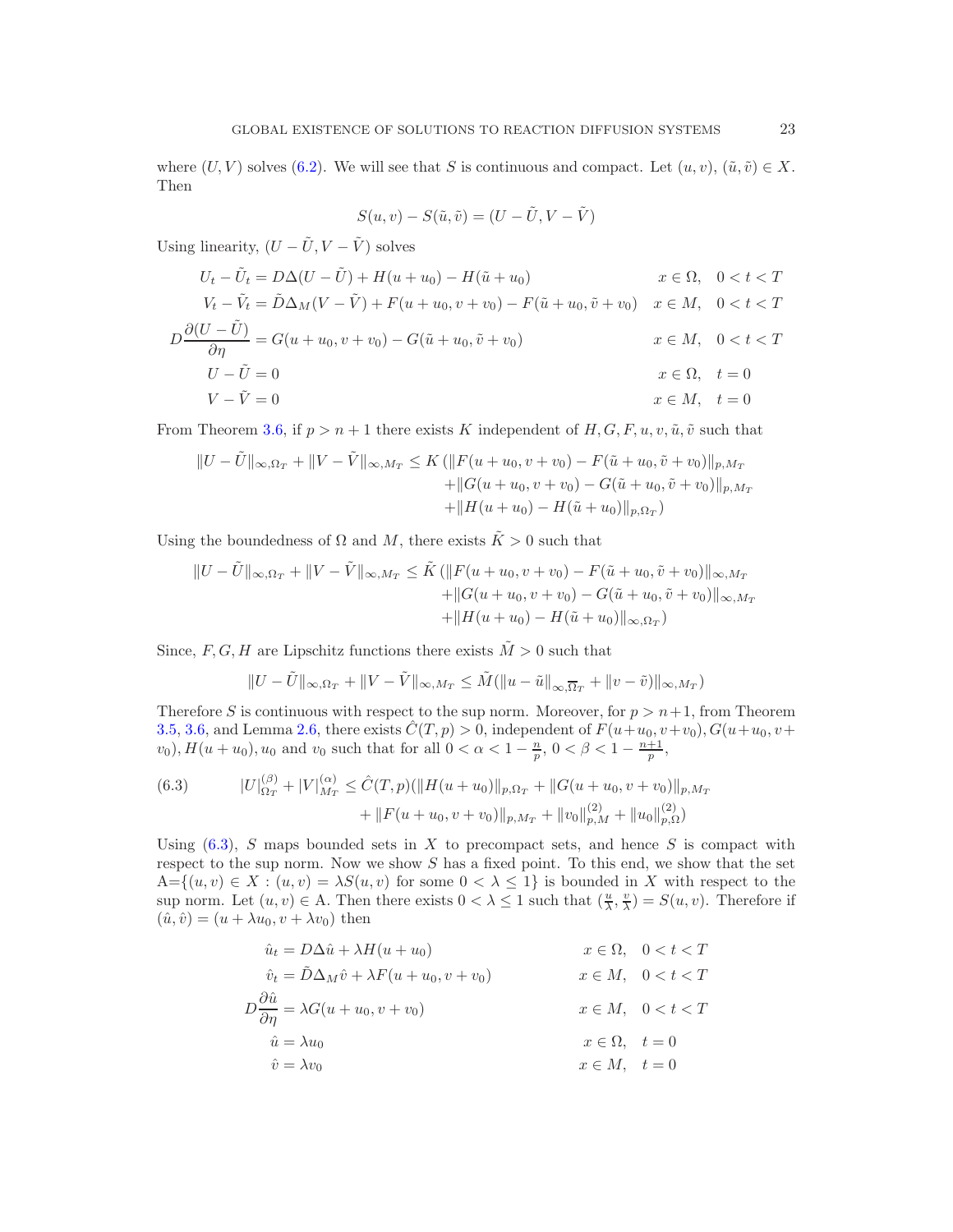where $(U, V)$ solves (6.2). We will see that $S$ is continuous and compact. Let $(u, v)$, $(\tilde{u}, \tilde{v}) \in X$. Then

$$S(u, v) - S(\tilde{u}, \tilde{v}) = (U - \tilde{U}, V - \tilde{V})$$

Using linearity, $(U - \tilde{U}, V - \tilde{V})$ solves

$$
\begin{aligned}
U_t - \tilde{U}_t &= D\Delta(U - \tilde{U}) + H(u + u_0) - H(\tilde{u} + u_0) && x \in \Omega, \quad 0 < t < T \\
V_t - \tilde{V}_t &= \tilde{D}\Delta_M(V - \tilde{V}) + F(u + u_0, v + v_0) - F(\tilde{u} + u_0, \tilde{v} + v_0) && x \in M, \quad 0 < t < T \\
D\frac{\partial(U - \tilde{U})}{\partial \eta} &= G(u + u_0, v + v_0) - G(\tilde{u} + u_0, \tilde{v} + v_0) && x \in M, \quad 0 < t < T \\
U - \tilde{U} &= 0 && x \in \Omega, \quad t = 0 \\
V - \tilde{V} &= 0 && x \in M, \quad t = 0
\end{aligned}
$$

From Theorem 3.6, if $p > n + 1$ there exists $K$ independent of $H, G, F, u, v, \tilde{u}, \tilde{v}$ such that

$$
\begin{aligned}
\|U - \tilde{U}\|_{\infty,\Omega_T} + \|V - \tilde{V}\|_{\infty,M_T} \le K\,( &\|F(u + u_0, v + v_0) - F(\tilde{u} + u_0, \tilde{v} + v_0)\|_{p,M_T} \\
&+ \|G(u + u_0, v + v_0) - G(\tilde{u} + u_0, \tilde{v} + v_0)\|_{p,M_T} \\
&+ \|H(u + u_0) - H(\tilde{u} + u_0)\|_{p,\Omega_T})
\end{aligned}
$$

Using the boundedness of $\Omega$ and $M$, there exists $\tilde{K} > 0$ such that

$$
\begin{aligned}
\|U - \tilde{U}\|_{\infty,\Omega_T} + \|V - \tilde{V}\|_{\infty,M_T} \le \tilde{K}\,( &\|F(u + u_0, v + v_0) - F(\tilde{u} + u_0, \tilde{v} + v_0)\|_{\infty,M_T} \\
&+ \|G(u + u_0, v + v_0) - G(\tilde{u} + u_0, \tilde{v} + v_0)\|_{\infty,M_T} \\
&+ \|H(u + u_0) - H(\tilde{u} + u_0)\|_{\infty,\Omega_T})
\end{aligned}
$$

Since, $F, G, H$ are Lipschitz functions there exists $\tilde{M} > 0$ such that

$$\|U - \tilde{U}\|_{\infty,\Omega_T} + \|V - \tilde{V}\|_{\infty,M_T} \le \tilde{M}(\|u - \tilde{u}\|_{\infty,\overline{\Omega}_T} + \|v - \tilde{v})\|_{\infty,M_T})$$

Therefore $S$ is continuous with respect to the sup norm. Moreover, for $p > n+1$, from Theorem 3.5, 3.6, and Lemma 2.6, there exists $\hat{C}(T, p) > 0$, independent of $F(u+u_0, v+v_0), G(u+u_0, v+v_0), H(u + u_0), u_0$ and $v_0$ such that for all $0 < \alpha < 1 - \frac{n}{p}$, $0 < \beta < 1 - \frac{n+1}{p}$,

$$
\begin{aligned}
|U|^{(\beta)}_{\Omega_T} + |V|^{(\alpha)}_{M_T} \le \hat{C}(T, p)(&\|H(u + u_0)\|_{p,\Omega_T} + \|G(u + u_0, v + v_0)\|_{p,M_T} \\
&+ \|F(u + u_0, v + v_0)\|_{p,M_T} + \|v_0\|^{(2)}_{p,M} + \|u_0\|^{(2)}_{p,\Omega})
\end{aligned}
\tag{6.3}
$$

Using (6.3), $S$ maps bounded sets in $X$ to precompact sets, and hence $S$ is compact with respect to the sup norm. Now we show $S$ has a fixed point. To this end, we show that the set A=$\{(u, v) \in X : (u, v) = \lambda S(u, v)$ for some $0 < \lambda \le 1\}$ is bounded in $X$ with respect to the sup norm. Let $(u, v) \in$ A. Then there exists $0 < \lambda \le 1$ such that $(\frac{u}{\lambda}, \frac{v}{\lambda}) = S(u, v)$. Therefore if $(\hat{u}, \hat{v}) = (u + \lambda u_0, v + \lambda v_0)$ then

$$
\begin{aligned}
\hat{u}_t &= D\Delta\hat{u} + \lambda H(u + u_0) && x \in \Omega, \quad 0 < t < T \\
\hat{v}_t &= \tilde{D}\Delta_M\hat{v} + \lambda F(u + u_0, v + v_0) && x \in M, \quad 0 < t < T \\
D\frac{\partial \hat{u}}{\partial \eta} &= \lambda G(u + u_0, v + v_0) && x \in M, \quad 0 < t < T \\
\hat{u} &= \lambda u_0 && x \in \Omega, \quad t = 0 \\
\hat{v} &= \lambda v_0 && x \in M, \quad t = 0
\end{aligned}
$$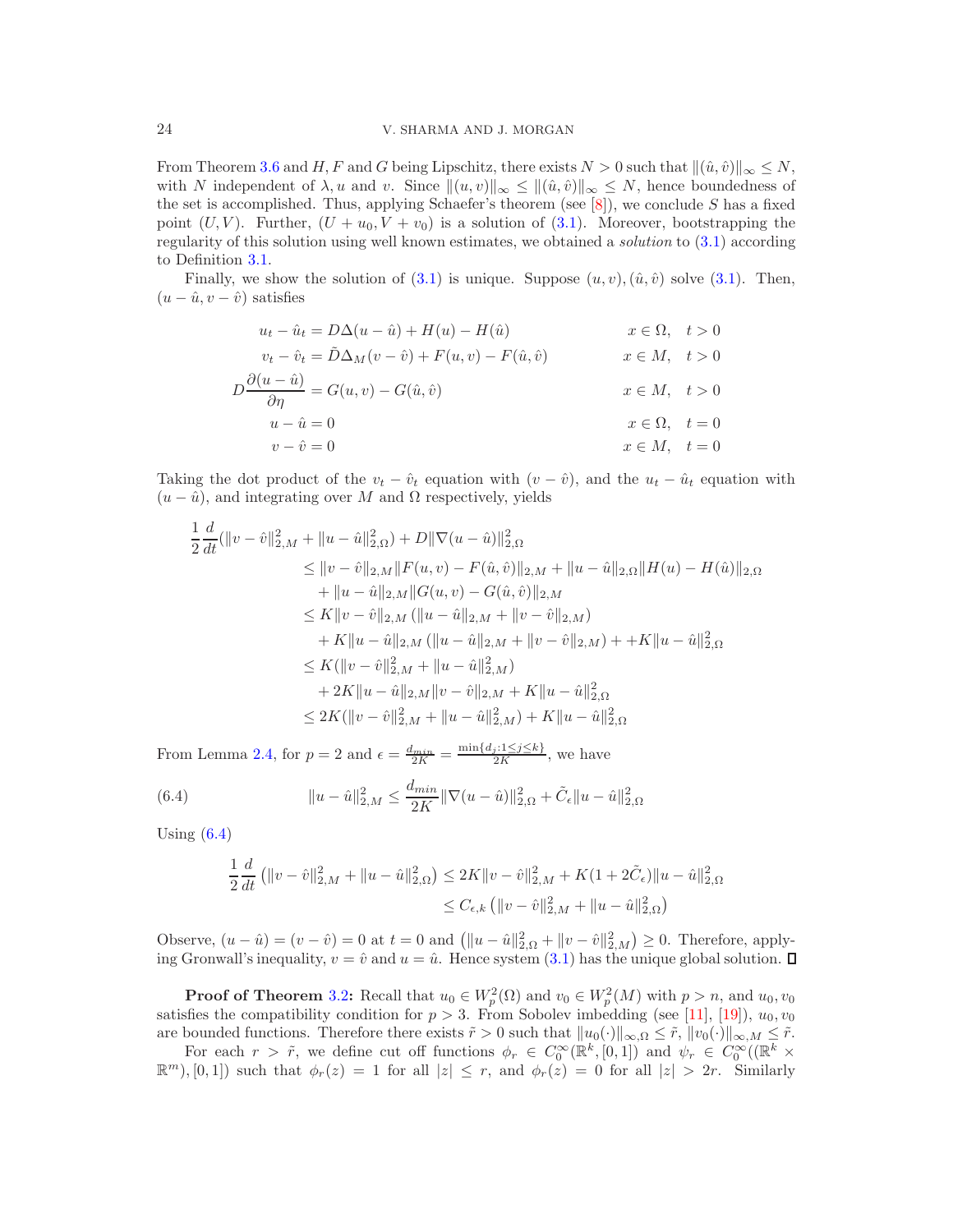From Theorem 3.6 and $H, F$ and $G$ being Lipschitz, there exists $N > 0$ such that $\|(\hat{u}, \hat{v})\|_\infty \leq N$, with $N$ independent of $\lambda, u$ and $v$. Since $\|(u, v)\|_\infty \leq \|(\hat{u}, \hat{v})\|_\infty \leq N$, hence boundedness of the set is accomplished. Thus, applying Schaefer's theorem (see [8]), we conclude $S$ has a fixed point $(U, V)$. Further, $(U + u_0, V + v_0)$ is a solution of (3.1). Moreover, bootstrapping the regularity of this solution using well known estimates, we obtained a *solution* to (3.1) according to Definition 3.1.

Finally, we show the solution of (3.1) is unique. Suppose $(u, v), (\hat{u}, \hat{v})$ solve (3.1). Then, $(u - \hat{u}, v - \hat{v})$ satisfies

$$
\begin{aligned}
u_t - \hat{u}_t &= D\Delta(u - \hat{u}) + H(u) - H(\hat{u}) & x \in \Omega, \quad t > 0\\
v_t - \hat{v}_t &= \tilde{D}\Delta_M(v - \hat{v}) + F(u, v) - F(\hat{u}, \hat{v}) & x \in M, \quad t > 0\\
D\frac{\partial(u - \hat{u})}{\partial\eta} &= G(u, v) - G(\hat{u}, \hat{v}) & x \in M, \quad t > 0\\
u - \hat{u} &= 0 & x \in \Omega, \quad t = 0\\
v - \hat{v} &= 0 & x \in M, \quad t = 0
\end{aligned}
$$

Taking the dot product of the $v_t - \hat{v}_t$ equation with $(v - \hat{v})$, and the $u_t - \hat{u}_t$ equation with $(u - \hat{u})$, and integrating over $M$ and $\Omega$ respectively, yields

$$
\begin{aligned}
\frac{1}{2}\frac{d}{dt}&(\|v - \hat{v}\|_{2,M}^2 + \|u - \hat{u}\|_{2,\Omega}^2) + D\|\nabla(u - \hat{u})\|_{2,\Omega}^2\\
&\leq \|v - \hat{v}\|_{2,M}\|F(u, v) - F(\hat{u}, \hat{v})\|_{2,M} + \|u - \hat{u}\|_{2,\Omega}\|H(u) - H(\hat{u})\|_{2,\Omega}\\
&\quad + \|u - \hat{u}\|_{2,M}\|G(u, v) - G(\hat{u}, \hat{v})\|_{2,M}\\
&\leq K\|v - \hat{v}\|_{2,M}\left(\|u - \hat{u}\|_{2,M} + \|v - \hat{v}\|_{2,M}\right)\\
&\quad + K\|u - \hat{u}\|_{2,M}\left(\|u - \hat{u}\|_{2,M} + \|v - \hat{v}\|_{2,M}\right) + +K\|u - \hat{u}\|_{2,\Omega}^2\\
&\leq K(\|v - \hat{v}\|_{2,M}^2 + \|u - \hat{u}\|_{2,M}^2)\\
&\quad + 2K\|u - \hat{u}\|_{2,M}\|v - \hat{v}\|_{2,M} + K\|u - \hat{u}\|_{2,\Omega}^2\\
&\leq 2K(\|v - \hat{v}\|_{2,M}^2 + \|u - \hat{u}\|_{2,M}^2) + K\|u - \hat{u}\|_{2,\Omega}^2
\end{aligned}
$$

From Lemma 2.4, for $p = 2$ and $\epsilon = \frac{d_{min}}{2K} = \frac{\min\{d_j : 1 \leq j \leq k\}}{2K}$, we have

$$
\|u - \hat{u}\|_{2,M}^2 \leq \frac{d_{min}}{2K}\|\nabla(u - \hat{u})\|_{2,\Omega}^2 + \tilde{C}_\epsilon\|u - \hat{u}\|_{2,\Omega}^2 \tag{6.4}
$$

Using (6.4)

$$
\begin{aligned}
\frac{1}{2}\frac{d}{dt}\left(\|v - \hat{v}\|_{2,M}^2 + \|u - \hat{u}\|_{2,\Omega}^2\right) &\leq 2K\|v - \hat{v}\|_{2,M}^2 + K(1 + 2\tilde{C}_\epsilon)\|u - \hat{u}\|_{2,\Omega}^2\\
&\leq C_{\epsilon,k}\left(\|v - \hat{v}\|_{2,M}^2 + \|u - \hat{u}\|_{2,\Omega}^2\right)
\end{aligned}
$$

Observe, $(u - \hat{u}) = (v - \hat{v}) = 0$ at $t = 0$ and $\left(\|u - \hat{u}\|_{2,\Omega}^2 + \|v - \hat{v}\|_{2,M}^2\right) \geq 0$. Therefore, applying Gronwall's inequality, $v = \hat{v}$ and $u = \hat{u}$. Hence system (3.1) has the unique global solution. $\square$

**Proof of Theorem 3.2:** Recall that $u_0 \in W_p^2(\Omega)$ and $v_0 \in W_p^2(M)$ with $p > n$, and $u_0, v_0$ satisfies the compatibility condition for $p > 3$. From Sobolev imbedding (see [11], [19]), $u_0, v_0$ are bounded functions. Therefore there exists $\tilde{r} > 0$ such that $\|u_0(\cdot)\|_{\infty,\Omega} \leq \tilde{r}$, $\|v_0(\cdot)\|_{\infty,M} \leq \tilde{r}$.

For each $r > \tilde{r}$, we define cut off functions $\phi_r \in C_0^\infty(\mathbb{R}^k, [0, 1])$ and $\psi_r \in C_0^\infty((\mathbb{R}^k \times \mathbb{R}^m), [0, 1])$ such that $\phi_r(z) = 1$ for all $|z| \leq r$, and $\phi_r(z) = 0$ for all $|z| > 2r$. Similarly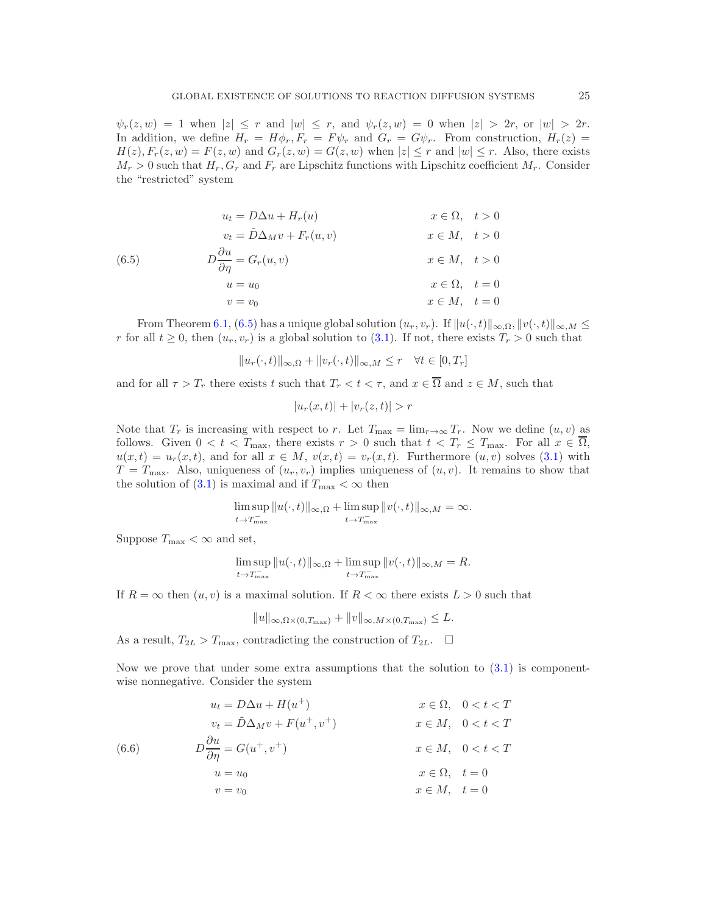$\psi_r(z,w) = 1$ when $|z| \le r$ and $|w| \le r$, and $\psi_r(z,w) = 0$ when $|z| > 2r$, or $|w| > 2r$. In addition, we define $H_r = H\phi_r, F_r = F\psi_r$ and $G_r = G\psi_r$. From construction, $H_r(z) = H(z), F_r(z,w) = F(z,w)$ and $G_r(z,w) = G(z,w)$ when $|z| \le r$ and $|w| \le r$. Also, there exists $M_r > 0$ such that $H_r, G_r$ and $F_r$ are Lipschitz functions with Lipschitz coefficient $M_r$. Consider the "restricted" system

$$
\begin{aligned}
u_t &= D\Delta u + H_r(u) && x \in \Omega, \quad t > 0\\
v_t &= \tilde{D}\Delta_M v + F_r(u,v) && x \in M, \quad t > 0\\
D\frac{\partial u}{\partial \eta} &= G_r(u,v) && x \in M, \quad t > 0\\
u &= u_0 && x \in \Omega, \quad t = 0\\
v &= v_0 && x \in M, \quad t = 0
\end{aligned}
\tag{6.5}
$$

From Theorem 6.1, (6.5) has a unique global solution $(u_r, v_r)$. If $\|u(\cdot,t)\|_{\infty,\Omega}, \|v(\cdot,t)\|_{\infty,M} \le r$ for all $t \ge 0$, then $(u_r, v_r)$ is a global solution to (3.1). If not, there exists $T_r > 0$ such that

$$\|u_r(\cdot,t)\|_{\infty,\Omega} + \|v_r(\cdot,t)\|_{\infty,M} \le r \quad \forall t \in [0, T_r]$$

and for all $\tau > T_r$ there exists $t$ such that $T_r < t < \tau$, and $x \in \overline{\Omega}$ and $z \in M$, such that

$$|u_r(x,t)| + |v_r(z,t)| > r$$

Note that $T_r$ is increasing with respect to $r$. Let $T_{\max} = \lim_{r\to\infty} T_r$. Now we define $(u,v)$ as follows. Given $0 < t < T_{\max}$, there exists $r > 0$ such that $t < T_r \le T_{\max}$. For all $x \in \overline{\Omega}$, $u(x,t) = u_r(x,t)$, and for all $x \in M$, $v(x,t) = v_r(x,t)$. Furthermore $(u,v)$ solves (3.1) with $T = T_{\max}$. Also, uniqueness of $(u_r, v_r)$ implies uniqueness of $(u,v)$. It remains to show that the solution of (3.1) is maximal and if $T_{\max} < \infty$ then

$$\limsup_{t\to T_{\max}^-} \|u(\cdot,t)\|_{\infty,\Omega} + \limsup_{t\to T_{\max}^-} \|v(\cdot,t)\|_{\infty,M} = \infty.$$

Suppose $T_{\max} < \infty$ and set,

$$\limsup_{t\to T_{\max}^-} \|u(\cdot,t)\|_{\infty,\Omega} + \limsup_{t\to T_{\max}^-} \|v(\cdot,t)\|_{\infty,M} = R.$$

If $R = \infty$ then $(u,v)$ is a maximal solution. If $R < \infty$ there exists $L > 0$ such that

$$\|u\|_{\infty,\Omega\times(0,T_{\max})} + \|v\|_{\infty,M\times(0,T_{\max})} \le L.$$

As a result, $T_{2L} > T_{\max}$, contradicting the construction of $T_{2L}$. $\square$

Now we prove that under some extra assumptions that the solution to (3.1) is componentwise nonnegative. Consider the system

$$
\begin{aligned}
u_t &= D\Delta u + H(u^+) && x \in \Omega, \quad 0 < t < T\\
v_t &= \tilde{D}\Delta_M v + F(u^+, v^+) && x \in M, \quad 0 < t < T\\
D\frac{\partial u}{\partial \eta} &= G(u^+, v^+) && x \in M, \quad 0 < t < T\\
u &= u_0 && x \in \Omega, \quad t = 0\\
v &= v_0 && x \in M, \quad t = 0
\end{aligned}
\tag{6.6}
$$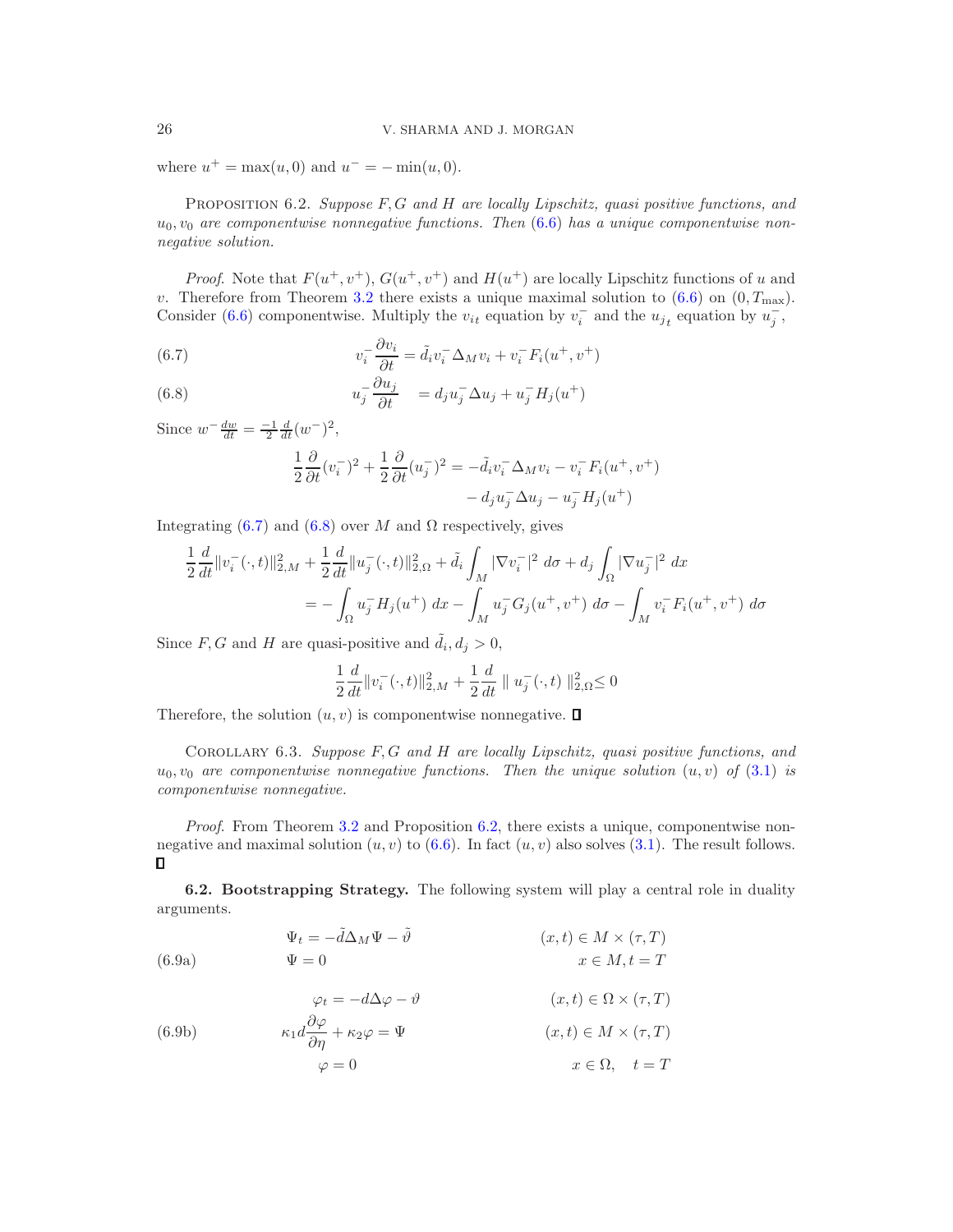where $u^+ = \max(u, 0)$ and $u^- = -\min(u, 0)$.

PROPOSITION 6.2. *Suppose $F, G$ and $H$ are locally Lipschitz, quasi positive functions, and $u_0, v_0$ are componentwise nonnegative functions. Then (6.6) has a unique componentwise nonnegative solution.*

*Proof.* Note that $F(u^+, v^+)$, $G(u^+, v^+)$ and $H(u^+)$ are locally Lipschitz functions of $u$ and $v$. Therefore from Theorem 3.2 there exists a unique maximal solution to (6.6) on $(0, T_{\max})$. Consider (6.6) componentwise. Multiply the $v_{it}$ equation by $v_i^-$ and the $u_{j_t}$ equation by $u_j^-$,

$$v_i^- \frac{\partial v_i}{\partial t} = \tilde{d}_i v_i^- \Delta_M v_i + v_i^- F_i(u^+, v^+) \tag{6.7}$$

$$u_j^- \frac{\partial u_j}{\partial t} \quad = d_j u_j^- \Delta u_j + u_j^- H_j(u^+) \tag{6.8}$$

Since $w^- \frac{dw}{dt} = \frac{-1}{2} \frac{d}{dt}(w^-)^2$,

$$\begin{aligned} \frac{1}{2}\frac{\partial}{\partial t}(v_i^-)^2 + \frac{1}{2}\frac{\partial}{\partial t}(u_j^-)^2 = &-\tilde{d}_i v_i^- \Delta_M v_i - v_i^- F_i(u^+, v^+) \\ &- d_j u_j^- \Delta u_j - u_j^- H_j(u^+) \end{aligned}$$

Integrating (6.7) and (6.8) over $M$ and $\Omega$ respectively, gives

$$\begin{aligned} \frac{1}{2}\frac{d}{dt}\|v_i^-(\cdot,t)\|_{2,M}^2 + \frac{1}{2}\frac{d}{dt}\|u_j^-(\cdot,t)\|_{2,\Omega}^2 + \tilde{d}_i \int_M |\nabla v_i^-|^2 \, d\sigma + d_j \int_\Omega |\nabla u_j^-|^2 \, dx \\ = -\int_\Omega u_j^- H_j(u^+) \, dx - \int_M u_j^- G_j(u^+, v^+) \, d\sigma - \int_M v_i^- F_i(u^+, v^+) \, d\sigma \end{aligned}$$

Since $F, G$ and $H$ are quasi-positive and $\tilde{d}_i, d_j > 0$,

$$\frac{1}{2}\frac{d}{dt}\|v_i^-(\cdot,t)\|_{2,M}^2 + \frac{1}{2}\frac{d}{dt} \parallel u_j^-(\cdot,t) \parallel_{2,\Omega}^2 \leq 0$$

Therefore, the solution $(u, v)$ is componentwise nonnegative. ∎

COROLLARY 6.3. *Suppose $F, G$ and $H$ are locally Lipschitz, quasi positive functions, and $u_0, v_0$ are componentwise nonnegative functions. Then the unique solution $(u, v)$ of (3.1) is componentwise nonnegative.*

*Proof.* From Theorem 3.2 and Proposition 6.2, there exists a unique, componentwise nonnegative and maximal solution $(u, v)$ to (6.6). In fact $(u, v)$ also solves (3.1). The result follows. ∎

**6.2. Bootstrapping Strategy.** The following system will play a central role in duality arguments.

$$\begin{aligned} \Psi_t &= -\tilde{d}\Delta_M \Psi - \tilde{\vartheta} && (x,t) \in M \times (\tau, T) \\ \Psi &= 0 && x \in M, t = T \end{aligned} \tag{6.9a}$$

$$\begin{aligned} \varphi_t &= -d\Delta\varphi - \vartheta && (x,t) \in \Omega \times (\tau, T) \\ \kappa_1 d \frac{\partial \varphi}{\partial \eta} + \kappa_2 \varphi &= \Psi && (x,t) \in M \times (\tau, T) \\ \varphi &= 0 && x \in \Omega, \quad t = T \end{aligned} \tag{6.9b}$$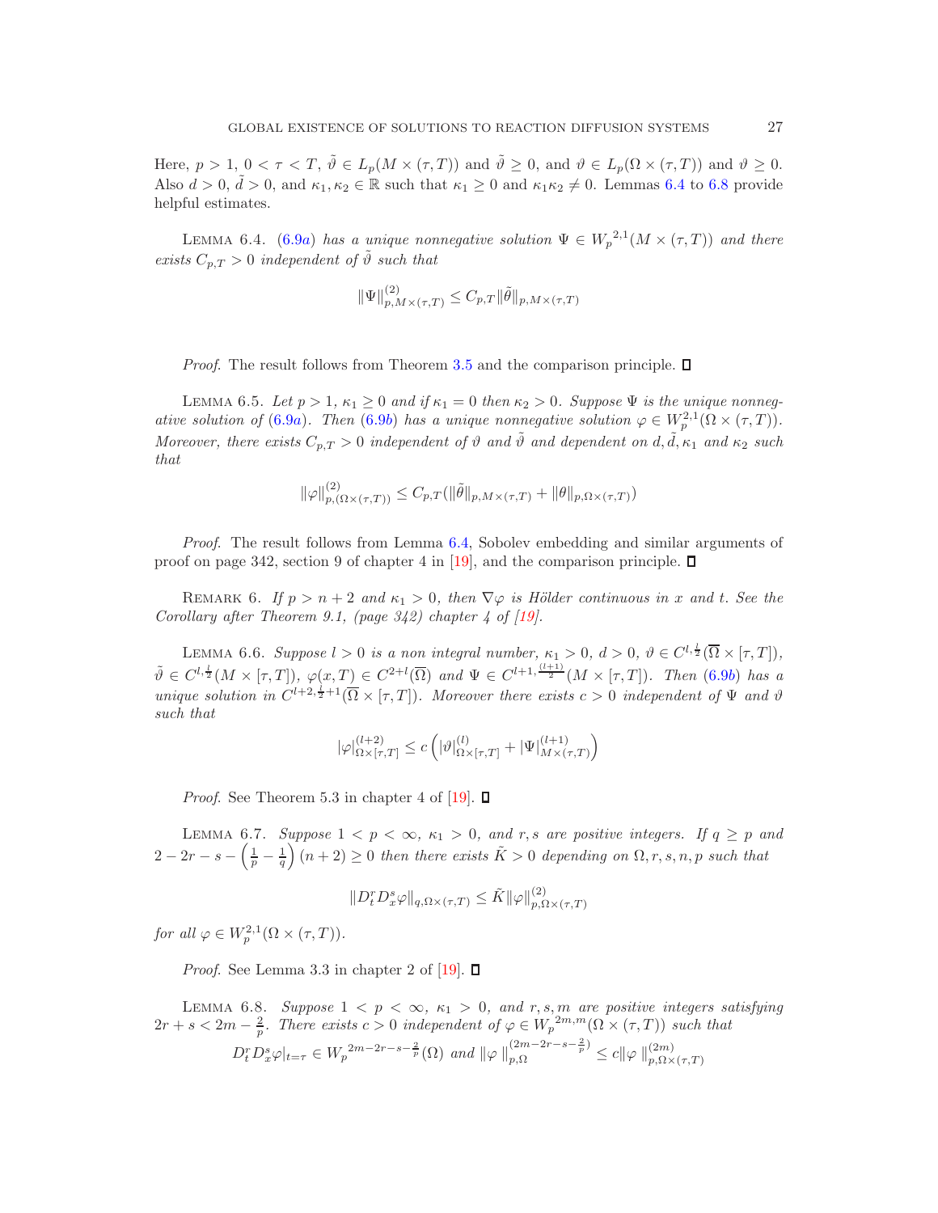Here, $p > 1$, $0 < \tau < T$, $\tilde{\vartheta} \in L_p(M \times (\tau, T))$ and $\tilde{\vartheta} \geq 0$, and $\vartheta \in L_p(\Omega \times (\tau, T))$ and $\vartheta \geq 0$. Also $d > 0$, $\tilde{d} > 0$, and $\kappa_1, \kappa_2 \in \mathbb{R}$ such that $\kappa_1 \geq 0$ and $\kappa_1 \kappa_2 \neq 0$. Lemmas 6.4 to 6.8 provide helpful estimates.

Lemma 6.4. *(6.9a) has a unique nonnegative solution $\Psi \in {W_p}^{2,1}(M \times (\tau, T))$ and there exists $C_{p,T} > 0$ independent of $\tilde{\vartheta}$ such that*

$$\|\Psi\|^{(2)}_{p, M \times (\tau, T)} \leq C_{p,T} \|\tilde{\theta}\|_{p, M \times (\tau, T)}$$

*Proof.* The result follows from Theorem 3.5 and the comparison principle. □

Lemma 6.5. *Let $p > 1$, $\kappa_1 \geq 0$ and if $\kappa_1 = 0$ then $\kappa_2 > 0$. Suppose $\Psi$ is the unique nonnegative solution of (6.9a). Then (6.9b) has a unique nonnegative solution $\varphi \in W^{2,1}_p(\Omega \times (\tau, T))$. Moreover, there exists $C_{p,T} > 0$ independent of $\vartheta$ and $\tilde{\vartheta}$ and dependent on $d, \tilde{d}, \kappa_1$ and $\kappa_2$ such that*

$$\|\varphi\|^{(2)}_{p, (\Omega \times (\tau, T))} \leq C_{p,T} (\|\tilde{\theta}\|_{p, M \times (\tau, T)} + \|\theta\|_{p, \Omega \times (\tau, T)})$$

*Proof.* The result follows from Lemma 6.4, Sobolev embedding and similar arguments of proof on page 342, section 9 of chapter 4 in [19], and the comparison principle. □

Remark 6. *If $p > n + 2$ and $\kappa_1 > 0$, then $\nabla \varphi$ is Hölder continuous in $x$ and $t$. See the Corollary after Theorem 9.1, (page 342) chapter 4 of [19].*

Lemma 6.6. *Suppose $l > 0$ is a non integral number, $\kappa_1 > 0$, $d > 0$, $\vartheta \in C^{l, \frac{l}{2}}(\overline{\Omega} \times [\tau, T])$, $\tilde{\vartheta} \in C^{l, \frac{l}{2}}(M \times [\tau, T])$, $\varphi(x, T) \in C^{2+l}(\overline{\Omega})$ and $\Psi \in C^{l+1, \frac{(l+1)}{2}}(M \times [\tau, T])$. Then (6.9b) has a unique solution in $C^{l+2, \frac{l}{2}+1}(\overline{\Omega} \times [\tau, T])$. Moreover there exists $c > 0$ independent of $\Psi$ and $\vartheta$ such that*

$$|\varphi|^{(l+2)}_{\Omega \times [\tau, T]} \leq c \left( |\vartheta|^{(l)}_{\Omega \times [\tau, T]} + |\Psi|^{(l+1)}_{M \times (\tau, T)} \right)$$

*Proof.* See Theorem 5.3 in chapter 4 of [19]. □

Lemma 6.7. *Suppose $1 < p < \infty$, $\kappa_1 > 0$, and $r, s$ are positive integers. If $q \geq p$ and $2 - 2r - s - \left(\frac{1}{p} - \frac{1}{q}\right)(n + 2) \geq 0$ then there exists $\tilde{K} > 0$ depending on $\Omega, r, s, n, p$ such that*

$$\|D^r_t D^s_x \varphi\|_{q, \Omega \times (\tau, T)} \leq \tilde{K} \|\varphi\|^{(2)}_{p, \Omega \times (\tau, T)}$$

*for all $\varphi \in W^{2,1}_p(\Omega \times (\tau, T))$.*

*Proof.* See Lemma 3.3 in chapter 2 of [19]. □

Lemma 6.8. *Suppose $1 < p < \infty$, $\kappa_1 > 0$, and $r, s, m$ are positive integers satisfying $2r + s < 2m - \frac{2}{p}$. There exists $c > 0$ independent of $\varphi \in {W_p}^{2m, m}(\Omega \times (\tau, T))$ such that*

$$D^r_t D^s_x \varphi|_{t=\tau} \in {W_p}^{2m - 2r - s - \frac{2}{p}}(\Omega) \text{ and } \|\varphi\|^{(2m - 2r - s - \frac{2}{p})}_{p, \Omega} \leq c \|\varphi\|^{(2m)}_{p, \Omega \times (\tau, T)}$$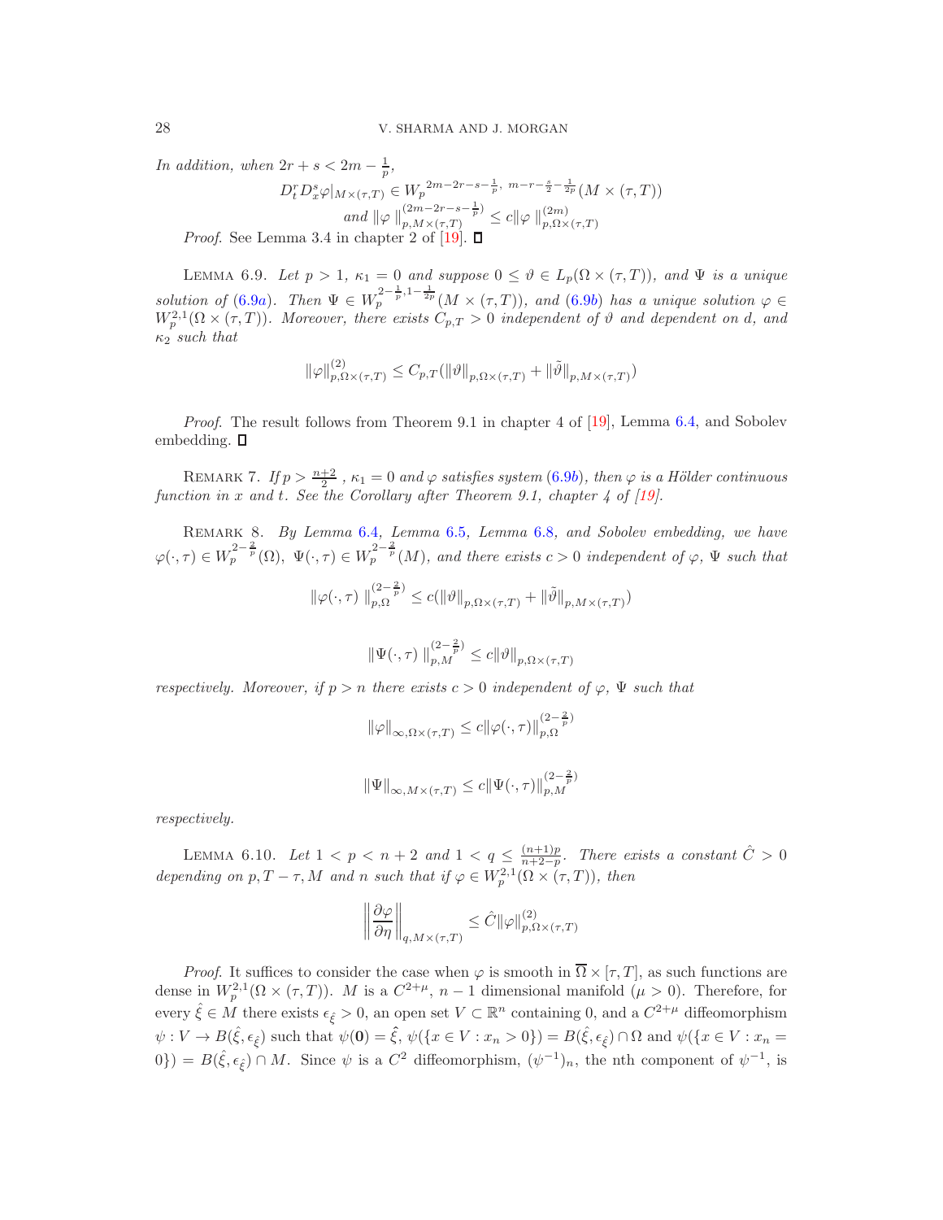*In addition, when $2r + s < 2m - \frac{1}{p}$,*

$$D_t^r D_x^s \varphi|_{M\times(\tau,T)} \in W_p^{\,2m-2r-s-\frac{1}{p},\ m-r-\frac{s}{2}-\frac{1}{2p}}(M\times(\tau,T))$$

$$\text{and } \|\varphi\|_{p,M\times(\tau,T)}^{(2m-2r-s-\frac{1}{p})} \leq c\|\varphi\|_{p,\Omega\times(\tau,T)}^{(2m)}$$

*Proof.* See Lemma 3.4 in chapter 2 of [19]. ∎

Lemma 6.9. *Let $p > 1$, $\kappa_1 = 0$ and suppose $0 \leq \vartheta \in L_p(\Omega \times (\tau, T))$, and $\Psi$ is a unique solution of (6.9a). Then $\Psi \in W_p^{2-\frac{1}{p},1-\frac{1}{2p}}(M \times (\tau, T))$, and (6.9b) has a unique solution $\varphi \in W_p^{2,1}(\Omega \times (\tau, T))$. Moreover, there exists $C_{p,T} > 0$ independent of $\vartheta$ and dependent on $d$, and $\kappa_2$ such that*

$$\|\varphi\|_{p,\Omega\times(\tau,T)}^{(2)} \leq C_{p,T}(\|\vartheta\|_{p,\Omega\times(\tau,T)} + \|\tilde{\vartheta}\|_{p,M\times(\tau,T)})$$

*Proof.* The result follows from Theorem 9.1 in chapter 4 of [19], Lemma 6.4, and Sobolev embedding. ∎

Remark 7. *If $p > \frac{n+2}{2}$, $\kappa_1 = 0$ and $\varphi$ satisfies system (6.9b), then $\varphi$ is a Hölder continuous function in $x$ and $t$. See the Corollary after Theorem 9.1, chapter 4 of [19].*

Remark 8. *By Lemma 6.4, Lemma 6.5, Lemma 6.8, and Sobolev embedding, we have $\varphi(\cdot,\tau) \in W_p^{2-\frac{2}{p}}(\Omega)$, $\Psi(\cdot,\tau) \in W_p^{2-\frac{2}{p}}(M)$, and there exists $c > 0$ independent of $\varphi$, $\Psi$ such that*

$$\|\varphi(\cdot,\tau)\|_{p,\Omega}^{(2-\frac{2}{p})} \leq c(\|\vartheta\|_{p,\Omega\times(\tau,T)} + \|\tilde{\vartheta}\|_{p,M\times(\tau,T)})$$

$$\|\Psi(\cdot,\tau)\|_{p,M}^{(2-\frac{2}{p})} \leq c\|\vartheta\|_{p,\Omega\times(\tau,T)}$$

*respectively. Moreover, if $p > n$ there exists $c > 0$ independent of $\varphi$, $\Psi$ such that*

$$\|\varphi\|_{\infty,\Omega\times(\tau,T)} \leq c\|\varphi(\cdot,\tau)\|_{p,\Omega}^{(2-\frac{2}{p})}$$

$$\|\Psi\|_{\infty,M\times(\tau,T)} \leq c\|\Psi(\cdot,\tau)\|_{p,M}^{(2-\frac{2}{p})}$$

*respectively.*

Lemma 6.10. *Let $1 < p < n+2$ and $1 < q \leq \frac{(n+1)p}{n+2-p}$. There exists a constant $\hat{C} > 0$ depending on $p, T-\tau, M$ and $n$ such that if $\varphi \in W_p^{2,1}(\Omega \times (\tau, T))$, then*

$$\left\|\frac{\partial\varphi}{\partial\eta}\right\|_{q,M\times(\tau,T)} \leq \hat{C}\|\varphi\|_{p,\Omega\times(\tau,T)}^{(2)}$$

*Proof.* It suffices to consider the case when $\varphi$ is smooth in $\overline{\Omega} \times [\tau, T]$, as such functions are dense in $W_p^{2,1}(\Omega \times (\tau, T))$. $M$ is a $C^{2+\mu}$, $n-1$ dimensional manifold ($\mu > 0$). Therefore, for every $\hat{\xi} \in M$ there exists $\epsilon_{\hat{\xi}} > 0$, an open set $V \subset \mathbb{R}^n$ containing 0, and a $C^{2+\mu}$ diffeomorphism $\psi : V \to B(\hat{\xi}, \epsilon_{\hat{\xi}})$ such that $\psi(\mathbf{0}) = \hat{\xi}$, $\psi(\{x \in V : x_n > 0\}) = B(\hat{\xi}, \epsilon_{\hat{\xi}}) \cap \Omega$ and $\psi(\{x \in V : x_n = 0\}) = B(\hat{\xi}, \epsilon_{\hat{\xi}}) \cap M$. Since $\psi$ is a $C^2$ diffeomorphism, $(\psi^{-1})_n$, the nth component of $\psi^{-1}$, is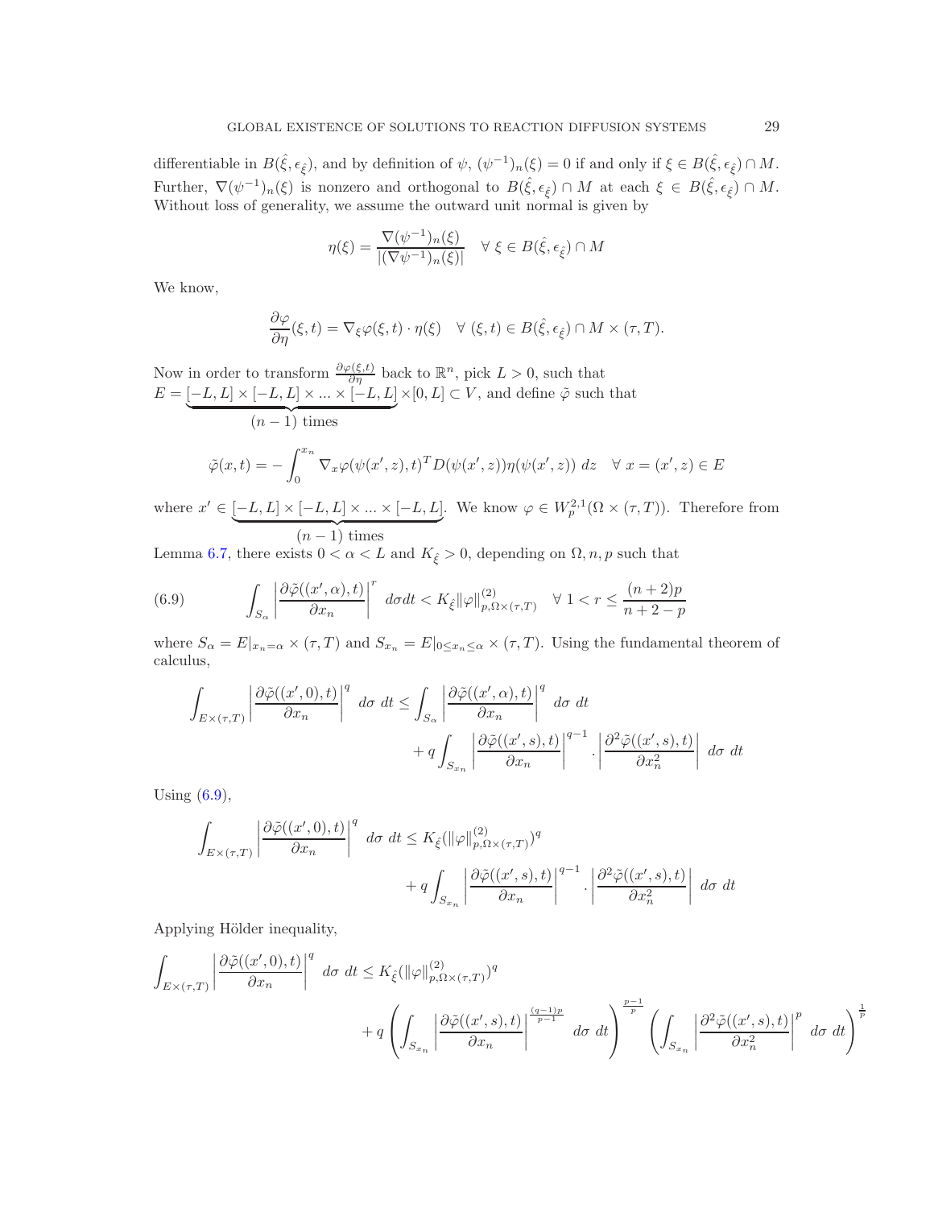differentiable in $B(\hat{\xi}, \epsilon_{\hat{\xi}})$, and by definition of $\psi$, $(\psi^{-1})_n(\xi) = 0$ if and only if $\xi \in B(\hat{\xi}, \epsilon_{\hat{\xi}}) \cap M$. Further, $\nabla(\psi^{-1})_n(\xi)$ is nonzero and orthogonal to $B(\hat{\xi}, \epsilon_{\hat{\xi}}) \cap M$ at each $\xi \in B(\hat{\xi}, \epsilon_{\hat{\xi}}) \cap M$. Without loss of generality, we assume the outward unit normal is given by

$$\eta(\xi) = \frac{\nabla(\psi^{-1})_n(\xi)}{|(\nabla\psi^{-1})_n(\xi)|} \quad \forall\ \xi \in B(\hat{\xi}, \epsilon_{\hat{\xi}}) \cap M$$

We know,

$$\frac{\partial \varphi}{\partial \eta}(\xi, t) = \nabla_\xi \varphi(\xi, t) \cdot \eta(\xi) \quad \forall\ (\xi, t) \in B(\hat{\xi}, \epsilon_{\hat{\xi}}) \cap M \times (\tau, T).$$

Now in order to transform $\frac{\partial \varphi(\xi,t)}{\partial \eta}$ back to $\mathbb{R}^n$, pick $L > 0$, such that $E = \underbrace{[-L, L] \times [-L, L] \times ... \times [-L, L]}_{(n-1) \text{ times}} \times [0, L] \subset V$, and define $\tilde{\varphi}$ such that

$$\tilde{\varphi}(x, t) = -\int_0^{x_n} \nabla_x \varphi(\psi(x', z), t)^T D(\psi(x', z)) \eta(\psi(x', z))\ dz \quad \forall\ x = (x', z) \in E$$

where $x' \in \underbrace{[-L, L] \times [-L, L] \times ... \times [-L, L]}_{(n-1) \text{ times}}$. We know $\varphi \in W_p^{2,1}(\Omega \times (\tau, T))$. Therefore from Lemma 6.7, there exists $0 < \alpha < L$ and $K_{\hat{\xi}} > 0$, depending on $\Omega, n, p$ such that

$$\int_{S_\alpha} \left| \frac{\partial \tilde{\varphi}((x', \alpha), t)}{\partial x_n} \right|^r\ d\sigma dt < K_{\hat{\xi}} \|\varphi\|^{(2)}_{p, \Omega \times (\tau, T)} \quad \forall\ 1 < r \leq \frac{(n+2)p}{n+2-p} \tag{6.9}$$

where $S_\alpha = E|_{x_n = \alpha} \times (\tau, T)$ and $S_{x_n} = E|_{0 \leq x_n \leq \alpha} \times (\tau, T)$. Using the fundamental theorem of calculus,

$$\int_{E \times (\tau, T)} \left| \frac{\partial \tilde{\varphi}((x', 0), t)}{\partial x_n} \right|^q\ d\sigma\ dt \leq \int_{S_\alpha} \left| \frac{\partial \tilde{\varphi}((x', \alpha), t)}{\partial x_n} \right|^q\ d\sigma\ dt + q \int_{S_{x_n}} \left| \frac{\partial \tilde{\varphi}((x', s), t)}{\partial x_n} \right|^{q-1} \cdot \left| \frac{\partial^2 \tilde{\varphi}((x', s), t)}{\partial x_n^2} \right|\ d\sigma\ dt$$

Using (6.9),

$$\int_{E \times (\tau, T)} \left| \frac{\partial \tilde{\varphi}((x', 0), t)}{\partial x_n} \right|^q\ d\sigma\ dt \leq K_{\hat{\xi}} (\|\varphi\|^{(2)}_{p, \Omega \times (\tau, T)})^q + q \int_{S_{x_n}} \left| \frac{\partial \tilde{\varphi}((x', s), t)}{\partial x_n} \right|^{q-1} \cdot \left| \frac{\partial^2 \tilde{\varphi}((x', s), t)}{\partial x_n^2} \right|\ d\sigma\ dt$$

Applying Hölder inequality,

$$\int_{E \times (\tau, T)} \left| \frac{\partial \tilde{\varphi}((x', 0), t)}{\partial x_n} \right|^q\ d\sigma\ dt \leq K_{\hat{\xi}} (\|\varphi\|^{(2)}_{p, \Omega \times (\tau, T)})^q + q \left( \int_{S_{x_n}} \left| \frac{\partial \tilde{\varphi}((x', s), t)}{\partial x_n} \right|^{\frac{(q-1)p}{p-1}}\ d\sigma\ dt \right)^{\frac{p-1}{p}} \left( \int_{S_{x_n}} \left| \frac{\partial^2 \tilde{\varphi}((x', s), t)}{\partial x_n^2} \right|^p\ d\sigma\ dt \right)^{\frac{1}{p}}$$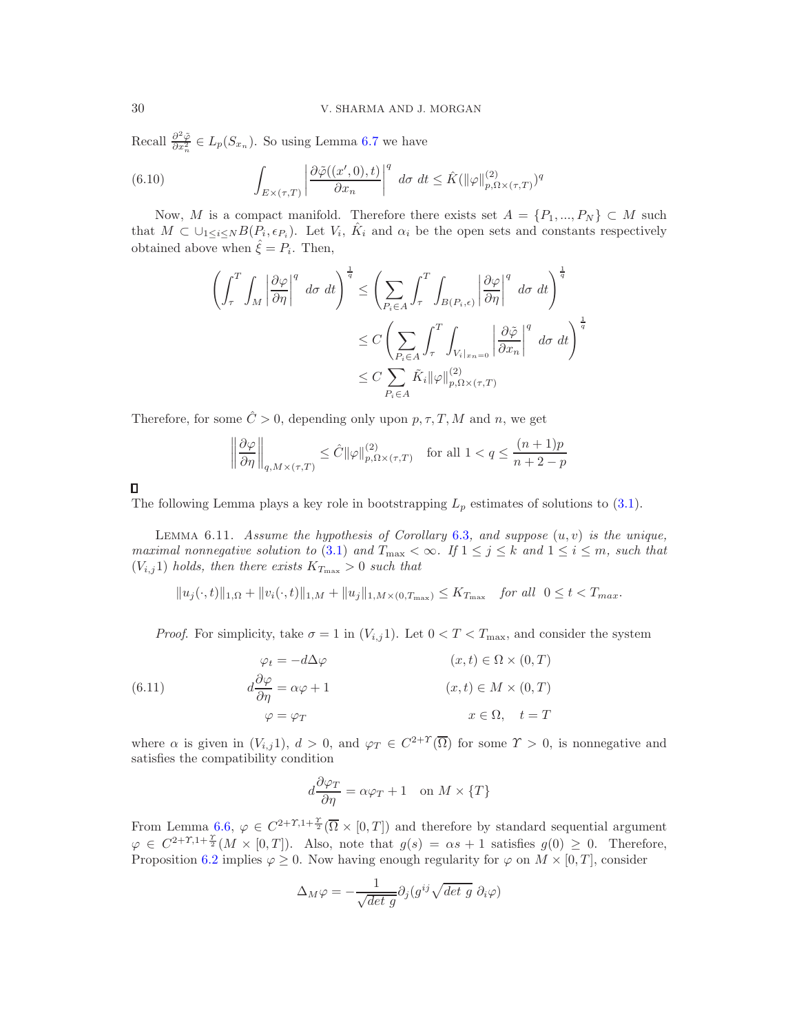Recall $\frac{\partial^2 \tilde{\varphi}}{\partial x_n^2} \in L_p(S_{x_n})$. So using Lemma 6.7 we have

$$\int_{E\times(\tau,T)} \left|\frac{\partial \tilde{\varphi}((x',0),t)}{\partial x_n}\right|^q \, d\sigma \, dt \leq \hat{K}(\|\varphi\|^{(2)}_{p,\Omega\times(\tau,T)})^q \tag{6.10}$$

Now, $M$ is a compact manifold. Therefore there exists set $A = \{P_1, ..., P_N\} \subset M$ such that $M \subset \cup_{1\leq i\leq N} B(P_i, \epsilon_{P_i})$. Let $V_i$, $\hat{K}_i$ and $\alpha_i$ be the open sets and constants respectively obtained above when $\hat{\xi} = P_i$. Then,

$$\begin{aligned}
\left(\int_\tau^T \int_M \left|\frac{\partial \varphi}{\partial \eta}\right|^q \, d\sigma \, dt\right)^{\frac{1}{q}} &\leq \left(\sum_{P_i\in A} \int_\tau^T \int_{B(P_i,\epsilon)} \left|\frac{\partial \varphi}{\partial \eta}\right|^q \, d\sigma \, dt\right)^{\frac{1}{q}} \\
&\leq C \left(\sum_{P_i\in A} \int_\tau^T \int_{V_i|_{x_n=0}} \left|\frac{\partial \tilde{\varphi}}{\partial x_n}\right|^q \, d\sigma \, dt\right)^{\frac{1}{q}} \\
&\leq C \sum_{P_i\in A} \tilde{K}_i \|\varphi\|^{(2)}_{p,\Omega\times(\tau,T)}
\end{aligned}$$

Therefore, for some $\hat{C} > 0$, depending only upon $p, \tau, T, M$ and $n$, we get

$$\left\|\frac{\partial \varphi}{\partial \eta}\right\|_{q,M\times(\tau,T)} \leq \hat{C}\|\varphi\|^{(2)}_{p,\Omega\times(\tau,T)} \quad \text{for all } 1 < q \leq \frac{(n+1)p}{n+2-p}$$

□

The following Lemma plays a key role in bootstrapping $L_p$ estimates of solutions to (3.1).

**Lemma 6.11.** *Assume the hypothesis of Corollary 6.3, and suppose $(u,v)$ is the unique, maximal nonnegative solution to (3.1) and $T_{\max} < \infty$. If $1 \leq j \leq k$ and $1 \leq i \leq m$, such that $(V_{i,j}1)$ holds, then there exists $K_{T_{\max}} > 0$ such that*

$$\|u_j(\cdot,t)\|_{1,\Omega} + \|v_i(\cdot,t)\|_{1,M} + \|u_j\|_{1,M\times(0,T_{\max})} \leq K_{T_{\max}} \quad \textit{for all } \ 0 \leq t < T_{max}.$$

*Proof.* For simplicity, take $\sigma = 1$ in $(V_{i,j}1)$. Let $0 < T < T_{\max}$, and consider the system

$$\begin{aligned}
\varphi_t &= -d\Delta\varphi & (x,t) &\in \Omega\times(0,T) \\
d\frac{\partial \varphi}{\partial \eta} &= \alpha\varphi + 1 & (x,t) &\in M\times(0,T) \\
\varphi &= \varphi_T & x &\in \Omega, \quad t = T
\end{aligned} \tag{6.11}$$

where $\alpha$ is given in $(V_{i,j}1)$, $d > 0$, and $\varphi_T \in C^{2+\Upsilon}(\overline{\Omega})$ for some $\Upsilon > 0$, is nonnegative and satisfies the compatibility condition

$$d\frac{\partial \varphi_T}{\partial \eta} = \alpha\varphi_T + 1 \quad \text{on } M\times\{T\}$$

From Lemma 6.6, $\varphi \in C^{2+\Upsilon, 1+\frac{\Upsilon}{2}}(\overline{\Omega}\times[0,T])$ and therefore by standard sequential argument $\varphi \in C^{2+\Upsilon,1+\frac{\Upsilon}{2}}(M\times[0,T])$. Also, note that $g(s) = \alpha s + 1$ satisfies $g(0) \geq 0$. Therefore, Proposition 6.2 implies $\varphi \geq 0$. Now having enough regularity for $\varphi$ on $M\times[0,T]$, consider

$$\Delta_M\varphi = -\frac{1}{\sqrt{det\ g}}\partial_j(g^{ij}\sqrt{det\ g}\ \partial_i\varphi)$$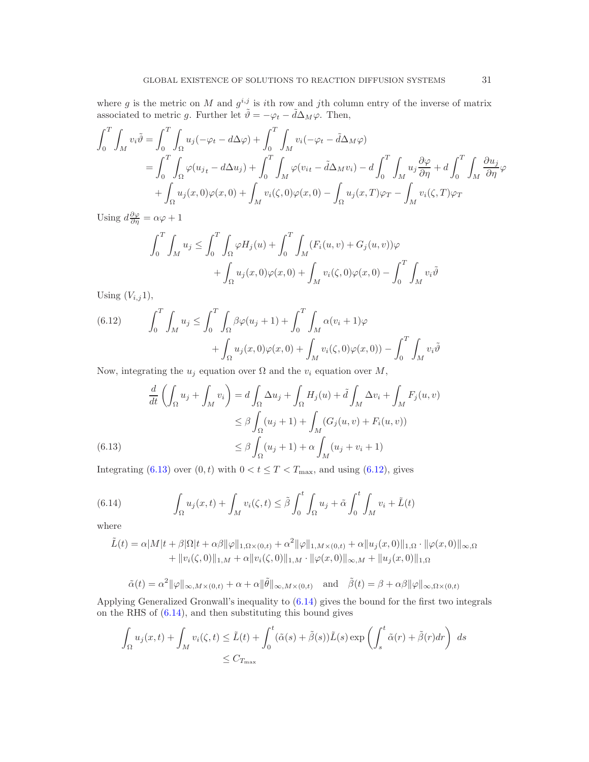where $g$ is the metric on $M$ and $g^{i,j}$ is $i$th row and $j$th column entry of the inverse of matrix associated to metric $g$. Further let $\tilde{\vartheta} = -\varphi_t - \tilde{d}\Delta_M \varphi$. Then,

$$
\begin{aligned}
\int_0^T \int_M v_i \tilde{\vartheta} &= \int_0^T \int_\Omega u_j(-\varphi_t - d\Delta\varphi) + \int_0^T \int_M v_i(-\varphi_t - \tilde{d}\Delta_M \varphi) \\
&= \int_0^T \int_\Omega \varphi(u_{j_t} - d\Delta u_j) + \int_0^T \int_M \varphi(v_{it} - \tilde{d}\Delta_M v_i) - d\int_0^T \int_M u_j \frac{\partial \varphi}{\partial \eta} + d\int_0^T \int_M \frac{\partial u_j}{\partial \eta}\varphi \\
&\quad + \int_\Omega u_j(x,0)\varphi(x,0) + \int_M v_i(\zeta,0)\varphi(x,0) - \int_\Omega u_j(x,T)\varphi_T - \int_M v_i(\zeta,T)\varphi_T
\end{aligned}
$$

Using $d\frac{\partial \varphi}{\partial \eta} = \alpha\varphi + 1$

$$
\begin{aligned}
\int_0^T \int_M u_j \leq& \int_0^T \int_\Omega \varphi H_j(u) + \int_0^T \int_M (F_i(u,v) + G_j(u,v))\varphi \\
&+ \int_\Omega u_j(x,0)\varphi(x,0) + \int_M v_i(\zeta,0)\varphi(x,0) - \int_0^T \int_M v_i \tilde{\vartheta}
\end{aligned}
$$

Using $(V_{i,j}1)$,

$$
\begin{aligned}
\int_0^T \int_M u_j \leq& \int_0^T \int_\Omega \beta\varphi(u_j + 1) + \int_0^T \int_M \alpha(v_i + 1)\varphi \\
&+ \int_\Omega u_j(x,0)\varphi(x,0) + \int_M v_i(\zeta,0)\varphi(x,0)) - \int_0^T \int_M v_i \tilde{\vartheta}
\end{aligned}
\tag{6.12}
$$

Now, integrating the $u_j$ equation over $\Omega$ and the $v_i$ equation over $M$,

$$
\begin{aligned}
\frac{d}{dt}\left(\int_\Omega u_j + \int_M v_i\right) &= d\int_\Omega \Delta u_j + \int_\Omega H_j(u) + \tilde{d}\int_M \Delta v_i + \int_M F_j(u,v) \\
&\leq \beta \int_\Omega (u_j + 1) + \int_M (G_j(u,v) + F_i(u,v)) \\
&\leq \beta \int_\Omega (u_j + 1) + \alpha \int_M (u_j + v_i + 1)
\end{aligned}
\tag{6.13}
$$

Integrating (6.13) over $(0,t)$ with $0 < t \leq T < T_{\max}$, and using (6.12), gives

$$
\int_\Omega u_j(x,t) + \int_M v_i(\zeta,t) \leq \tilde{\beta}\int_0^t \int_\Omega u_j + \tilde{\alpha}\int_0^t \int_M v_i + \tilde{L}(t)
\tag{6.14}
$$

where

$$
\begin{aligned}
\tilde{L}(t) =& \alpha|M|t + \beta|\Omega|t + \alpha\beta\|\varphi\|_{1,\Omega\times(0,t)} + \alpha^2\|\varphi\|_{1,M\times(0,t)} + \alpha\|u_j(x,0)\|_{1,\Omega}\cdot\|\varphi(x,0)\|_{\infty,\Omega} \\
&+ \|v_i(\zeta,0)\|_{1,M} + \alpha\|v_i(\zeta,0)\|_{1,M}\cdot\|\varphi(x,0)\|_{\infty,M} + \|u_j(x,0)\|_{1,\Omega}
\end{aligned}
$$

$$
\tilde{\alpha}(t) = \alpha^2\|\varphi\|_{\infty,M\times(0,t)} + \alpha + \alpha\|\tilde{\theta}\|_{\infty,M\times(0,t)} \quad \text{and} \quad \tilde{\beta}(t) = \beta + \alpha\beta\|\varphi\|_{\infty,\Omega\times(0,t)}
$$

Applying Generalized Gronwall's inequality to (6.14) gives the bound for the first two integrals on the RHS of (6.14), and then substituting this bound gives

$$
\begin{aligned}
\int_\Omega u_j(x,t) + \int_M v_i(\zeta,t) &\leq \tilde{L}(t) + \int_0^t (\tilde{\alpha}(s) + \tilde{\beta}(s))\tilde{L}(s)\exp\left(\int_s^t \tilde{\alpha}(r) + \tilde{\beta}(r)dr\right)\, ds \\
&\leq C_{T_{\max}}
\end{aligned}
$$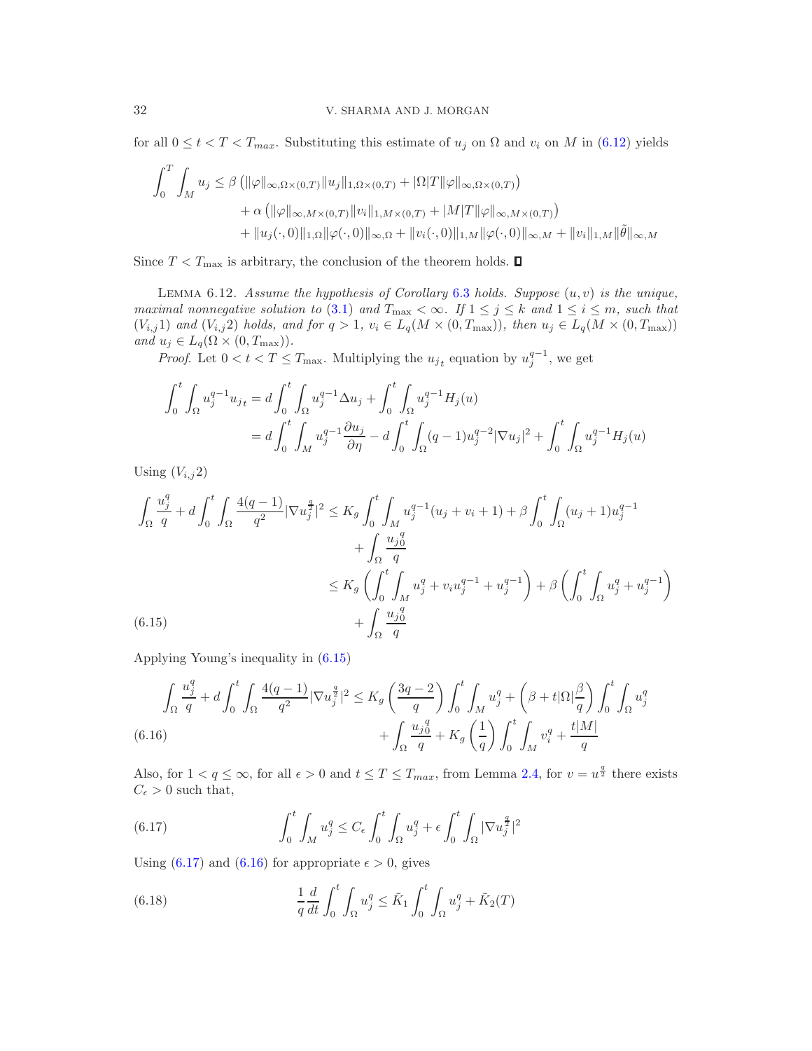for all $0 \leq t < T < T_{max}$. Substituting this estimate of $u_j$ on $\Omega$ and $v_i$ on $M$ in (6.12) yields

$$
\begin{aligned}
\int_0^T \int_M u_j \leq\ & \beta \left( \|\varphi\|_{\infty,\Omega\times(0,T)} \|u_j\|_{1,\Omega\times(0,T)} + |\Omega| T \|\varphi\|_{\infty,\Omega\times(0,T)} \right) \\
& + \alpha \left( \|\varphi\|_{\infty,M\times(0,T)} \|v_i\|_{1,M\times(0,T)} + |M| T \|\varphi\|_{\infty,M\times(0,T)} \right) \\
& + \|u_j(\cdot,0)\|_{1,\Omega} \|\varphi(\cdot,0)\|_{\infty,\Omega} + \|v_i(\cdot,0)\|_{1,M} \|\varphi(\cdot,0)\|_{\infty,M} + \|v_i\|_{1,M} \|\tilde{\theta}\|_{\infty,M}
\end{aligned}
$$

Since $T < T_{\max}$ is arbitrary, the conclusion of the theorem holds. ∎

Lemma 6.12. *Assume the hypothesis of Corollary 6.3 holds. Suppose $(u, v)$ is the unique, maximal nonnegative solution to (3.1) and $T_{\max} < \infty$. If $1 \leq j \leq k$ and $1 \leq i \leq m$, such that $(V_{i,j}1)$ and $(V_{i,j}2)$ holds, and for $q > 1$, $v_i \in L_q(M \times (0, T_{\max}))$, then $u_j \in L_q(M \times (0, T_{\max}))$ and $u_j \in L_q(\Omega \times (0, T_{\max}))$.*

*Proof.* Let $0 < t < T \leq T_{\max}$. Multiplying the $u_{j_t}$ equation by $u_j^{q-1}$, we get

$$
\begin{aligned}
\int_0^t \int_\Omega u_j^{q-1} u_{j_t} &= d \int_0^t \int_\Omega u_j^{q-1} \Delta u_j + \int_0^t \int_\Omega u_j^{q-1} H_j(u) \\
&= d \int_0^t \int_M u_j^{q-1} \frac{\partial u_j}{\partial \eta} - d \int_0^t \int_\Omega (q-1) u_j^{q-2} |\nabla u_j|^2 + \int_0^t \int_\Omega u_j^{q-1} H_j(u)
\end{aligned}
$$

Using $(V_{i,j}2)$

$$
\begin{aligned}
\int_\Omega \frac{u_j^q}{q} + d \int_0^t \int_\Omega \frac{4(q-1)}{q^2} |\nabla u_j^{\frac{q}{2}}|^2 &\leq K_g \int_0^t \int_M u_j^{q-1}(u_j + v_i + 1) + \beta \int_0^t \int_\Omega (u_j + 1) u_j^{q-1} \\
&\quad + \int_\Omega \frac{{u_{j0}}^q}{q} \\
&\leq K_g \left( \int_0^t \int_M u_j^q + v_i u_j^{q-1} + u_j^{q-1} \right) + \beta \left( \int_0^t \int_\Omega u_j^q + u_j^{q-1} \right) \\
&\quad + \int_\Omega \frac{{u_{j0}}^q}{q}
\end{aligned}
\tag{6.15}
$$

Applying Young's inequality in (6.15)

$$
\begin{aligned}
\int_\Omega \frac{u_j^q}{q} + d \int_0^t \int_\Omega \frac{4(q-1)}{q^2} |\nabla u_j^{\frac{q}{2}}|^2 &\leq K_g \left( \frac{3q-2}{q} \right) \int_0^t \int_M u_j^q + \left( \beta + t|\Omega| \frac{\beta}{q} \right) \int_0^t \int_\Omega u_j^q \\
&\quad + \int_\Omega \frac{{u_{j0}}^q}{q} + K_g \left( \frac{1}{q} \right) \int_0^t \int_M v_i^q + \frac{t|M|}{q}
\end{aligned}
\tag{6.16}
$$

Also, for $1 < q \leq \infty$, for all $\epsilon > 0$ and $t \leq T \leq T_{max}$, from Lemma 2.4, for $v = u^{\frac{q}{2}}$ there exists $C_\epsilon > 0$ such that,

$$
\int_0^t \int_M u_j^q \leq C_\epsilon \int_0^t \int_\Omega u_j^q + \epsilon \int_0^t \int_\Omega |\nabla u_j^{\frac{q}{2}}|^2
\tag{6.17}
$$

Using (6.17) and (6.16) for appropriate $\epsilon > 0$, gives

$$
\frac{1}{q} \frac{d}{dt} \int_0^t \int_\Omega u_j^q \leq \tilde{K}_1 \int_0^t \int_\Omega u_j^q + \tilde{K}_2(T)
\tag{6.18}
$$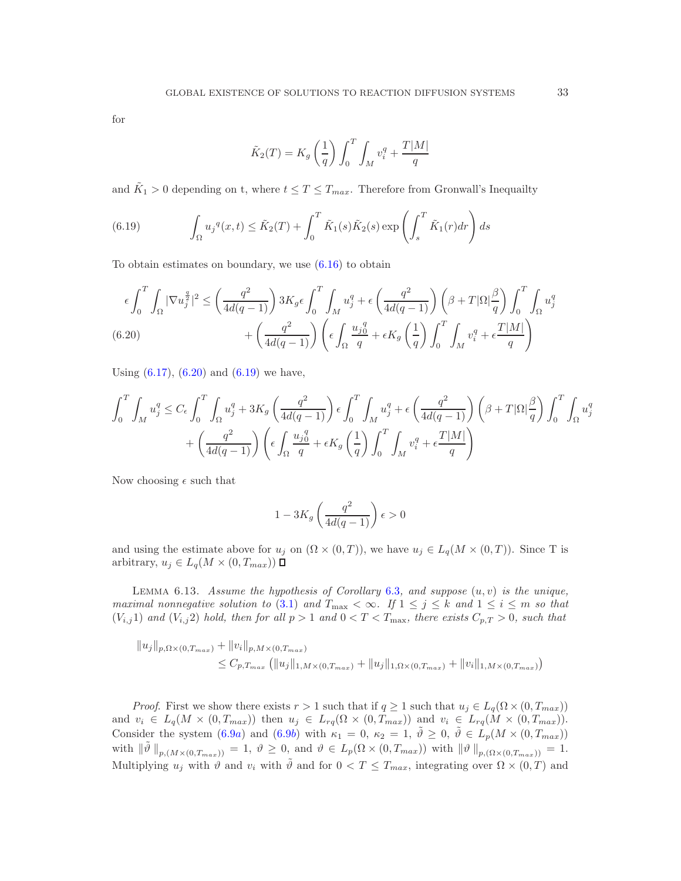for

$$\tilde{K}_2(T) = K_g\left(\frac{1}{q}\right)\int_0^T\int_M v_i^q + \frac{T|M|}{q}$$

and $\tilde{K}_1 > 0$ depending on t, where $t \leq T \leq T_{max}$. Therefore from Gronwall's Inequailty

$$\int_\Omega {u_j}^q(x,t) \leq \tilde{K}_2(T) + \int_0^T \tilde{K}_1(s)\tilde{K}_2(s)\exp\left(\int_s^T \tilde{K}_1(r)dr\right)ds \tag{6.19}$$

To obtain estimates on boundary, we use (6.16) to obtain

$$\begin{aligned}\epsilon\int_0^T\int_\Omega |\nabla u_j^{\frac{q}{2}}|^2 \leq \left(\frac{q^2}{4d(q-1)}\right)3K_g\epsilon\int_0^T\int_M u_j^q + \epsilon\left(\frac{q^2}{4d(q-1)}\right)\left(\beta + T|\Omega|\frac{\beta}{q}\right)\int_0^T\int_\Omega u_j^q \\ + \left(\frac{q^2}{4d(q-1)}\right)\left(\epsilon\int_\Omega \frac{{u_j}_0^q}{q} + \epsilon K_g\left(\frac{1}{q}\right)\int_0^T\int_M v_i^q + \epsilon\frac{T|M|}{q}\right)\end{aligned} \tag{6.20}$$

Using (6.17), (6.20) and (6.19) we have,

$$\begin{aligned}\int_0^T\int_M u_j^q \leq C_\epsilon\int_0^T\int_\Omega u_j^q + 3K_g\left(\frac{q^2}{4d(q-1)}\right)\epsilon\int_0^T\int_M u_j^q + \epsilon\left(\frac{q^2}{4d(q-1)}\right)\left(\beta + T|\Omega|\frac{\beta}{q}\right)\int_0^T\int_\Omega u_j^q \\ + \left(\frac{q^2}{4d(q-1)}\right)\left(\epsilon\int_\Omega \frac{{u_j}_0^q}{q} + \epsilon K_g\left(\frac{1}{q}\right)\int_0^T\int_M v_i^q + \epsilon\frac{T|M|}{q}\right)\end{aligned}$$

Now choosing $\epsilon$ such that

$$1 - 3K_g\left(\frac{q^2}{4d(q-1)}\right)\epsilon > 0$$

and using the estimate above for $u_j$ on $(\Omega \times (0,T))$, we have $u_j \in L_q(M \times (0,T))$. Since T is arbitrary, $u_j \in L_q(M \times (0,T_{max}))$ ∎

LEMMA 6.13. *Assume the hypothesis of Corollary 6.3, and suppose $(u,v)$ is the unique, maximal nonnegative solution to (3.1) and $T_{\max} < \infty$. If $1 \leq j \leq k$ and $1 \leq i \leq m$ so that $(V_{i,j}1)$ and $(V_{i,j}2)$ hold, then for all $p > 1$ and $0 < T < T_{\max}$, there exists $C_{p,T} > 0$, such that*

$$\begin{aligned}\|u_j\|_{p,\Omega\times(0,T_{max})} + \|v_i\|_{p,M\times(0,T_{max})} \\ \leq C_{p,T_{max}}\left(\|u_j\|_{1,M\times(0,T_{max})} + \|u_j\|_{1,\Omega\times(0,T_{max})} + \|v_i\|_{1,M\times(0,T_{max})}\right)\end{aligned}$$

*Proof.* First we show there exists $r > 1$ such that if $q \geq 1$ such that $u_j \in L_q(\Omega \times (0,T_{max}))$ and $v_i \in L_q(M \times (0,T_{max}))$ then $u_j \in L_{rq}(\Omega \times (0,T_{max}))$ and $v_i \in L_{rq}(M \times (0,T_{max}))$. Consider the system (6.9a) and (6.9b) with $\kappa_1 = 0$, $\kappa_2 = 1$, $\tilde{\vartheta} \geq 0$, $\tilde{\vartheta} \in L_p(M \times (0,T_{max}))$ with $\|\tilde{\vartheta}\|_{p,(M\times(0,T_{max}))} = 1$, $\vartheta \geq 0$, and $\vartheta \in L_p(\Omega \times (0,T_{max}))$ with $\|\vartheta\|_{p,(\Omega\times(0,T_{max}))} = 1$. Multiplying $u_j$ with $\vartheta$ and $v_i$ with $\tilde{\vartheta}$ and for $0 < T \leq T_{max}$, integrating over $\Omega \times (0,T)$ and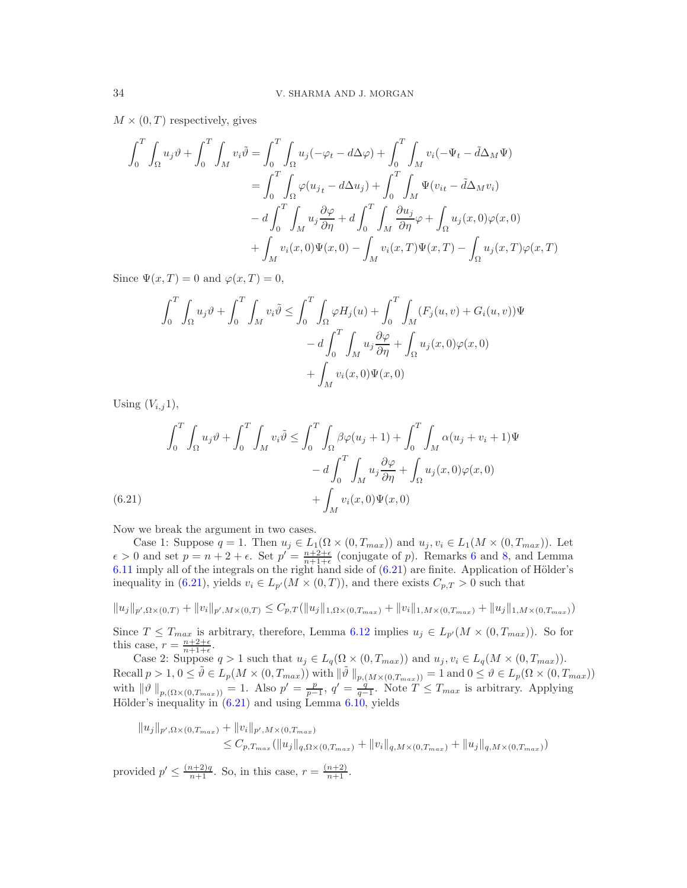$M \times (0,T)$ respectively, gives

$$
\begin{aligned}
\int_0^T \int_\Omega u_j \vartheta + \int_0^T \int_M v_i \tilde{\vartheta} &= \int_0^T \int_\Omega u_j(-\varphi_t - d\Delta\varphi) + \int_0^T \int_M v_i(-\Psi_t - \tilde{d}\Delta_M \Psi) \\
&= \int_0^T \int_\Omega \varphi({u_j}_t - d\Delta u_j) + \int_0^T \int_M \Psi(v_{it} - \tilde{d}\Delta_M v_i) \\
&\quad - d\int_0^T \int_M u_j \frac{\partial \varphi}{\partial \eta} + d\int_0^T \int_M \frac{\partial u_j}{\partial \eta}\varphi + \int_\Omega u_j(x,0)\varphi(x,0) \\
&\quad + \int_M v_i(x,0)\Psi(x,0) - \int_M v_i(x,T)\Psi(x,T) - \int_\Omega u_j(x,T)\varphi(x,T)
\end{aligned}
$$

Since $\Psi(x,T) = 0$ and $\varphi(x,T) = 0$,

$$
\begin{aligned}
\int_0^T \int_\Omega u_j \vartheta + \int_0^T \int_M v_i \tilde{\vartheta} \leq \int_0^T \int_\Omega \varphi H_j(u) &+ \int_0^T \int_M (F_j(u,v) + G_i(u,v))\Psi \\
&- d\int_0^T \int_M u_j \frac{\partial \varphi}{\partial \eta} + \int_\Omega u_j(x,0)\varphi(x,0) \\
&+ \int_M v_i(x,0)\Psi(x,0)
\end{aligned}
$$

Using $(V_{i,j}1)$,

$$
\begin{aligned}
\int_0^T \int_\Omega u_j \vartheta + \int_0^T \int_M v_i \tilde{\vartheta} \leq \int_0^T \int_\Omega \beta\varphi(u_j + 1) &+ \int_0^T \int_M \alpha(u_j + v_i + 1)\Psi \\
&- d\int_0^T \int_M u_j \frac{\partial \varphi}{\partial \eta} + \int_\Omega u_j(x,0)\varphi(x,0) \\
&+ \int_M v_i(x,0)\Psi(x,0)
\end{aligned}
\tag{6.21}
$$

Now we break the argument in two cases.

Case 1: Suppose $q = 1$. Then $u_j \in L_1(\Omega \times (0, T_{max}))$ and $u_j, v_i \in L_1(M \times (0, T_{max}))$. Let $\epsilon > 0$ and set $p = n + 2 + \epsilon$. Set $p' = \frac{n+2+\epsilon}{n+1+\epsilon}$ (conjugate of $p$). Remarks 6 and 8, and Lemma 6.11 imply all of the integrals on the right hand side of (6.21) are finite. Application of Hölder's inequality in (6.21), yields $v_i \in L_{p'}(M \times (0,T))$, and there exists $C_{p,T} > 0$ such that

$$
\|u_j\|_{p',\Omega\times(0,T)} + \|v_i\|_{p',M\times(0,T)} \leq C_{p,T}(\|u_j\|_{1,\Omega\times(0,T_{max})} + \|v_i\|_{1,M\times(0,T_{max})} + \|u_j\|_{1,M\times(0,T_{max})})
$$

Since $T \leq T_{max}$ is arbitrary, therefore, Lemma 6.12 implies $u_j \in L_{p'}(M \times (0, T_{max}))$. So for this case, $r = \frac{n+2+\epsilon}{n+1+\epsilon}$.

Case 2: Suppose $q > 1$ such that $u_j \in L_q(\Omega \times (0, T_{max}))$ and $u_j, v_i \in L_q(M \times (0, T_{max}))$. Recall $p > 1$, $0 \leq \tilde{\vartheta} \in L_p(M \times (0, T_{max}))$ with $\|\tilde{\vartheta}\|_{p,(M\times(0,T_{max}))} = 1$ and $0 \leq \vartheta \in L_p(\Omega \times (0, T_{max}))$ with $\|\vartheta\|_{p,(\Omega\times(0,T_{max}))} = 1$. Also $p' = \frac{p}{p-1}$, $q' = \frac{q}{q-1}$. Note $T \leq T_{max}$ is arbitrary. Applying Hölder's inequality in (6.21) and using Lemma 6.10, yields

$$
\begin{aligned}
&\|u_j\|_{p',\Omega\times(0,T_{max})} + \|v_i\|_{p',M\times(0,T_{max})} \\
&\qquad \leq C_{p,T_{max}}(\|u_j\|_{q,\Omega\times(0,T_{max})} + \|v_i\|_{q,M\times(0,T_{max})} + \|u_j\|_{q,M\times(0,T_{max})})
\end{aligned}
$$

provided $p' \leq \frac{(n+2)q}{n+1}$. So, in this case, $r = \frac{(n+2)}{n+1}$.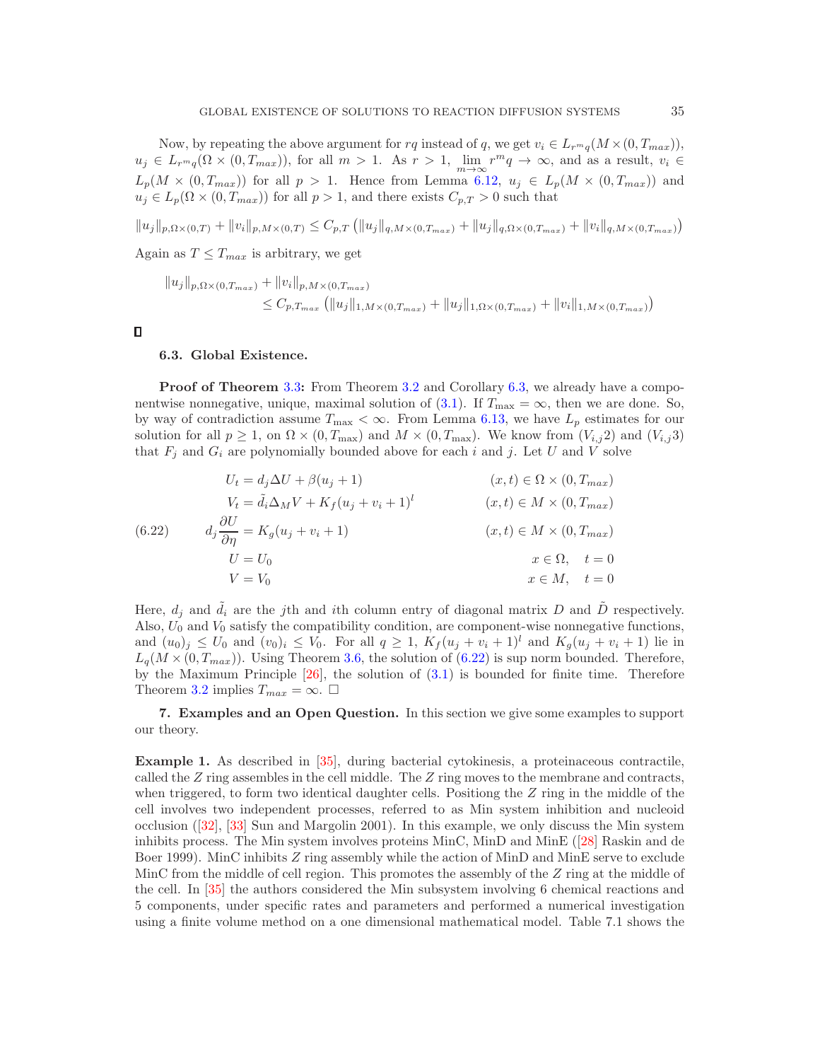Now, by repeating the above argument for $rq$ instead of $q$, we get $v_i \in L_{r^m q}(M\times(0,T_{max}))$, $u_j \in L_{r^m q}(\Omega \times (0,T_{max}))$, for all $m > 1$. As $r > 1$, $\lim_{m\to\infty} r^m q \to \infty$, and as a result, $v_i \in L_p(M \times (0,T_{max}))$ for all $p > 1$. Hence from Lemma 6.12, $u_j \in L_p(M \times (0,T_{max}))$ and $u_j \in L_p(\Omega \times (0,T_{max}))$ for all $p > 1$, and there exists $C_{p,T} > 0$ such that

$$\|u_j\|_{p,\Omega\times(0,T)} + \|v_i\|_{p,M\times(0,T)} \le C_{p,T}\left(\|u_j\|_{q,M\times(0,T_{max})} + \|u_j\|_{q,\Omega\times(0,T_{max})} + \|v_i\|_{q,M\times(0,T_{max})}\right)$$

Again as $T \le T_{max}$ is arbitrary, we get

$$\begin{aligned}\|u_j\|_{p,\Omega\times(0,T_{max})} &+ \|v_i\|_{p,M\times(0,T_{max})} \\ &\le C_{p,T_{max}}\left(\|u_j\|_{1,M\times(0,T_{max})} + \|u_j\|_{1,\Omega\times(0,T_{max})} + \|v_i\|_{1,M\times(0,T_{max})}\right)\end{aligned}$$

□

### 6.3. Global Existence.

**Proof of Theorem 3.3:** From Theorem 3.2 and Corollary 6.3, we already have a componentwise nonnegative, unique, maximal solution of (3.1). If $T_{\max} = \infty$, then we are done. So, by way of contradiction assume $T_{\max} < \infty$. From Lemma 6.13, we have $L_p$ estimates for our solution for all $p \ge 1$, on $\Omega \times (0, T_{\max})$ and $M \times (0, T_{\max})$. We know from $(V_{i,j}2)$ and $(V_{i,j}3)$ that $F_j$ and $G_i$ are polynomially bounded above for each $i$ and $j$. Let $U$ and $V$ solve

$$(6.22)\qquad \begin{aligned}
U_t &= d_j\Delta U + \beta(u_j+1) && (x,t)\in\Omega\times(0,T_{max})\\
V_t &= \tilde{d}_i\Delta_M V + K_f(u_j+v_i+1)^l && (x,t)\in M\times(0,T_{max})\\
d_j\frac{\partial U}{\partial\eta} &= K_g(u_j+v_i+1) && (x,t)\in M\times(0,T_{max})\\
U &= U_0 && x\in\Omega,\quad t=0\\
V &= V_0 && x\in M,\quad t=0
\end{aligned}$$

Here, $d_j$ and $\tilde{d}_i$ are the $j$th and $i$th column entry of diagonal matrix $D$ and $\tilde{D}$ respectively. Also, $U_0$ and $V_0$ satisfy the compatibility condition, are component-wise nonnegative functions, and $(u_0)_j \le U_0$ and $(v_0)_i \le V_0$. For all $q \ge 1$, $K_f(u_j+v_i+1)^l$ and $K_g(u_j+v_i+1)$ lie in $L_q(M\times(0,T_{max}))$. Using Theorem 3.6, the solution of (6.22) is sup norm bounded. Therefore, by the Maximum Principle [26], the solution of (3.1) is bounded for finite time. Therefore Theorem 3.2 implies $T_{max} = \infty$. □

## 7. Examples and an Open Question.

In this section we give some examples to support our theory.

**Example 1.** As described in [35], during bacterial cytokinesis, a proteinaceous contractile, called the $Z$ ring assembles in the cell middle. The $Z$ ring moves to the membrane and contracts, when triggered, to form two identical daughter cells. Positiong the $Z$ ring in the middle of the cell involves two independent processes, referred to as Min system inhibition and nucleoid occlusion ([32], [33] Sun and Margolin 2001). In this example, we only discuss the Min system inhibits process. The Min system involves proteins MinC, MinD and MinE ([28] Raskin and de Boer 1999). MinC inhibits $Z$ ring assembly while the action of MinD and MinE serve to exclude MinC from the middle of cell region. This promotes the assembly of the $Z$ ring at the middle of the cell. In [35] the authors considered the Min subsystem involving 6 chemical reactions and 5 components, under specific rates and parameters and performed a numerical investigation using a finite volume method on a one dimensional mathematical model. Table 7.1 shows the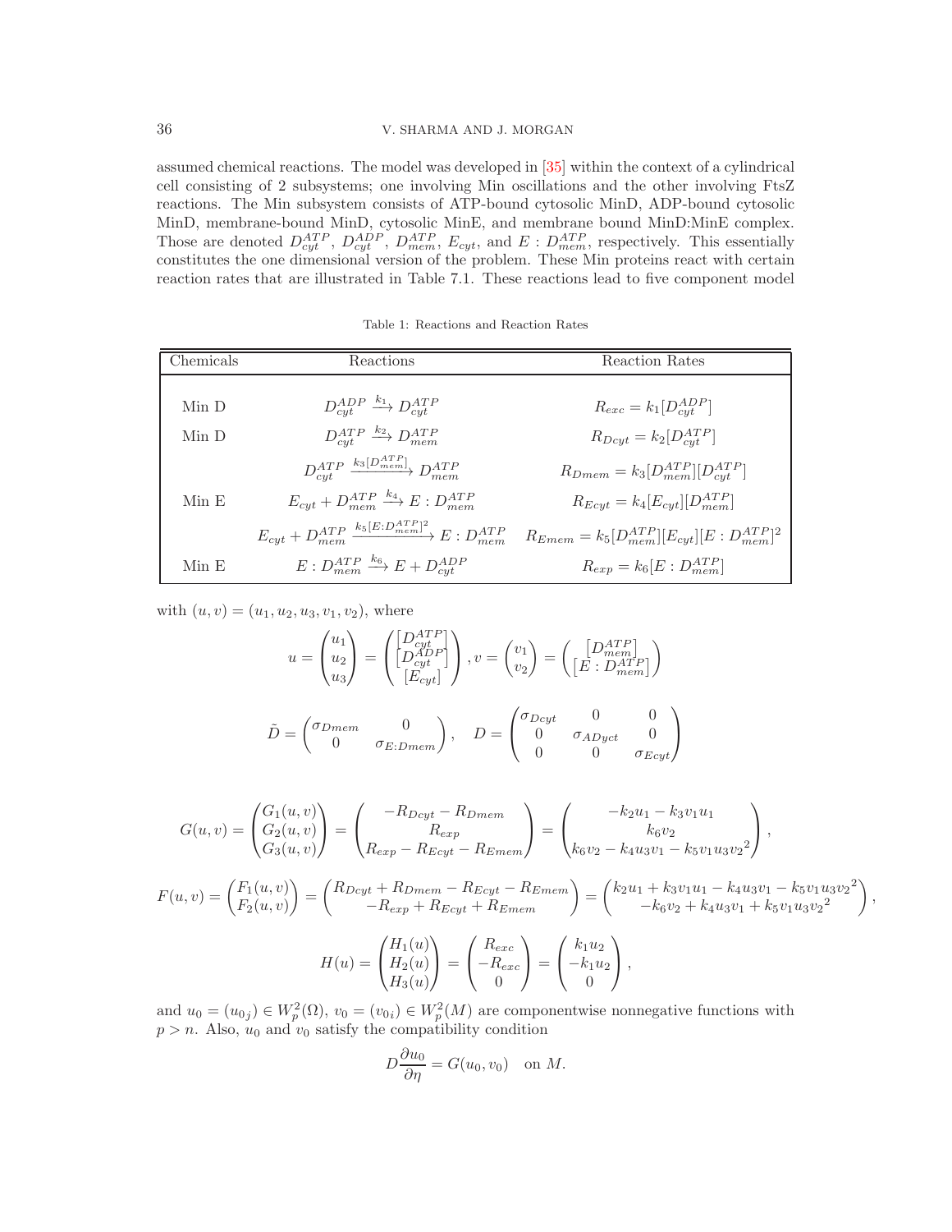assumed chemical reactions. The model was developed in [35] within the context of a cylindrical cell consisting of 2 subsystems; one involving Min oscillations and the other involving FtsZ reactions. The Min subsystem consists of ATP-bound cytosolic MinD, ADP-bound cytosolic MinD, membrane-bound MinD, cytosolic MinE, and membrane bound MinD:MinE complex. Those are denoted $D_{cyt}^{ATP}$, $D_{cyt}^{ADP}$, $D_{mem}^{ATP}$, $E_{cyt}$, and $E : D_{mem}^{ATP}$, respectively. This essentially constitutes the one dimensional version of the problem. These Min proteins react with certain reaction rates that are illustrated in Table 7.1. These reactions lead to five component model

Table 1: Reactions and Reaction Rates

| Chemicals | Reactions | Reaction Rates |
|---|---|---|
| Min D | $D_{cyt}^{ADP} \xrightarrow{k_1} D_{cyt}^{ATP}$ | $R_{exc} = k_1[D_{cyt}^{ADP}]$ |
| Min D | $D_{cyt}^{ATP} \xrightarrow{k_2} D_{mem}^{ATP}$ | $R_{Dcyt} = k_2[D_{cyt}^{ATP}]$ |
| | $D_{cyt}^{ATP} \xrightarrow{k_3[D_{mem}^{ATP}]} D_{mem}^{ATP}$ | $R_{Dmem} = k_3[D_{mem}^{ATP}][D_{cyt}^{ATP}]$ |
| Min E | $E_{cyt} + D_{mem}^{ATP} \xrightarrow{k_4} E : D_{mem}^{ATP}$ | $R_{Ecyt} = k_4[E_{cyt}][D_{mem}^{ATP}]$ |
| | $E_{cyt} + D_{mem}^{ATP} \xrightarrow{k_5[E:D_{mem}^{ATP}]^2} E : D_{mem}^{ATP}$ | $R_{Emem} = k_5[D_{mem}^{ATP}][E_{cyt}][E : D_{mem}^{ATP}]^2$ |
| Min E | $E : D_{mem}^{ATP} \xrightarrow{k_6} E + D_{cyt}^{ADP}$ | $R_{exp} = k_6[E : D_{mem}^{ATP}]$ |

with $(u, v) = (u_1, u_2, u_3, v_1, v_2)$, where

$$u = \begin{pmatrix} u_1 \\ u_2 \\ u_3 \end{pmatrix} = \begin{pmatrix} [D_{cyt}^{ATP}] \\ [D_{cyt}^{ADP}] \\ [E_{cyt}] \end{pmatrix}, v = \begin{pmatrix} v_1 \\ v_2 \end{pmatrix} = \begin{pmatrix} [D_{mem}^{ATP}] \\ [E : D_{mem}^{ATP}] \end{pmatrix}$$

$$\tilde{D} = \begin{pmatrix} \sigma_{Dmem} & 0 \\ 0 & \sigma_{E:Dmem} \end{pmatrix}, \quad D = \begin{pmatrix} \sigma_{Dcyt} & 0 & 0 \\ 0 & \sigma_{ADyct} & 0 \\ 0 & 0 & \sigma_{Ecyt} \end{pmatrix}$$

$$G(u, v) = \begin{pmatrix} G_1(u, v) \\ G_2(u, v) \\ G_3(u, v) \end{pmatrix} = \begin{pmatrix} -R_{Dcyt} - R_{Dmem} \\ R_{exp} \\ R_{exp} - R_{Ecyt} - R_{Emem} \end{pmatrix} = \begin{pmatrix} -k_2 u_1 - k_3 v_1 u_1 \\ k_6 v_2 \\ k_6 v_2 - k_4 u_3 v_1 - k_5 v_1 u_3 {v_2}^2 \end{pmatrix},$$

$$F(u, v) = \begin{pmatrix} F_1(u, v) \\ F_2(u, v) \end{pmatrix} = \begin{pmatrix} R_{Dcyt} + R_{Dmem} - R_{Ecyt} - R_{Emem} \\ -R_{exp} + R_{Ecyt} + R_{Emem} \end{pmatrix} = \begin{pmatrix} k_2 u_1 + k_3 v_1 u_1 - k_4 u_3 v_1 - k_5 v_1 u_3 {v_2}^2 \\ -k_6 v_2 + k_4 u_3 v_1 + k_5 v_1 u_3 {v_2}^2 \end{pmatrix},$$

$$H(u) = \begin{pmatrix} H_1(u) \\ H_2(u) \\ H_3(u) \end{pmatrix} = \begin{pmatrix} R_{exc} \\ -R_{exc} \\ 0 \end{pmatrix} = \begin{pmatrix} k_1 u_2 \\ -k_1 u_2 \\ 0 \end{pmatrix},$$

and $u_0 = (u_{0j}) \in W_p^2(\Omega)$, $v_0 = (v_{0i}) \in W_p^2(M)$ are componentwise nonnegative functions with $p > n$. Also, $u_0$ and $v_0$ satisfy the compatibility condition

$$D\frac{\partial u_0}{\partial \eta} = G(u_0, v_0) \quad \text{on } M.$$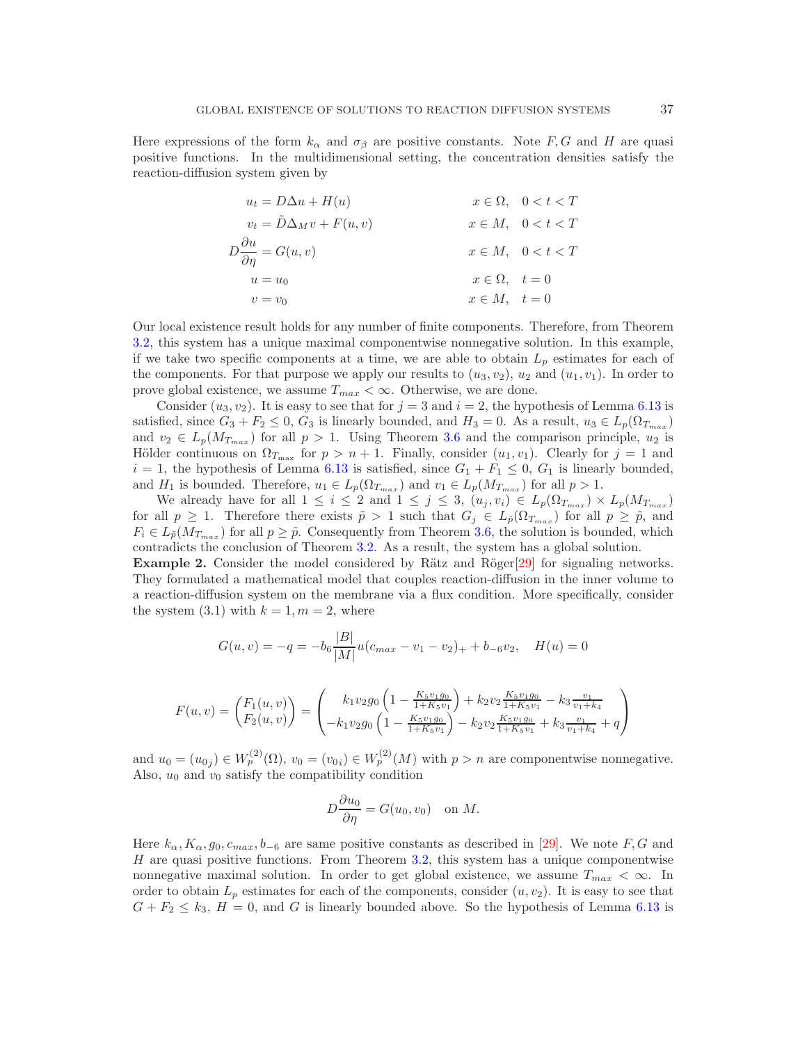Here expressions of the form $k_\alpha$ and $\sigma_\beta$ are positive constants. Note $F, G$ and $H$ are quasi positive functions. In the multidimensional setting, the concentration densities satisfy the reaction-diffusion system given by

$$
\begin{aligned}
u_t &= D\Delta u + H(u) && x \in \Omega, \quad 0 < t < T \\
v_t &= \tilde{D}\Delta_M v + F(u,v) && x \in M, \quad 0 < t < T \\
D\frac{\partial u}{\partial \eta} &= G(u,v) && x \in M, \quad 0 < t < T \\
u &= u_0 && x \in \Omega, \quad t = 0 \\
v &= v_0 && x \in M, \quad t = 0
\end{aligned}
$$

Our local existence result holds for any number of finite components. Therefore, from Theorem 3.2, this system has a unique maximal componentwise nonnegative solution. In this example, if we take two specific components at a time, we are able to obtain $L_p$ estimates for each of the components. For that purpose we apply our results to $(u_3, v_2)$, $u_2$ and $(u_1, v_1)$. In order to prove global existence, we assume $T_{max} < \infty$. Otherwise, we are done.

Consider $(u_3, v_2)$. It is easy to see that for $j = 3$ and $i = 2$, the hypothesis of Lemma 6.13 is satisfied, since $G_3 + F_2 \leq 0$, $G_3$ is linearly bounded, and $H_3 = 0$. As a result, $u_3 \in L_p(\Omega_{T_{max}})$ and $v_2 \in L_p(M_{T_{max}})$ for all $p > 1$. Using Theorem 3.6 and the comparison principle, $u_2$ is Hölder continuous on $\Omega_{T_{\max}}$ for $p > n+1$. Finally, consider $(u_1, v_1)$. Clearly for $j = 1$ and $i = 1$, the hypothesis of Lemma 6.13 is satisfied, since $G_1 + F_1 \leq 0$, $G_1$ is linearly bounded, and $H_1$ is bounded. Therefore, $u_1 \in L_p(\Omega_{T_{max}})$ and $v_1 \in L_p(M_{T_{max}})$ for all $p > 1$.

We already have for all $1 \leq i \leq 2$ and $1 \leq j \leq 3$, $(u_j, v_i) \in L_p(\Omega_{T_{max}}) \times L_p(M_{T_{max}})$ for all $p \geq 1$. Therefore there exists $\tilde{p} > 1$ such that $G_j \in L_{\tilde{p}}(\Omega_{T_{max}})$ for all $p \geq \tilde{p}$, and $F_i \in L_{\tilde{p}}(M_{T_{max}})$ for all $p \geq \tilde{p}$. Consequently from Theorem 3.6, the solution is bounded, which contradicts the conclusion of Theorem 3.2. As a result, the system has a global solution.

**Example 2.** Consider the model considered by Rätz and Röger[29] for signaling networks. They formulated a mathematical model that couples reaction-diffusion in the inner volume to a reaction-diffusion system on the membrane via a flux condition. More specifically, consider the system (3.1) with $k = 1, m = 2$, where

$$
G(u,v) = -q = -b_6 \frac{|B|}{|M|} u (c_{max} - v_1 - v_2)_+ + b_{-6} v_2, \quad H(u) = 0
$$

$$
F(u,v) = \begin{pmatrix} F_1(u,v) \\ F_2(u,v) \end{pmatrix} = \begin{pmatrix} k_1 v_2 g_0 \left(1 - \frac{K_5 v_1 g_0}{1 + K_5 v_1}\right) + k_2 v_2 \frac{K_5 v_1 g_0}{1 + K_5 v_1} - k_3 \frac{v_1}{v_1 + k_4} \\ -k_1 v_2 g_0 \left(1 - \frac{K_5 v_1 g_0}{1 + K_5 v_1}\right) - k_2 v_2 \frac{K_5 v_1 g_0}{1 + K_5 v_1} + k_3 \frac{v_1}{v_1 + k_4} + q \end{pmatrix}
$$

and $u_0 = (u_{0j}) \in W_p^{(2)}(\Omega)$, $v_0 = (v_{0i}) \in W_p^{(2)}(M)$ with $p > n$ are componentwise nonnegative. Also, $u_0$ and $v_0$ satisfy the compatibility condition

$$
D\frac{\partial u_0}{\partial \eta} = G(u_0, v_0) \quad \text{on } M.
$$

Here $k_\alpha, K_\alpha, g_0, c_{max}, b_{-6}$ are same positive constants as described in [29]. We note $F, G$ and $H$ are quasi positive functions. From Theorem 3.2, this system has a unique componentwise nonnegative maximal solution. In order to get global existence, we assume $T_{max} < \infty$. In order to obtain $L_p$ estimates for each of the components, consider $(u, v_2)$. It is easy to see that $G + F_2 \leq k_3$, $H = 0$, and $G$ is linearly bounded above. So the hypothesis of Lemma 6.13 is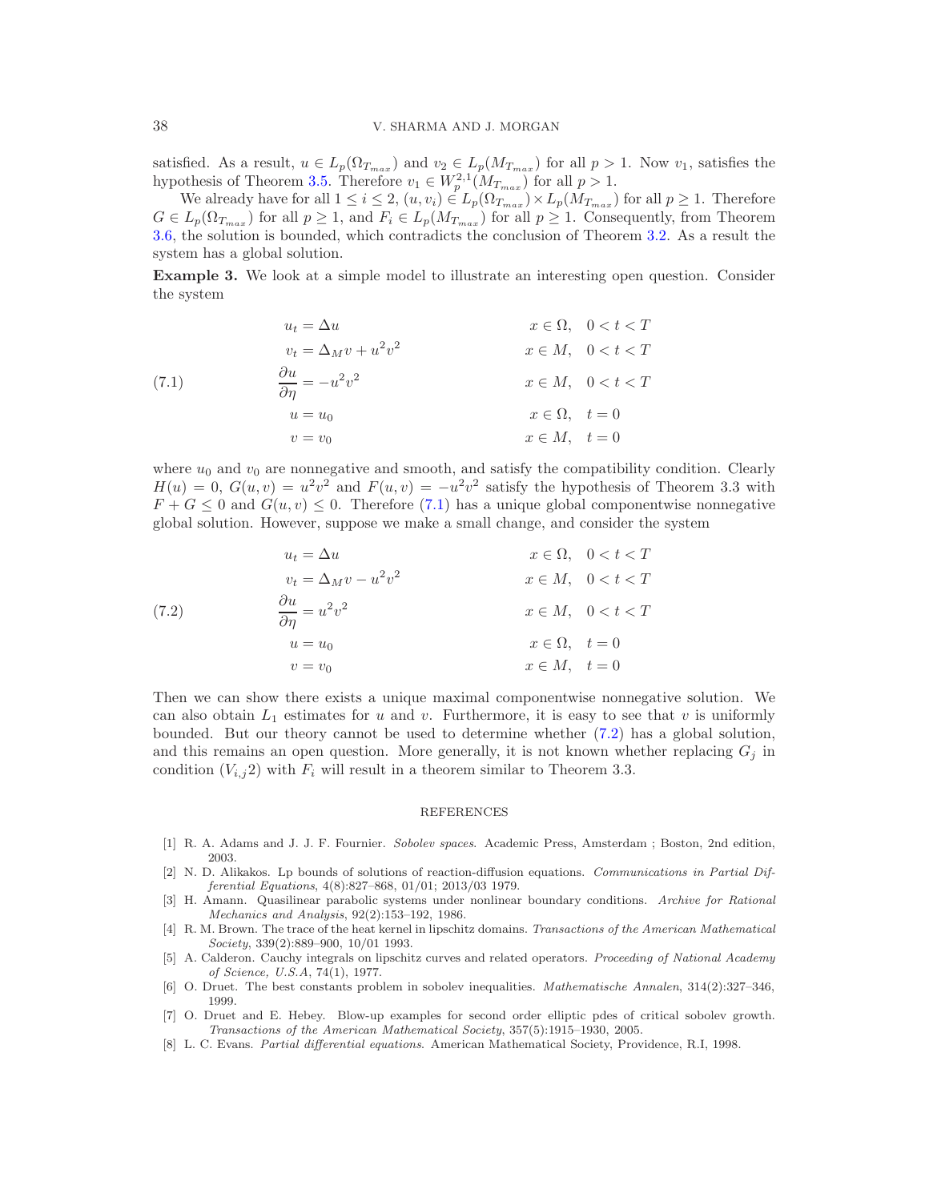satisfied. As a result, $u \in L_p(\Omega_{T_{max}})$ and $v_2 \in L_p(M_{T_{max}})$ for all $p > 1$. Now $v_1$, satisfies the hypothesis of Theorem 3.5. Therefore $v_1 \in W_p^{2,1}(M_{T_{max}})$ for all $p > 1$.

We already have for all $1 \le i \le 2$, $(u, v_i) \in L_p(\Omega_{T_{max}}) \times L_p(M_{T_{max}})$ for all $p \ge 1$. Therefore $G \in L_p(\Omega_{T_{max}})$ for all $p \ge 1$, and $F_i \in L_p(M_{T_{max}})$ for all $p \ge 1$. Consequently, from Theorem 3.6, the solution is bounded, which contradicts the conclusion of Theorem 3.2. As a result the system has a global solution.

**Example 3.** We look at a simple model to illustrate an interesting open question. Consider the system

$$
\begin{aligned}
u_t &= \Delta u && x \in \Omega, \quad 0 < t < T \\
v_t &= \Delta_M v + u^2 v^2 && x \in M, \quad 0 < t < T \\
\frac{\partial u}{\partial \eta} &= -u^2 v^2 && x \in M, \quad 0 < t < T \\
u &= u_0 && x \in \Omega, \quad t = 0 \\
v &= v_0 && x \in M, \quad t = 0
\end{aligned}
\tag{7.1}
$$

where $u_0$ and $v_0$ are nonnegative and smooth, and satisfy the compatibility condition. Clearly $H(u) = 0$, $G(u, v) = u^2 v^2$ and $F(u, v) = -u^2 v^2$ satisfy the hypothesis of Theorem 3.3 with $F + G \le 0$ and $G(u, v) \le 0$. Therefore (7.1) has a unique global componentwise nonnegative global solution. However, suppose we make a small change, and consider the system

$$
\begin{aligned}
u_t &= \Delta u && x \in \Omega, \quad 0 < t < T \\
v_t &= \Delta_M v - u^2 v^2 && x \in M, \quad 0 < t < T \\
\frac{\partial u}{\partial \eta} &= u^2 v^2 && x \in M, \quad 0 < t < T \\
u &= u_0 && x \in \Omega, \quad t = 0 \\
v &= v_0 && x \in M, \quad t = 0
\end{aligned}
\tag{7.2}
$$

Then we can show there exists a unique maximal componentwise nonnegative solution. We can also obtain $L_1$ estimates for $u$ and $v$. Furthermore, it is easy to see that $v$ is uniformly bounded. But our theory cannot be used to determine whether (7.2) has a global solution, and this remains an open question. More generally, it is not known whether replacing $G_j$ in condition $(V_{i,j}2)$ with $F_i$ will result in a theorem similar to Theorem 3.3.

## REFERENCES

[1] R. A. Adams and J. J. F. Fournier. *Sobolev spaces*. Academic Press, Amsterdam ; Boston, 2nd edition, 2003.

[2] N. D. Alikakos. Lp bounds of solutions of reaction-diffusion equations. *Communications in Partial Differential Equations*, 4(8):827–868, 01/01; 2013/03 1979.

[3] H. Amann. Quasilinear parabolic systems under nonlinear boundary conditions. *Archive for Rational Mechanics and Analysis*, 92(2):153–192, 1986.

[4] R. M. Brown. The trace of the heat kernel in lipschitz domains. *Transactions of the American Mathematical Society*, 339(2):889–900, 10/01 1993.

[5] A. Calderon. Cauchy integrals on lipschitz curves and related operators. *Proceeding of National Academy of Science, U.S.A*, 74(1), 1977.

[6] O. Druet. The best constants problem in sobolev inequalities. *Mathematische Annalen*, 314(2):327–346, 1999.

[7] O. Druet and E. Hebey. Blow-up examples for second order elliptic pdes of critical sobolev growth. *Transactions of the American Mathematical Society*, 357(5):1915–1930, 2005.

[8] L. C. Evans. *Partial differential equations*. American Mathematical Society, Providence, R.I, 1998.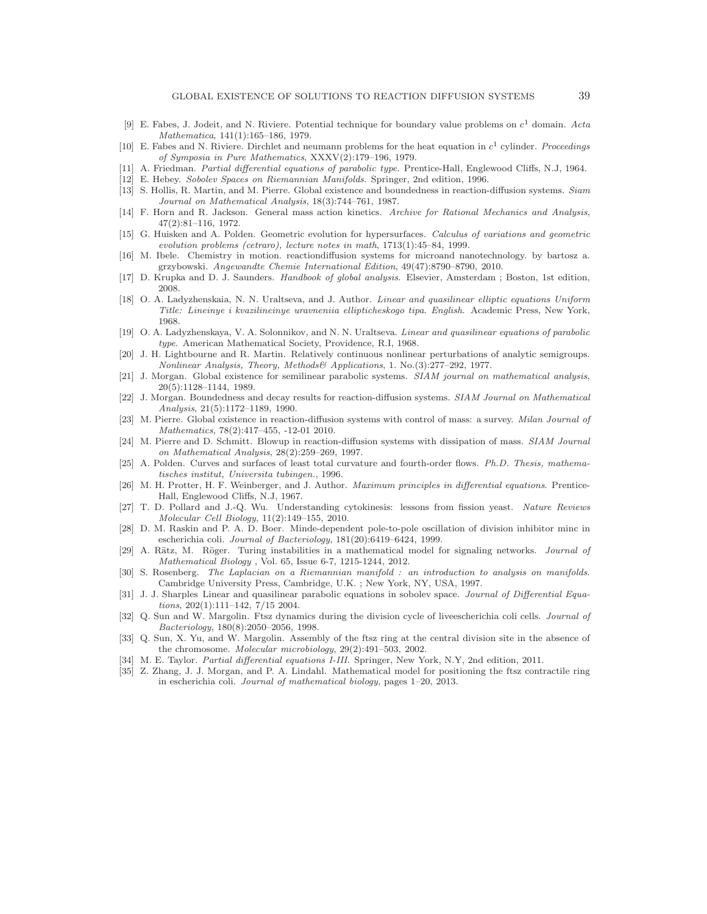[9] E. Fabes, J. Jodeit, and N. Riviere. Potential technique for boundary value problems on $c^1$ domain. *Acta Mathematica*, 141(1):165–186, 1979.

[10] E. Fabes and N. Riviere. Dirchlet and neumann problems for the heat equation in $c^1$ cylinder. *Proceedings of Symposia in Pure Mathematics*, XXXV(2):179–196, 1979.

[11] A. Friedman. *Partial differential equations of parabolic type*. Prentice-Hall, Englewood Cliffs, N.J, 1964.

[12] E. Hebey. *Sobolev Spaces on Riemannian Manifolds*. Springer, 2nd edition, 1996.

[13] S. Hollis, R. Martin, and M. Pierre. Global existence and boundedness in reaction-diffusion systems. *Siam Journal on Mathematical Analysis*, 18(3):744–761, 1987.

[14] F. Horn and R. Jackson. General mass action kinetics. *Archive for Rational Mechanics and Analysis*, 47(2):81–116, 1972.

[15] G. Huisken and A. Polden. Geometric evolution for hypersurfaces. *Calculus of variations and geometric evolution problems (cetraro), lecture notes in math*, 1713(1):45–84, 1999.

[16] M. Ibele. Chemistry in motion. reactiondiffusion systems for microand nanotechnology. by bartosz a. grzybowski. *Angewandte Chemie International Edition*, 49(47):8790–8790, 2010.

[17] D. Krupka and D. J. Saunders. *Handbook of global analysis*. Elsevier, Amsterdam ; Boston, 1st edition, 2008.

[18] O. A. Ladyzhenskaia, N. N. Uraltseva, and J. Author. *Linear and quasilinear elliptic equations Uniform Title: Lineinye i kvazilineinye uravneniia ellipticheskogo tipa. English*. Academic Press, New York, 1968.

[19] O. A. Ladyzhenskaya, V. A. Solonnikov, and N. N. Uraltseva. *Linear and quasilinear equations of parabolic type*. American Mathematical Society, Providence, R.I, 1968.

[20] J. H. Lightbourne and R. Martin. Relatively continuous nonlinear perturbations of analytic semigroups. *Nonlinear Analysis, Theory, Methods& Applications*, 1. No.(3):277–292, 1977.

[21] J. Morgan. Global existence for semilinear parabolic systems. *SIAM journal on mathematical analysis*, 20(5):1128–1144, 1989.

[22] J. Morgan. Boundedness and decay results for reaction-diffusion systems. *SIAM Journal on Mathematical Analysis*, 21(5):1172–1189, 1990.

[23] M. Pierre. Global existence in reaction-diffusion systems with control of mass: a survey. *Milan Journal of Mathematics*, 78(2):417–455, -12-01 2010.

[24] M. Pierre and D. Schmitt. Blowup in reaction-diffusion systems with dissipation of mass. *SIAM Journal on Mathematical Analysis*, 28(2):259–269, 1997.

[25] A. Polden. Curves and surfaces of least total curvature and fourth-order flows. *Ph.D. Thesis, mathematisches institut, Universita tubingen.*, 1996.

[26] M. H. Protter, H. F. Weinberger, and J. Author. *Maximum principles in differential equations*. Prentice-Hall, Englewood Cliffs, N.J, 1967.

[27] T. D. Pollard and J.-Q. Wu. Understanding cytokinesis: lessons from fission yeast. *Nature Reviews Molecular Cell Biology*, 11(2):149–155, 2010.

[28] D. M. Raskin and P. A. D. Boer. Minde-dependent pole-to-pole oscillation of division inhibitor minc in escherichia coli. *Journal of Bacteriology*, 181(20):6419–6424, 1999.

[29] A. Rätz, M. Röger. Turing instabilities in a mathematical model for signaling networks. *Journal of Mathematical Biology* , Vol. 65, Issue 6-7, 1215-1244, 2012.

[30] S. Rosenberg. *The Laplacian on a Riemannian manifold : an introduction to analysis on manifolds*. Cambridge University Press, Cambridge, U.K. ; New York, NY, USA, 1997.

[31] J. J. Sharples Linear and quasilinear parabolic equations in sobolev space. *Journal of Differential Equations*, 202(1):111–142, 7/15 2004.

[32] Q. Sun and W. Margolin. Ftsz dynamics during the division cycle of liveescherichia coli cells. *Journal of Bacteriology*, 180(8):2050–2056, 1998.

[33] Q. Sun, X. Yu, and W. Margolin. Assembly of the ftsz ring at the central division site in the absence of the chromosome. *Molecular microbiology*, 29(2):491–503, 2002.

[34] M. E. Taylor. *Partial differential equations I-III*. Springer, New York, N.Y, 2nd edition, 2011.

[35] Z. Zhang, J. J. Morgan, and P. A. Lindahl. Mathematical model for positioning the ftsz contractile ring in escherichia coli. *Journal of mathematical biology*, pages 1–20, 2013.